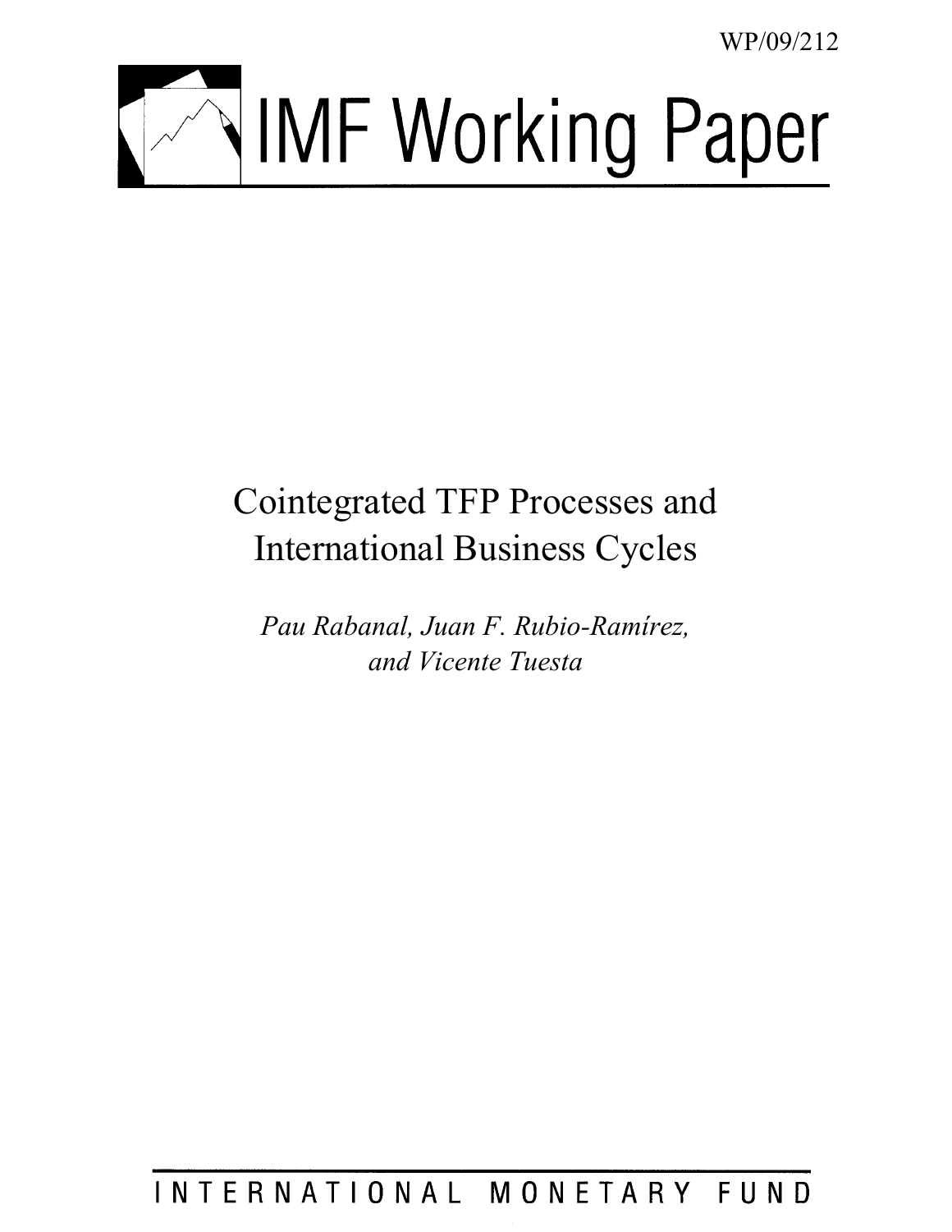WP/09/212

# IMF Working Paper

## Cointegrated TFP Processes and International Business Cycles

*Pau Rabanal, Juan F. Rubio-Ramírez, and Vicente Tuesta*

INTERNATIONAL MONETARY FUND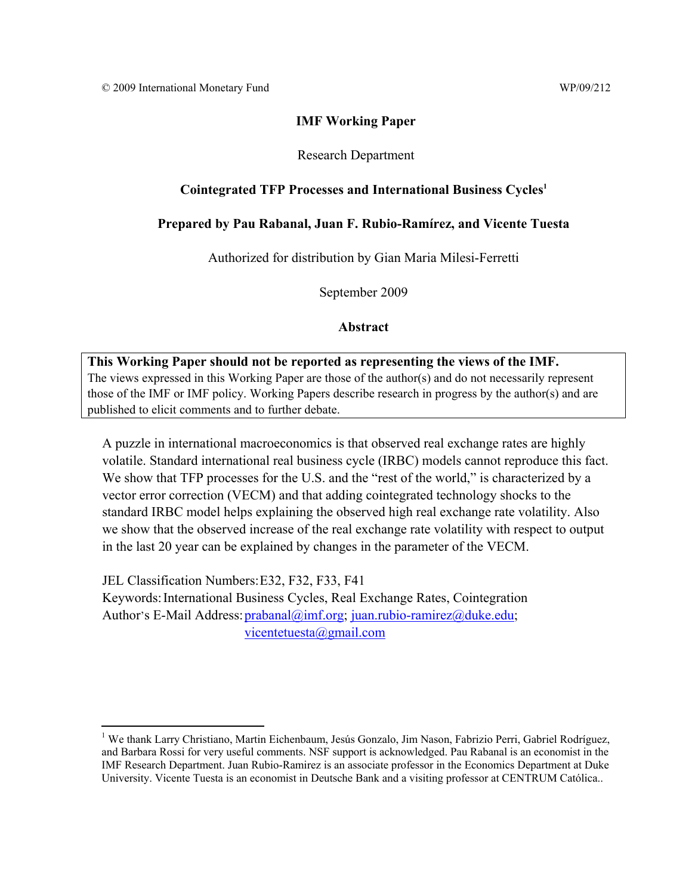© 2009 International Monetary Fund WP/09/212

**IMF Working Paper**

Research Department

**Cointegrated TFP Processes and International Business Cycles[1]**

**Prepared by Pau Rabanal, Juan F. Rubio-Ramírez, and Vicente Tuesta**

Authorized for distribution by Gian Maria Milesi-Ferretti

September 2009

**Abstract**

> **This Working Paper should not be reported as representing the views of the IMF.**
> The views expressed in this Working Paper are those of the author(s) and do not necessarily represent those of the IMF or IMF policy. Working Papers describe research in progress by the author(s) and are published to elicit comments and to further debate.

A puzzle in international macroeconomics is that observed real exchange rates are highly volatile. Standard international real business cycle (IRBC) models cannot reproduce this fact. We show that TFP processes for the U.S. and the "rest of the world," is characterized by a vector error correction (VECM) and that adding cointegrated technology shocks to the standard IRBC model helps explaining the observed high real exchange rate volatility. Also we show that the observed increase of the real exchange rate volatility with respect to output in the last 20 year can be explained by changes in the parameter of the VECM.

JEL Classification Numbers: E32, F32, F33, F41

Keywords: International Business Cycles, Real Exchange Rates, Cointegration

Author's E-Mail Address: prabanal@imf.org; juan.rubio-ramirez@duke.edu; vicentetuesta@gmail.com

[1] We thank Larry Christiano, Martin Eichenbaum, Jesús Gonzalo, Jim Nason, Fabrizio Perri, Gabriel Rodríguez, and Barbara Rossi for very useful comments. NSF support is acknowledged. Pau Rabanal is an economist in the IMF Research Department. Juan Rubio-Ramirez is an associate professor in the Economics Department at Duke University. Vicente Tuesta is an economist in Deutsche Bank and a visiting professor at CENTRUM Católica..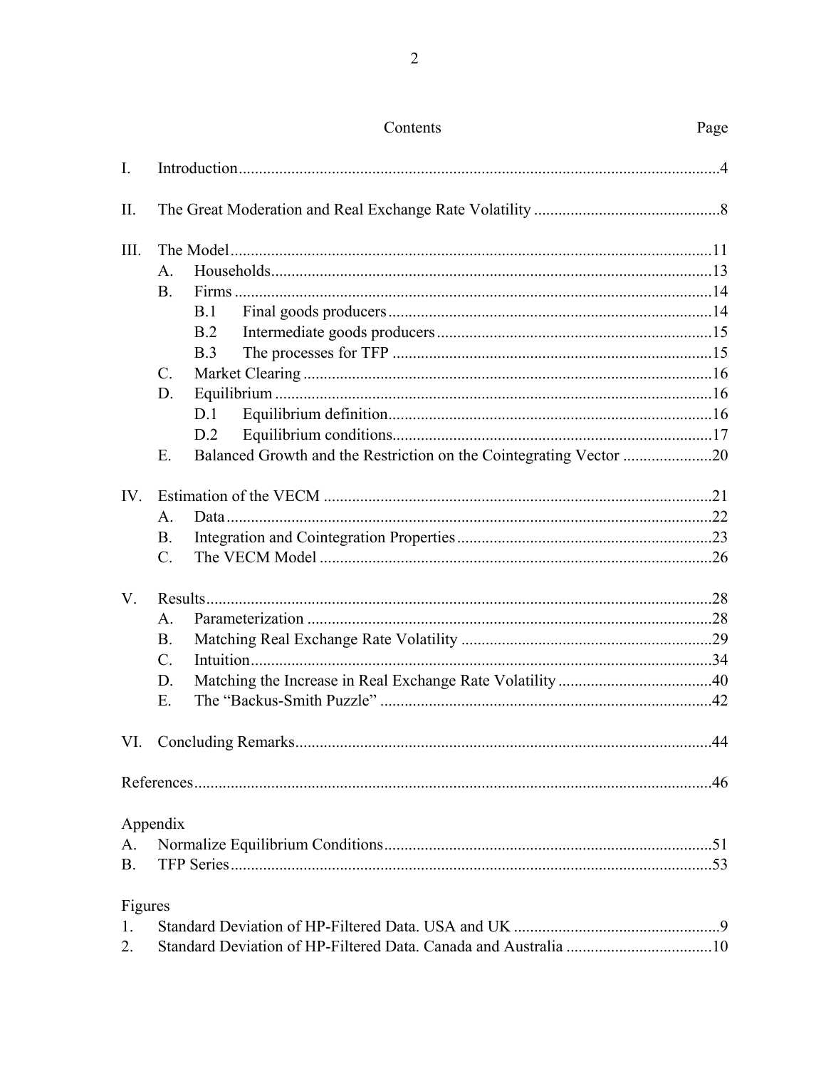Contents

| | | Page |
|---|---|---|
| I. | Introduction | 4 |
| II. | The Great Moderation and Real Exchange Rate Volatility | 8 |
| III. | The Model | 11 |
| | A. Households | 13 |
| | B. Firms | 14 |
| | B.1 Final goods producers | 14 |
| | B.2 Intermediate goods producers | 15 |
| | B.3 The processes for TFP | 15 |
| | C. Market Clearing | 16 |
| | D. Equilibrium | 16 |
| | D.1 Equilibrium definition | 16 |
| | D.2 Equilibrium conditions | 17 |
| | E. Balanced Growth and the Restriction on the Cointegrating Vector | 20 |
| IV. | Estimation of the VECM | 21 |
| | A. Data | 22 |
| | B. Integration and Cointegration Properties | 23 |
| | C. The VECM Model | 26 |
| V. | Results | 28 |
| | A. Parameterization | 28 |
| | B. Matching Real Exchange Rate Volatility | 29 |
| | C. Intuition | 34 |
| | D. Matching the Increase in Real Exchange Rate Volatility | 40 |
| | E. The "Backus-Smith Puzzle" | 42 |
| VI. | Concluding Remarks | 44 |
| | References | 46 |

Appendix

| | | |
|---|---|---|
| A. | Normalize Equilibrium Conditions | 51 |
| B. | TFP Series | 53 |

Figures

| | | |
|---|---|---|
| 1. | Standard Deviation of HP-Filtered Data. USA and UK | 9 |
| 2. | Standard Deviation of HP-Filtered Data. Canada and Australia | 10 |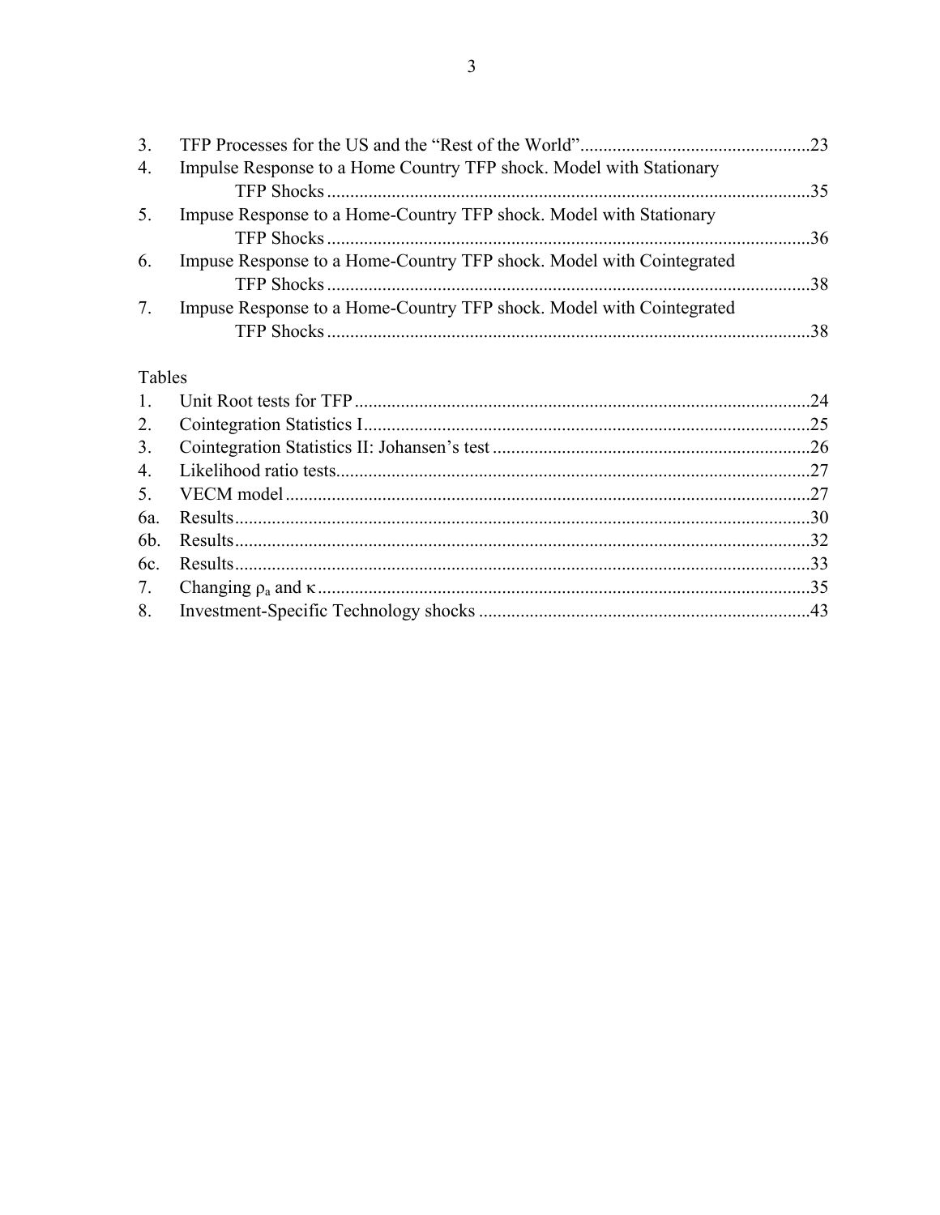3. TFP Processes for the US and the "Rest of the World" ... 23
4. Impulse Response to a Home Country TFP shock. Model with Stationary TFP Shocks ... 35
5. Impuse Response to a Home-Country TFP shock. Model with Stationary TFP Shocks ... 36
6. Impuse Response to a Home-Country TFP shock. Model with Cointegrated TFP Shocks ... 38
7. Impuse Response to a Home-Country TFP shock. Model with Cointegrated TFP Shocks ... 38

Tables

1. Unit Root tests for TFP ... 24
2. Cointegration Statistics I ... 25
3. Cointegration Statistics II: Johansen's test ... 26
4. Likelihood ratio tests ... 27
5. VECM model ... 27

6a. Results ... 30
6b. Results ... 32
6c. Results ... 33

7. Changing $\rho_a$ and $\kappa$ ... 35
8. Investment-Specific Technology shocks ... 43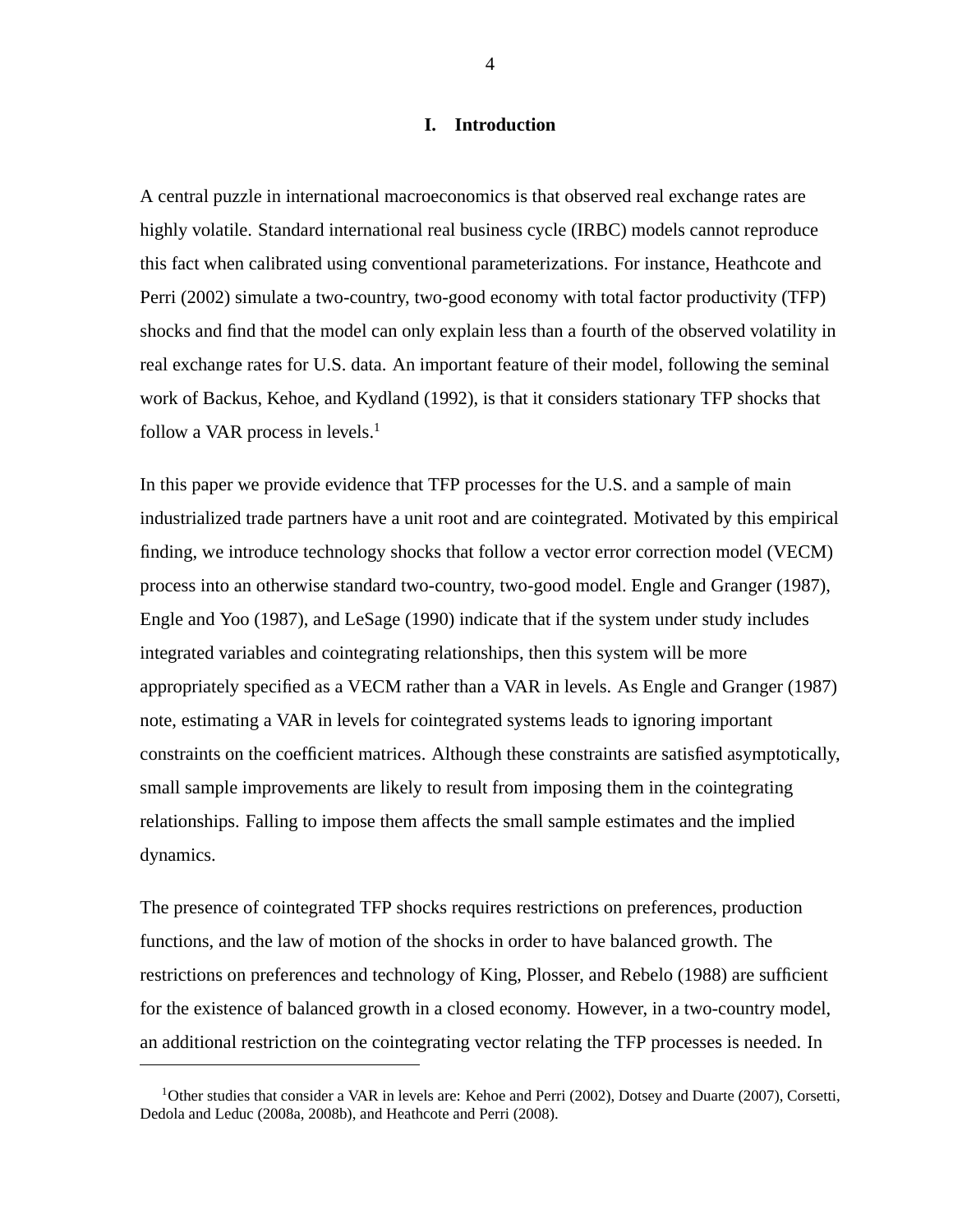# I. Introduction

A central puzzle in international macroeconomics is that observed real exchange rates are highly volatile. Standard international real business cycle (IRBC) models cannot reproduce this fact when calibrated using conventional parameterizations. For instance, Heathcote and Perri (2002) simulate a two-country, two-good economy with total factor productivity (TFP) shocks and find that the model can only explain less than a fourth of the observed volatility in real exchange rates for U.S. data. An important feature of their model, following the seminal work of Backus, Kehoe, and Kydland (1992), is that it considers stationary TFP shocks that follow a VAR process in levels.[1]

In this paper we provide evidence that TFP processes for the U.S. and a sample of main industrialized trade partners have a unit root and are cointegrated. Motivated by this empirical finding, we introduce technology shocks that follow a vector error correction model (VECM) process into an otherwise standard two-country, two-good model. Engle and Granger (1987), Engle and Yoo (1987), and LeSage (1990) indicate that if the system under study includes integrated variables and cointegrating relationships, then this system will be more appropriately specified as a VECM rather than a VAR in levels. As Engle and Granger (1987) note, estimating a VAR in levels for cointegrated systems leads to ignoring important constraints on the coefficient matrices. Although these constraints are satisfied asymptotically, small sample improvements are likely to result from imposing them in the cointegrating relationships. Falling to impose them affects the small sample estimates and the implied dynamics.

The presence of cointegrated TFP shocks requires restrictions on preferences, production functions, and the law of motion of the shocks in order to have balanced growth. The restrictions on preferences and technology of King, Plosser, and Rebelo (1988) are sufficient for the existence of balanced growth in a closed economy. However, in a two-country model, an additional restriction on the cointegrating vector relating the TFP processes is needed. In

[1] Other studies that consider a VAR in levels are: Kehoe and Perri (2002), Dotsey and Duarte (2007), Corsetti, Dedola and Leduc (2008a, 2008b), and Heathcote and Perri (2008).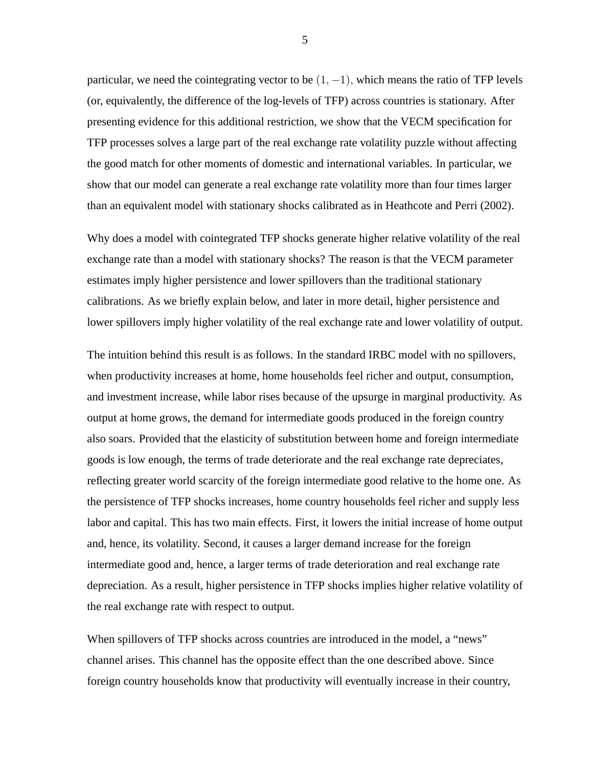particular, we need the cointegrating vector to be $(1, -1)$, which means the ratio of TFP levels (or, equivalently, the difference of the log-levels of TFP) across countries is stationary. After presenting evidence for this additional restriction, we show that the VECM specification for TFP processes solves a large part of the real exchange rate volatility puzzle without affecting the good match for other moments of domestic and international variables. In particular, we show that our model can generate a real exchange rate volatility more than four times larger than an equivalent model with stationary shocks calibrated as in Heathcote and Perri (2002).

Why does a model with cointegrated TFP shocks generate higher relative volatility of the real exchange rate than a model with stationary shocks? The reason is that the VECM parameter estimates imply higher persistence and lower spillovers than the traditional stationary calibrations. As we briefly explain below, and later in more detail, higher persistence and lower spillovers imply higher volatility of the real exchange rate and lower volatility of output.

The intuition behind this result is as follows. In the standard IRBC model with no spillovers, when productivity increases at home, home households feel richer and output, consumption, and investment increase, while labor rises because of the upsurge in marginal productivity. As output at home grows, the demand for intermediate goods produced in the foreign country also soars. Provided that the elasticity of substitution between home and foreign intermediate goods is low enough, the terms of trade deteriorate and the real exchange rate depreciates, reflecting greater world scarcity of the foreign intermediate good relative to the home one. As the persistence of TFP shocks increases, home country households feel richer and supply less labor and capital. This has two main effects. First, it lowers the initial increase of home output and, hence, its volatility. Second, it causes a larger demand increase for the foreign intermediate good and, hence, a larger terms of trade deterioration and real exchange rate depreciation. As a result, higher persistence in TFP shocks implies higher relative volatility of the real exchange rate with respect to output.

When spillovers of TFP shocks across countries are introduced in the model, a "news" channel arises. This channel has the opposite effect than the one described above. Since foreign country households know that productivity will eventually increase in their country,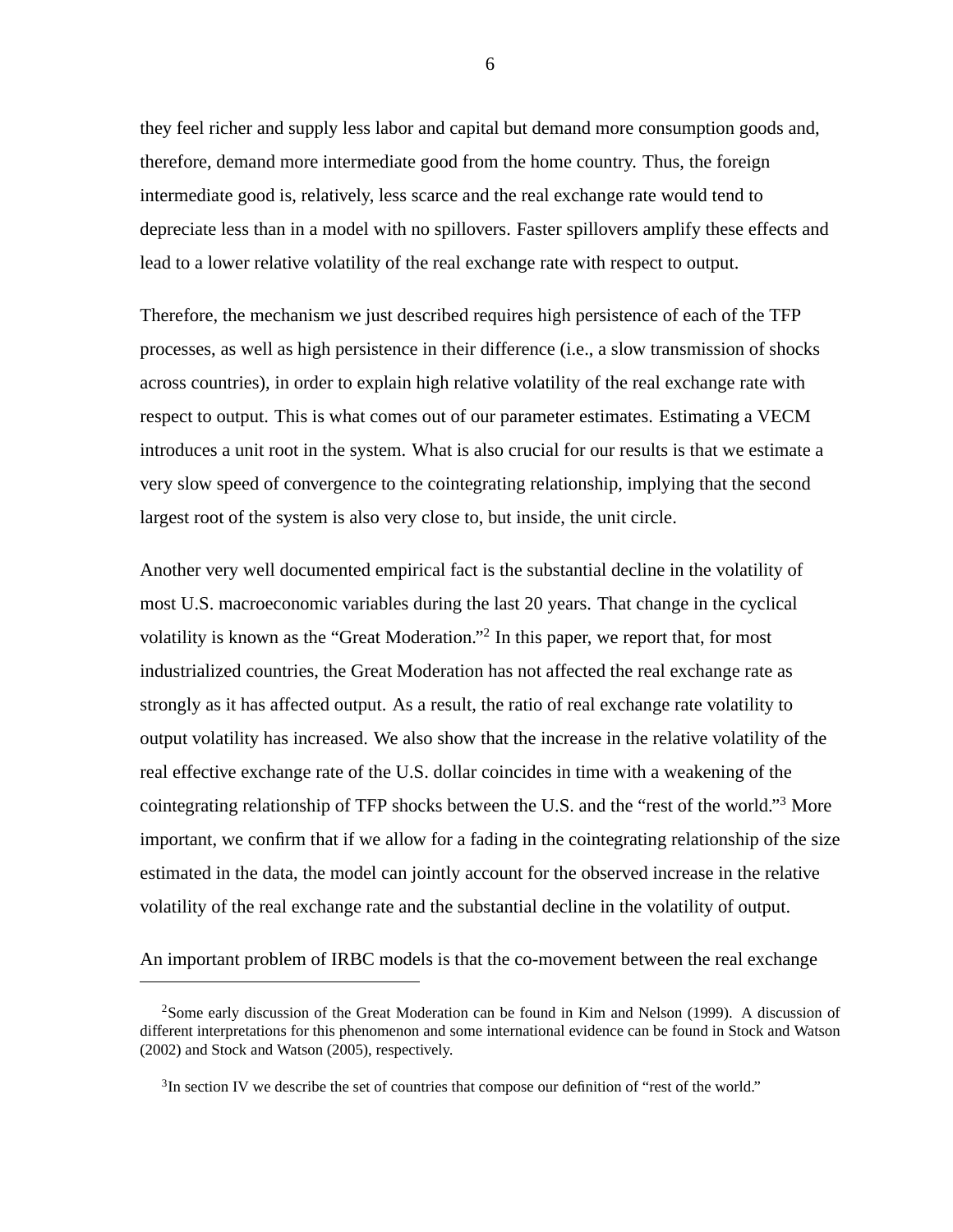they feel richer and supply less labor and capital but demand more consumption goods and, therefore, demand more intermediate good from the home country. Thus, the foreign intermediate good is, relatively, less scarce and the real exchange rate would tend to depreciate less than in a model with no spillovers. Faster spillovers amplify these effects and lead to a lower relative volatility of the real exchange rate with respect to output.

Therefore, the mechanism we just described requires high persistence of each of the TFP processes, as well as high persistence in their difference (i.e., a slow transmission of shocks across countries), in order to explain high relative volatility of the real exchange rate with respect to output. This is what comes out of our parameter estimates. Estimating a VECM introduces a unit root in the system. What is also crucial for our results is that we estimate a very slow speed of convergence to the cointegrating relationship, implying that the second largest root of the system is also very close to, but inside, the unit circle.

Another very well documented empirical fact is the substantial decline in the volatility of most U.S. macroeconomic variables during the last 20 years. That change in the cyclical volatility is known as the "Great Moderation."[2] In this paper, we report that, for most industrialized countries, the Great Moderation has not affected the real exchange rate as strongly as it has affected output. As a result, the ratio of real exchange rate volatility to output volatility has increased. We also show that the increase in the relative volatility of the real effective exchange rate of the U.S. dollar coincides in time with a weakening of the cointegrating relationship of TFP shocks between the U.S. and the "rest of the world."[3] More important, we confirm that if we allow for a fading in the cointegrating relationship of the size estimated in the data, the model can jointly account for the observed increase in the relative volatility of the real exchange rate and the substantial decline in the volatility of output.

An important problem of IRBC models is that the co-movement between the real exchange

---

[2] Some early discussion of the Great Moderation can be found in Kim and Nelson (1999). A discussion of different interpretations for this phenomenon and some international evidence can be found in Stock and Watson (2002) and Stock and Watson (2005), respectively.

[3] In section IV we describe the set of countries that compose our definition of "rest of the world."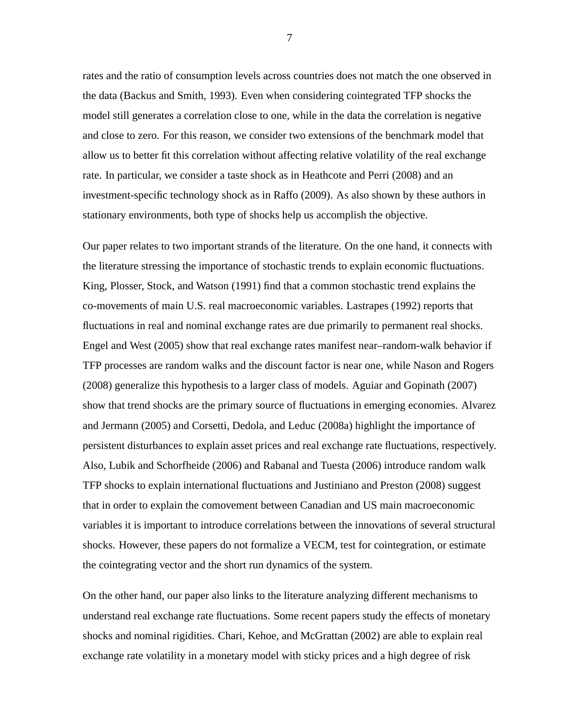rates and the ratio of consumption levels across countries does not match the one observed in the data (Backus and Smith, 1993). Even when considering cointegrated TFP shocks the model still generates a correlation close to one, while in the data the correlation is negative and close to zero. For this reason, we consider two extensions of the benchmark model that allow us to better fit this correlation without affecting relative volatility of the real exchange rate. In particular, we consider a taste shock as in Heathcote and Perri (2008) and an investment-specific technology shock as in Raffo (2009). As also shown by these authors in stationary environments, both type of shocks help us accomplish the objective.

Our paper relates to two important strands of the literature. On the one hand, it connects with the literature stressing the importance of stochastic trends to explain economic fluctuations. King, Plosser, Stock, and Watson (1991) find that a common stochastic trend explains the co-movements of main U.S. real macroeconomic variables. Lastrapes (1992) reports that fluctuations in real and nominal exchange rates are due primarily to permanent real shocks. Engel and West (2005) show that real exchange rates manifest near–random-walk behavior if TFP processes are random walks and the discount factor is near one, while Nason and Rogers (2008) generalize this hypothesis to a larger class of models. Aguiar and Gopinath (2007) show that trend shocks are the primary source of fluctuations in emerging economies. Alvarez and Jermann (2005) and Corsetti, Dedola, and Leduc (2008a) highlight the importance of persistent disturbances to explain asset prices and real exchange rate fluctuations, respectively. Also, Lubik and Schorfheide (2006) and Rabanal and Tuesta (2006) introduce random walk TFP shocks to explain international fluctuations and Justiniano and Preston (2008) suggest that in order to explain the comovement between Canadian and US main macroeconomic variables it is important to introduce correlations between the innovations of several structural shocks. However, these papers do not formalize a VECM, test for cointegration, or estimate the cointegrating vector and the short run dynamics of the system.

On the other hand, our paper also links to the literature analyzing different mechanisms to understand real exchange rate fluctuations. Some recent papers study the effects of monetary shocks and nominal rigidities. Chari, Kehoe, and McGrattan (2002) are able to explain real exchange rate volatility in a monetary model with sticky prices and a high degree of risk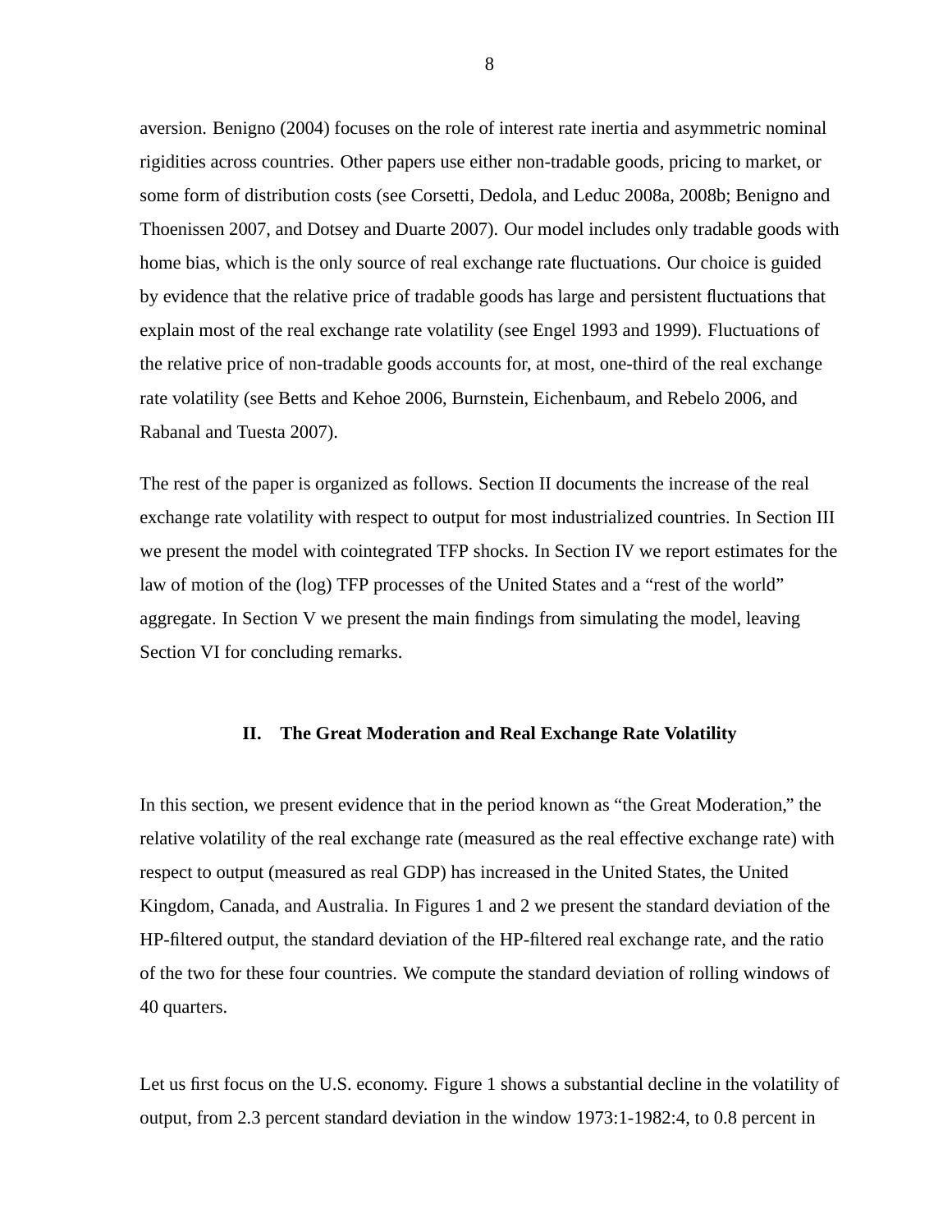aversion. Benigno (2004) focuses on the role of interest rate inertia and asymmetric nominal rigidities across countries. Other papers use either non-tradable goods, pricing to market, or some form of distribution costs (see Corsetti, Dedola, and Leduc 2008a, 2008b; Benigno and Thoenissen 2007, and Dotsey and Duarte 2007). Our model includes only tradable goods with home bias, which is the only source of real exchange rate fluctuations. Our choice is guided by evidence that the relative price of tradable goods has large and persistent fluctuations that explain most of the real exchange rate volatility (see Engel 1993 and 1999). Fluctuations of the relative price of non-tradable goods accounts for, at most, one-third of the real exchange rate volatility (see Betts and Kehoe 2006, Burnstein, Eichenbaum, and Rebelo 2006, and Rabanal and Tuesta 2007).

The rest of the paper is organized as follows. Section II documents the increase of the real exchange rate volatility with respect to output for most industrialized countries. In Section III we present the model with cointegrated TFP shocks. In Section IV we report estimates for the law of motion of the (log) TFP processes of the United States and a "rest of the world" aggregate. In Section V we present the main findings from simulating the model, leaving Section VI for concluding remarks.

## II. The Great Moderation and Real Exchange Rate Volatility

In this section, we present evidence that in the period known as "the Great Moderation," the relative volatility of the real exchange rate (measured as the real effective exchange rate) with respect to output (measured as real GDP) has increased in the United States, the United Kingdom, Canada, and Australia. In Figures 1 and 2 we present the standard deviation of the HP-filtered output, the standard deviation of the HP-filtered real exchange rate, and the ratio of the two for these four countries. We compute the standard deviation of rolling windows of 40 quarters.

Let us first focus on the U.S. economy. Figure 1 shows a substantial decline in the volatility of output, from 2.3 percent standard deviation in the window 1973:1-1982:4, to 0.8 percent in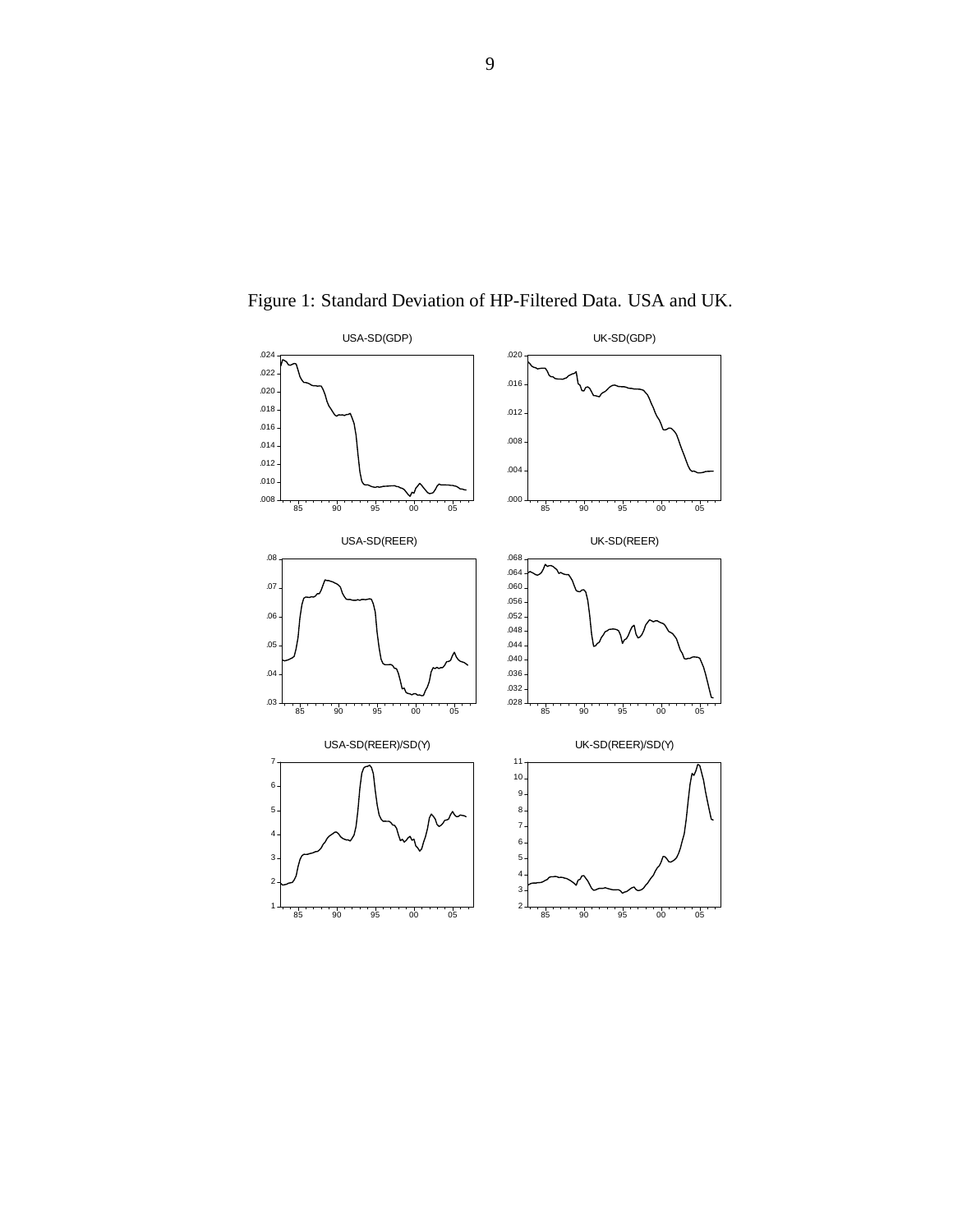Figure 1: Standard Deviation of HP-Filtered Data. USA and UK.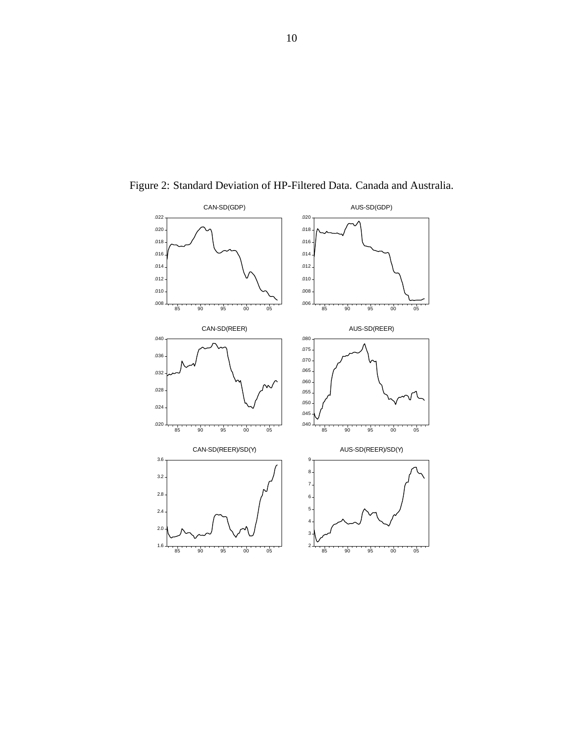Figure 2: Standard Deviation of HP-Filtered Data. Canada and Australia.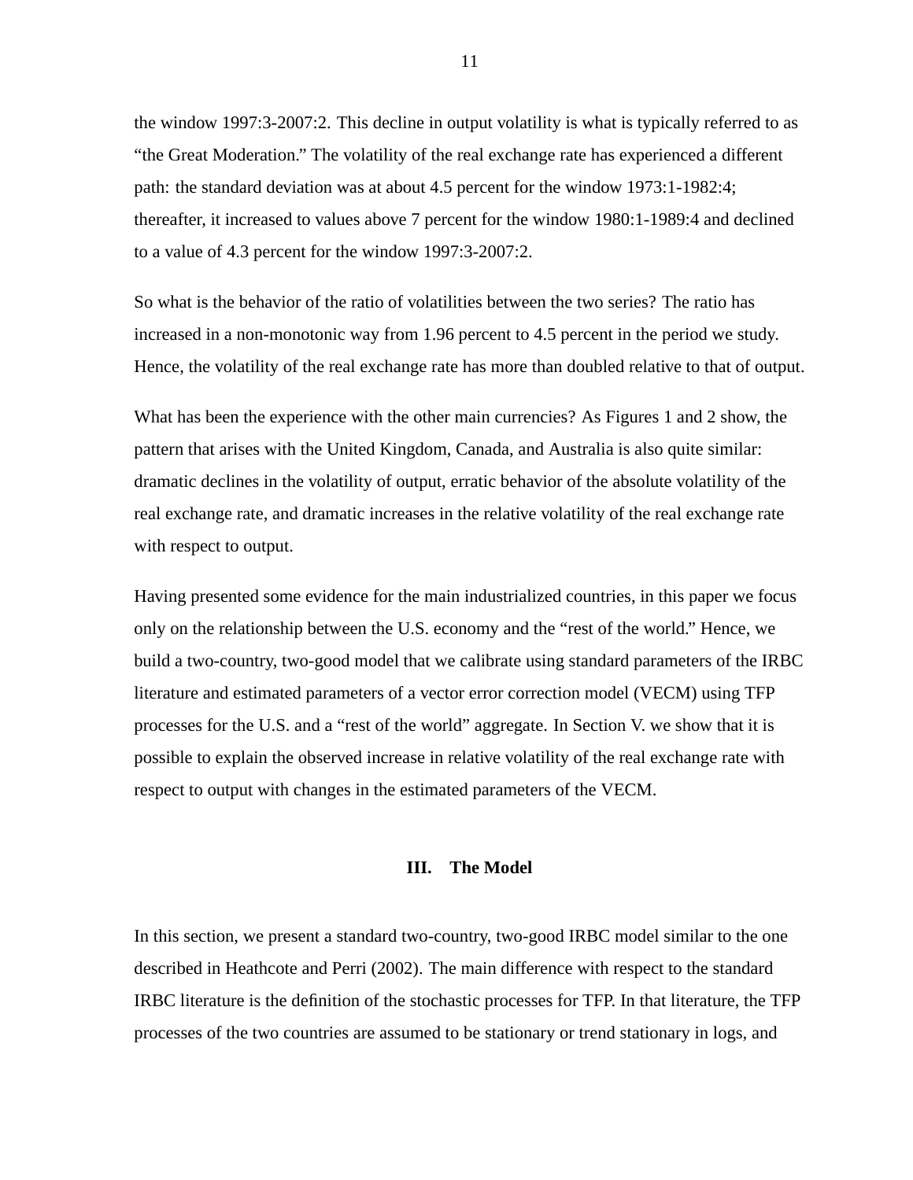the window 1997:3-2007:2. This decline in output volatility is what is typically referred to as "the Great Moderation." The volatility of the real exchange rate has experienced a different path: the standard deviation was at about 4.5 percent for the window 1973:1-1982:4; thereafter, it increased to values above 7 percent for the window 1980:1-1989:4 and declined to a value of 4.3 percent for the window 1997:3-2007:2.

So what is the behavior of the ratio of volatilities between the two series? The ratio has increased in a non-monotonic way from 1.96 percent to 4.5 percent in the period we study. Hence, the volatility of the real exchange rate has more than doubled relative to that of output.

What has been the experience with the other main currencies? As Figures 1 and 2 show, the pattern that arises with the United Kingdom, Canada, and Australia is also quite similar: dramatic declines in the volatility of output, erratic behavior of the absolute volatility of the real exchange rate, and dramatic increases in the relative volatility of the real exchange rate with respect to output.

Having presented some evidence for the main industrialized countries, in this paper we focus only on the relationship between the U.S. economy and the "rest of the world." Hence, we build a two-country, two-good model that we calibrate using standard parameters of the IRBC literature and estimated parameters of a vector error correction model (VECM) using TFP processes for the U.S. and a "rest of the world" aggregate. In Section V. we show that it is possible to explain the observed increase in relative volatility of the real exchange rate with respect to output with changes in the estimated parameters of the VECM.

## III. The Model

In this section, we present a standard two-country, two-good IRBC model similar to the one described in Heathcote and Perri (2002). The main difference with respect to the standard IRBC literature is the definition of the stochastic processes for TFP. In that literature, the TFP processes of the two countries are assumed to be stationary or trend stationary in logs, and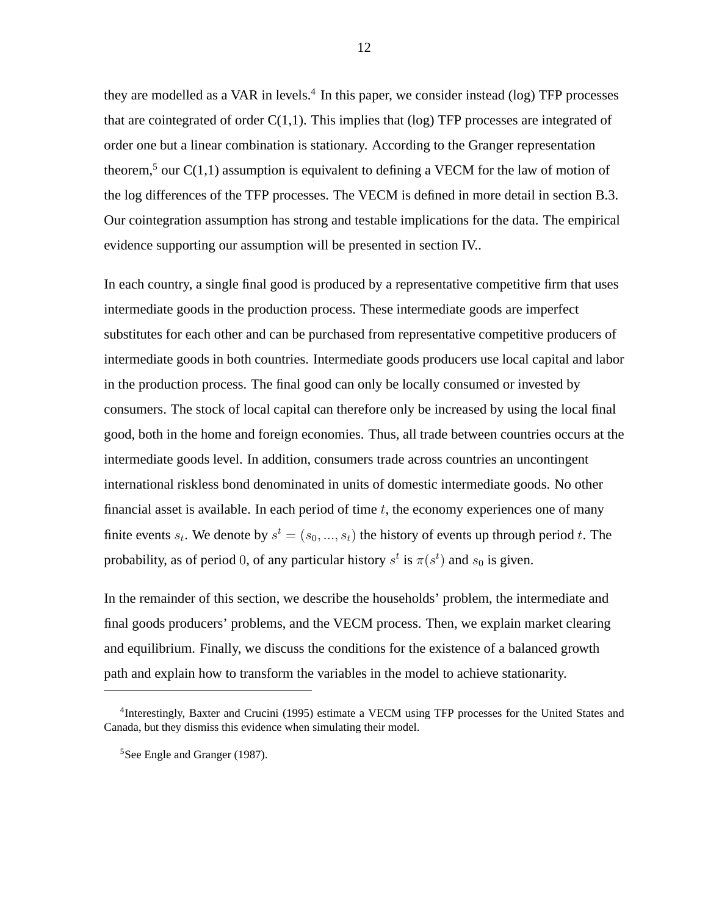they are modelled as a VAR in levels.[4] In this paper, we consider instead (log) TFP processes that are cointegrated of order C(1,1). This implies that (log) TFP processes are integrated of order one but a linear combination is stationary. According to the Granger representation theorem,[5] our C(1,1) assumption is equivalent to defining a VECM for the law of motion of the log differences of the TFP processes. The VECM is defined in more detail in section B.3. Our cointegration assumption has strong and testable implications for the data. The empirical evidence supporting our assumption will be presented in section IV..

In each country, a single final good is produced by a representative competitive firm that uses intermediate goods in the production process. These intermediate goods are imperfect substitutes for each other and can be purchased from representative competitive producers of intermediate goods in both countries. Intermediate goods producers use local capital and labor in the production process. The final good can only be locally consumed or invested by consumers. The stock of local capital can therefore only be increased by using the local final good, both in the home and foreign economies. Thus, all trade between countries occurs at the intermediate goods level. In addition, consumers trade across countries an uncontingent international riskless bond denominated in units of domestic intermediate goods. No other financial asset is available. In each period of time $t$, the economy experiences one of many finite events $s_t$. We denote by $s^t = (s_0, ..., s_t)$ the history of events up through period $t$. The probability, as of period $0$, of any particular history $s^t$ is $\pi(s^t)$ and $s_0$ is given.

In the remainder of this section, we describe the households' problem, the intermediate and final goods producers' problems, and the VECM process. Then, we explain market clearing and equilibrium. Finally, we discuss the conditions for the existence of a balanced growth path and explain how to transform the variables in the model to achieve stationarity.

---

[4]Interestingly, Baxter and Crucini (1995) estimate a VECM using TFP processes for the United States and Canada, but they dismiss this evidence when simulating their model.

[5]See Engle and Granger (1987).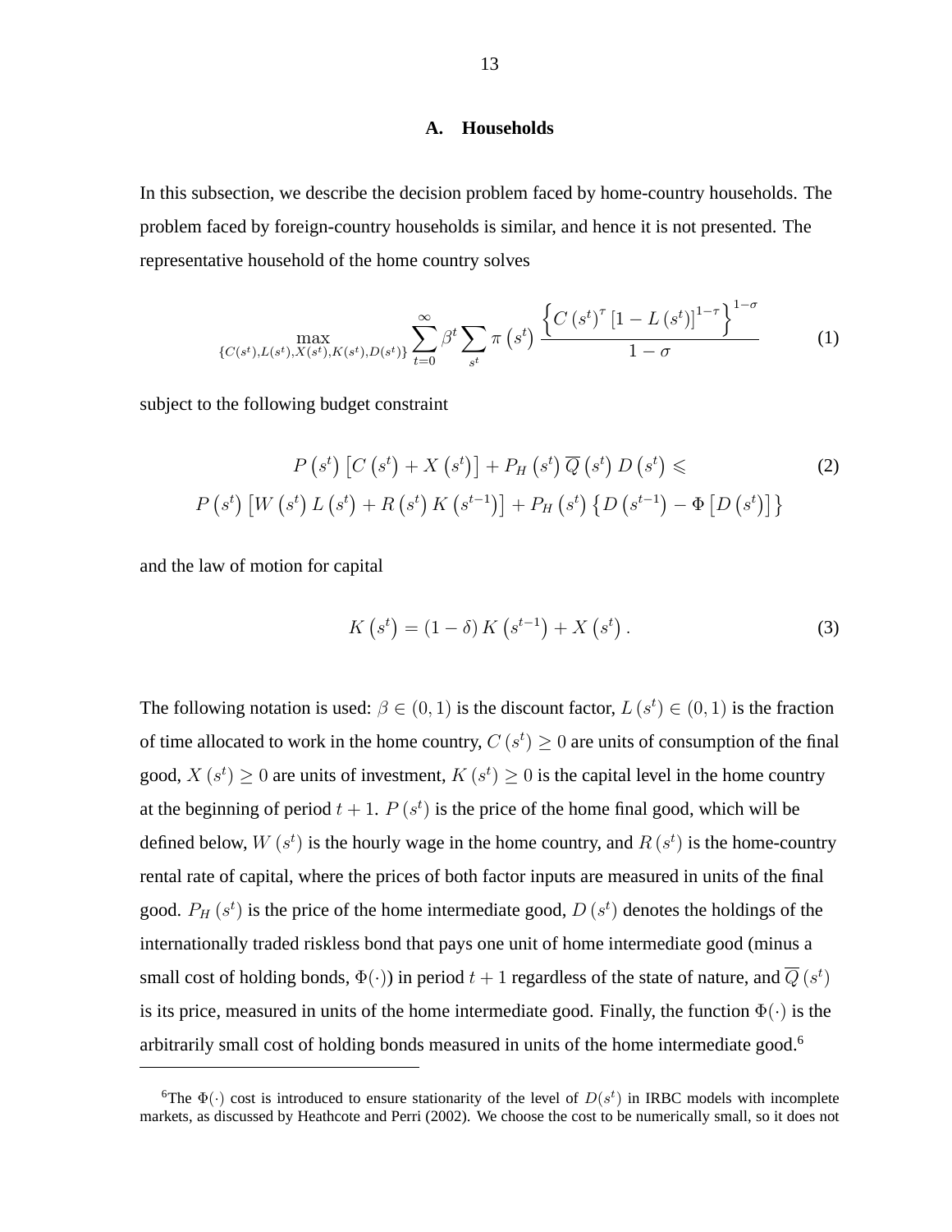## A. Households

In this subsection, we describe the decision problem faced by home-country households. The problem faced by foreign-country households is similar, and hence it is not presented. The representative household of the home country solves

$$\max_{\{C(s^t),L(s^t),X(s^t),K(s^t),D(s^t)\}} \sum_{t=0}^{\infty} \beta^t \sum_{s^t} \pi\left(s^t\right) \frac{\left\{C\left(s^t\right)^{\tau}\left[1-L\left(s^t\right)\right]^{1-\tau}\right\}^{1-\sigma}}{1-\sigma} \tag{1}$$

subject to the following budget constraint

$$\begin{gathered} P\left(s^t\right)\left[C\left(s^t\right)+X\left(s^t\right)\right]+P_H\left(s^t\right)\overline{Q}\left(s^t\right)D\left(s^t\right) \leqslant \\ P\left(s^t\right)\left[W\left(s^t\right)L\left(s^t\right)+R\left(s^t\right)K\left(s^{t-1}\right)\right]+P_H\left(s^t\right)\left\{D\left(s^{t-1}\right)-\Phi\left[D\left(s^t\right)\right]\right\} \end{gathered} \tag{2}$$

and the law of motion for capital

$$K\left(s^t\right)=(1-\delta)K\left(s^{t-1}\right)+X\left(s^t\right). \tag{3}$$

The following notation is used: $\beta \in (0,1)$ is the discount factor, $L\left(s^t\right) \in (0,1)$ is the fraction of time allocated to work in the home country, $C\left(s^t\right) \geq 0$ are units of consumption of the final good, $X\left(s^t\right) \geq 0$ are units of investment, $K\left(s^t\right) \geq 0$ is the capital level in the home country at the beginning of period $t+1$. $P\left(s^t\right)$ is the price of the home final good, which will be defined below, $W\left(s^t\right)$ is the hourly wage in the home country, and $R\left(s^t\right)$ is the home-country rental rate of capital, where the prices of both factor inputs are measured in units of the final good. $P_H\left(s^t\right)$ is the price of the home intermediate good, $D\left(s^t\right)$ denotes the holdings of the internationally traded riskless bond that pays one unit of home intermediate good (minus a small cost of holding bonds, $\Phi(\cdot)$) in period $t+1$ regardless of the state of nature, and $\overline{Q}\left(s^t\right)$ is its price, measured in units of the home intermediate good. Finally, the function $\Phi(\cdot)$ is the arbitrarily small cost of holding bonds measured in units of the home intermediate good.[6]

[6]The $\Phi(\cdot)$ cost is introduced to ensure stationarity of the level of $D(s^t)$ in IRBC models with incomplete markets, as discussed by Heathcote and Perri (2002). We choose the cost to be numerically small, so it does not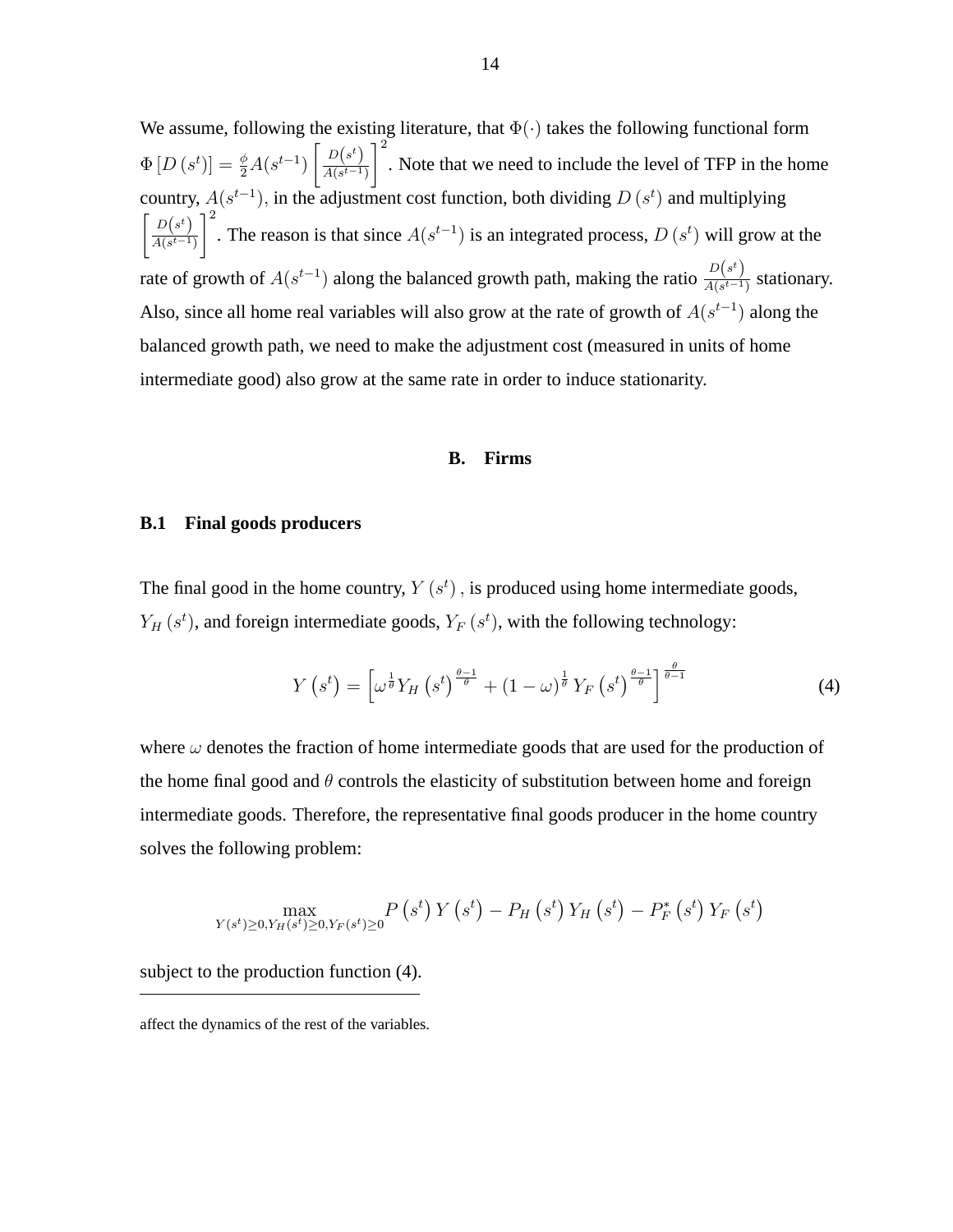We assume, following the existing literature, that $\Phi(\cdot)$ takes the following functional form $\Phi\left[D\left(s^{t}\right)\right]=\frac{\phi}{2}A(s^{t-1})\left[\frac{D\left(s^{t}\right)}{A(s^{t-1})}\right]^{2}$. Note that we need to include the level of TFP in the home country, $A(s^{t-1})$, in the adjustment cost function, both dividing $D\left(s^{t}\right)$ and multiplying $\left[\frac{D\left(s^{t}\right)}{A(s^{t-1})}\right]^{2}$. The reason is that since $A(s^{t-1})$ is an integrated process, $D\left(s^{t}\right)$ will grow at the rate of growth of $A(s^{t-1})$ along the balanced growth path, making the ratio $\frac{D\left(s^{t}\right)}{A(s^{t-1})}$ stationary. Also, since all home real variables will also grow at the rate of growth of $A(s^{t-1})$ along the balanced growth path, we need to make the adjustment cost (measured in units of home intermediate good) also grow at the same rate in order to induce stationarity.

## B. Firms

### B.1 Final goods producers

The final good in the home country, $Y\left(s^{t}\right)$, is produced using home intermediate goods, $Y_{H}\left(s^{t}\right)$, and foreign intermediate goods, $Y_{F}\left(s^{t}\right)$, with the following technology:

$$Y\left(s^{t}\right)=\left[\omega^{\frac{1}{\theta}}Y_{H}\left(s^{t}\right)^{\frac{\theta-1}{\theta}}+(1-\omega)^{\frac{1}{\theta}}Y_{F}\left(s^{t}\right)^{\frac{\theta-1}{\theta}}\right]^{\frac{\theta}{\theta-1}} \tag{4}$$

where $\omega$ denotes the fraction of home intermediate goods that are used for the production of the home final good and $\theta$ controls the elasticity of substitution between home and foreign intermediate goods. Therefore, the representative final goods producer in the home country solves the following problem:

$$\max_{Y(s^{t})\geq 0,Y_{H}(s^{t})\geq 0,Y_{F}(s^{t})\geq 0}P\left(s^{t}\right)Y\left(s^{t}\right)-P_{H}\left(s^{t}\right)Y_{H}\left(s^{t}\right)-P_{F}^{*}\left(s^{t}\right)Y_{F}\left(s^{t}\right)$$

subject to the production function (4).

affect the dynamics of the rest of the variables.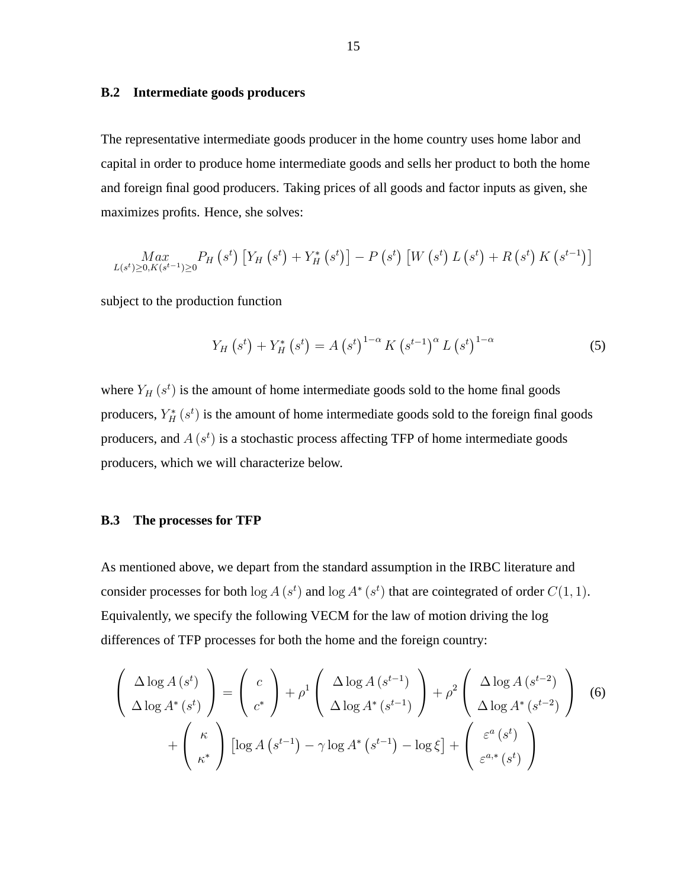### B.2 Intermediate goods producers

The representative intermediate goods producer in the home country uses home labor and capital in order to produce home intermediate goods and sells her product to both the home and foreign final good producers. Taking prices of all goods and factor inputs as given, she maximizes profits. Hence, she solves:

$$\underset{L(s^t)\geq 0, K(s^{t-1})\geq 0}{Max} P_H\left(s^t\right)\left[Y_H\left(s^t\right)+Y_H^*\left(s^t\right)\right]-P\left(s^t\right)\left[W\left(s^t\right)L\left(s^t\right)+R\left(s^t\right)K\left(s^{t-1}\right)\right]$$

subject to the production function

$$Y_H\left(s^t\right)+Y_H^*\left(s^t\right)=A\left(s^t\right)^{1-\alpha}K\left(s^{t-1}\right)^{\alpha}L\left(s^t\right)^{1-\alpha} \tag{5}$$

where $Y_H\left(s^t\right)$ is the amount of home intermediate goods sold to the home final goods producers, $Y_H^*\left(s^t\right)$ is the amount of home intermediate goods sold to the foreign final goods producers, and $A\left(s^t\right)$ is a stochastic process affecting TFP of home intermediate goods producers, which we will characterize below.

### B.3 The processes for TFP

As mentioned above, we depart from the standard assumption in the IRBC literature and consider processes for both $\log A\left(s^t\right)$ and $\log A^*\left(s^t\right)$ that are cointegrated of order $C(1,1)$. Equivalently, we specify the following VECM for the law of motion driving the log differences of TFP processes for both the home and the foreign country:

$$\begin{pmatrix} \Delta\log A\left(s^t\right) \\ \Delta\log A^*\left(s^t\right)\end{pmatrix}=\begin{pmatrix} c \\ c^*\end{pmatrix}+\rho^1\begin{pmatrix} \Delta\log A\left(s^{t-1}\right) \\ \Delta\log A^*\left(s^{t-1}\right)\end{pmatrix}+\rho^2\begin{pmatrix} \Delta\log A\left(s^{t-2}\right) \\ \Delta\log A^*\left(s^{t-2}\right)\end{pmatrix} \tag{6}$$
$$+\begin{pmatrix} \kappa \\ \kappa^*\end{pmatrix}\left[\log A\left(s^{t-1}\right)-\gamma\log A^*\left(s^{t-1}\right)-\log\xi\right]+\begin{pmatrix} \varepsilon^a\left(s^t\right) \\ \varepsilon^{a,*}\left(s^t\right)\end{pmatrix}$$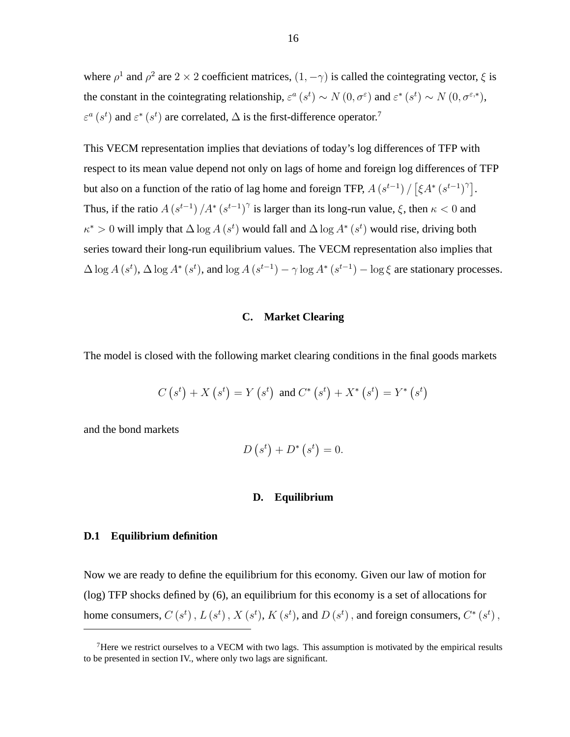where $\rho^1$ and $\rho^2$ are $2 \times 2$ coefficient matrices, $(1, -\gamma)$ is called the cointegrating vector, $\xi$ is the constant in the cointegrating relationship, $\varepsilon^a(s^t) \sim N(0, \sigma^{\varepsilon})$ and $\varepsilon^*(s^t) \sim N(0, \sigma^{\varepsilon,*})$, $\varepsilon^a(s^t)$ and $\varepsilon^*(s^t)$ are correlated, $\Delta$ is the first-difference operator.[7]

This VECM representation implies that deviations of today's log differences of TFP with respect to its mean value depend not only on lags of home and foreign log differences of TFP but also on a function of the ratio of lag home and foreign TFP, $A(s^{t-1}) / \left[\xi A^*(s^{t-1})^{\gamma}\right]$. Thus, if the ratio $A(s^{t-1}) / A^*(s^{t-1})^{\gamma}$ is larger than its long-run value, $\xi$, then $\kappa < 0$ and $\kappa^* > 0$ will imply that $\Delta \log A(s^t)$ would fall and $\Delta \log A^*(s^t)$ would rise, driving both series toward their long-run equilibrium values. The VECM representation also implies that $\Delta \log A(s^t)$, $\Delta \log A^*(s^t)$, and $\log A(s^{t-1}) - \gamma \log A^*(s^{t-1}) - \log \xi$ are stationary processes.

### C. Market Clearing

The model is closed with the following market clearing conditions in the final goods markets

$$C\left(s^t\right) + X\left(s^t\right) = Y\left(s^t\right) \text{ and } C^*\left(s^t\right) + X^*\left(s^t\right) = Y^*\left(s^t\right)$$

and the bond markets

$$D\left(s^t\right) + D^*\left(s^t\right) = 0.$$

### D. Equilibrium

#### D.1 Equilibrium definition

Now we are ready to define the equilibrium for this economy. Given our law of motion for (log) TFP shocks defined by (6), an equilibrium for this economy is a set of allocations for home consumers, $C(s^t)$, $L(s^t)$, $X(s^t)$, $K(s^t)$, and $D(s^t)$, and foreign consumers, $C^*(s^t)$,

[7] Here we restrict ourselves to a VECM with two lags. This assumption is motivated by the empirical results to be presented in section IV., where only two lags are significant.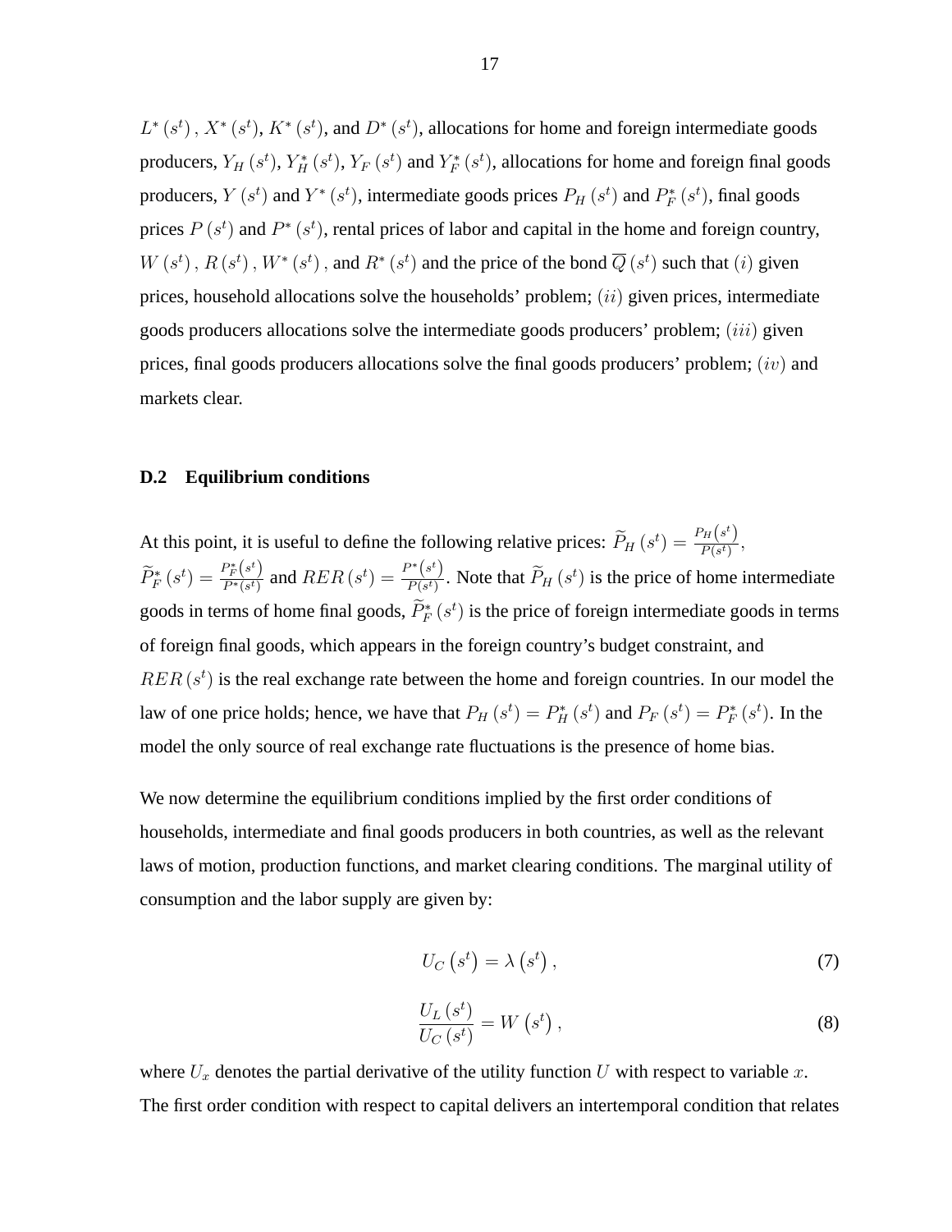$L^*(s^t)$, $X^*(s^t)$, $K^*(s^t)$, and $D^*(s^t)$, allocations for home and foreign intermediate goods producers, $Y_H(s^t)$, $Y_H^*(s^t)$, $Y_F(s^t)$ and $Y_F^*(s^t)$, allocations for home and foreign final goods producers, $Y(s^t)$ and $Y^*(s^t)$, intermediate goods prices $P_H(s^t)$ and $P_F^*(s^t)$, final goods prices $P(s^t)$ and $P^*(s^t)$, rental prices of labor and capital in the home and foreign country, $W(s^t)$, $R(s^t)$, $W^*(s^t)$, and $R^*(s^t)$ and the price of the bond $\overline{Q}(s^t)$ such that $(i)$ given prices, household allocations solve the households' problem; $(ii)$ given prices, intermediate goods producers allocations solve the intermediate goods producers' problem; $(iii)$ given prices, final goods producers allocations solve the final goods producers' problem; $(iv)$ and markets clear.

### D.2 Equilibrium conditions

At this point, it is useful to define the following relative prices: $\widetilde{P}_H(s^t) = \frac{P_H(s^t)}{P(s^t)}$, $\widetilde{P}_F^*(s^t) = \frac{P_F^*(s^t)}{P^*(s^t)}$ and $RER(s^t) = \frac{P^*(s^t)}{P(s^t)}$. Note that $\widetilde{P}_H(s^t)$ is the price of home intermediate goods in terms of home final goods, $\widetilde{P}_F^*(s^t)$ is the price of foreign intermediate goods in terms of foreign final goods, which appears in the foreign country's budget constraint, and $RER(s^t)$ is the real exchange rate between the home and foreign countries. In our model the law of one price holds; hence, we have that $P_H(s^t) = P_H^*(s^t)$ and $P_F(s^t) = P_F^*(s^t)$. In the model the only source of real exchange rate fluctuations is the presence of home bias.

We now determine the equilibrium conditions implied by the first order conditions of households, intermediate and final goods producers in both countries, as well as the relevant laws of motion, production functions, and market clearing conditions. The marginal utility of consumption and the labor supply are given by:

$$U_C(s^t) = \lambda(s^t), \tag{7}$$

$$\frac{U_L(s^t)}{U_C(s^t)} = W(s^t), \tag{8}$$

where $U_x$ denotes the partial derivative of the utility function $U$ with respect to variable $x$. The first order condition with respect to capital delivers an intertemporal condition that relates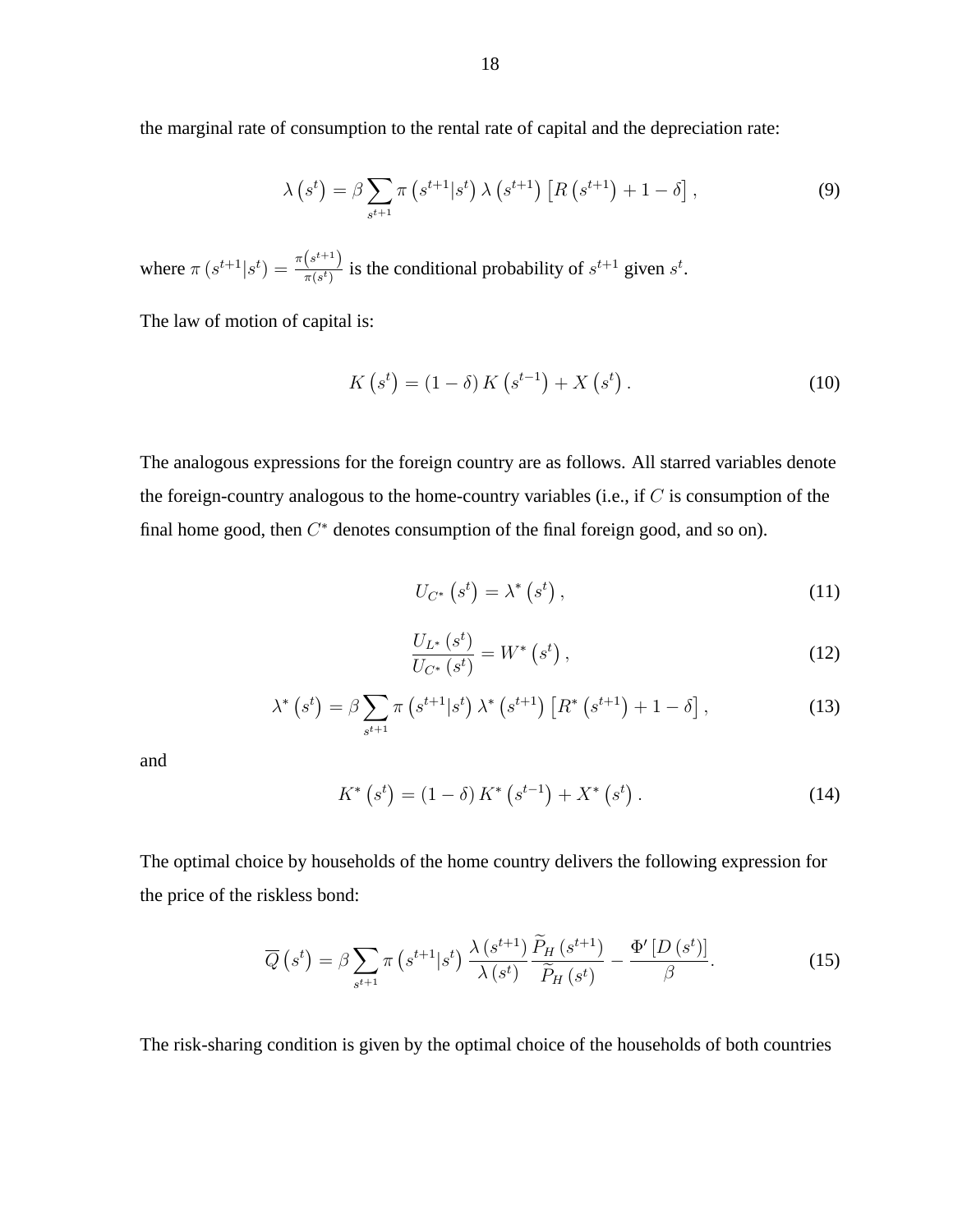the marginal rate of consumption to the rental rate of capital and the depreciation rate:

$$\lambda\left(s^t\right) = \beta \sum_{s^{t+1}} \pi\left(s^{t+1}|s^t\right) \lambda\left(s^{t+1}\right)\left[R\left(s^{t+1}\right) + 1 - \delta\right], \tag{9}$$

where $\pi\left(s^{t+1}|s^t\right) = \frac{\pi\left(s^{t+1}\right)}{\pi\left(s^t\right)}$ is the conditional probability of $s^{t+1}$ given $s^t$.

The law of motion of capital is:

$$K\left(s^t\right) = (1-\delta) K\left(s^{t-1}\right) + X\left(s^t\right). \tag{10}$$

The analogous expressions for the foreign country are as follows. All starred variables denote the foreign-country analogous to the home-country variables (i.e., if $C$ is consumption of the final home good, then $C^*$ denotes consumption of the final foreign good, and so on).

$$U_{C^*}\left(s^t\right) = \lambda^*\left(s^t\right), \tag{11}$$

$$\frac{U_{L^*}\left(s^t\right)}{U_{C^*}\left(s^t\right)} = W^*\left(s^t\right), \tag{12}$$

$$\lambda^*\left(s^t\right) = \beta \sum_{s^{t+1}} \pi\left(s^{t+1}|s^t\right) \lambda^*\left(s^{t+1}\right)\left[R^*\left(s^{t+1}\right) + 1 - \delta\right], \tag{13}$$

and

$$K^*\left(s^t\right) = (1-\delta) K^*\left(s^{t-1}\right) + X^*\left(s^t\right). \tag{14}$$

The optimal choice by households of the home country delivers the following expression for the price of the riskless bond:

$$\overline{Q}\left(s^t\right) = \beta \sum_{s^{t+1}} \pi\left(s^{t+1}|s^t\right) \frac{\lambda\left(s^{t+1}\right)}{\lambda\left(s^t\right)} \frac{\widetilde{P}_H\left(s^{t+1}\right)}{\widetilde{P}_H\left(s^t\right)} - \frac{\Phi'\left[D\left(s^t\right)\right]}{\beta}. \tag{15}$$

The risk-sharing condition is given by the optimal choice of the households of both countries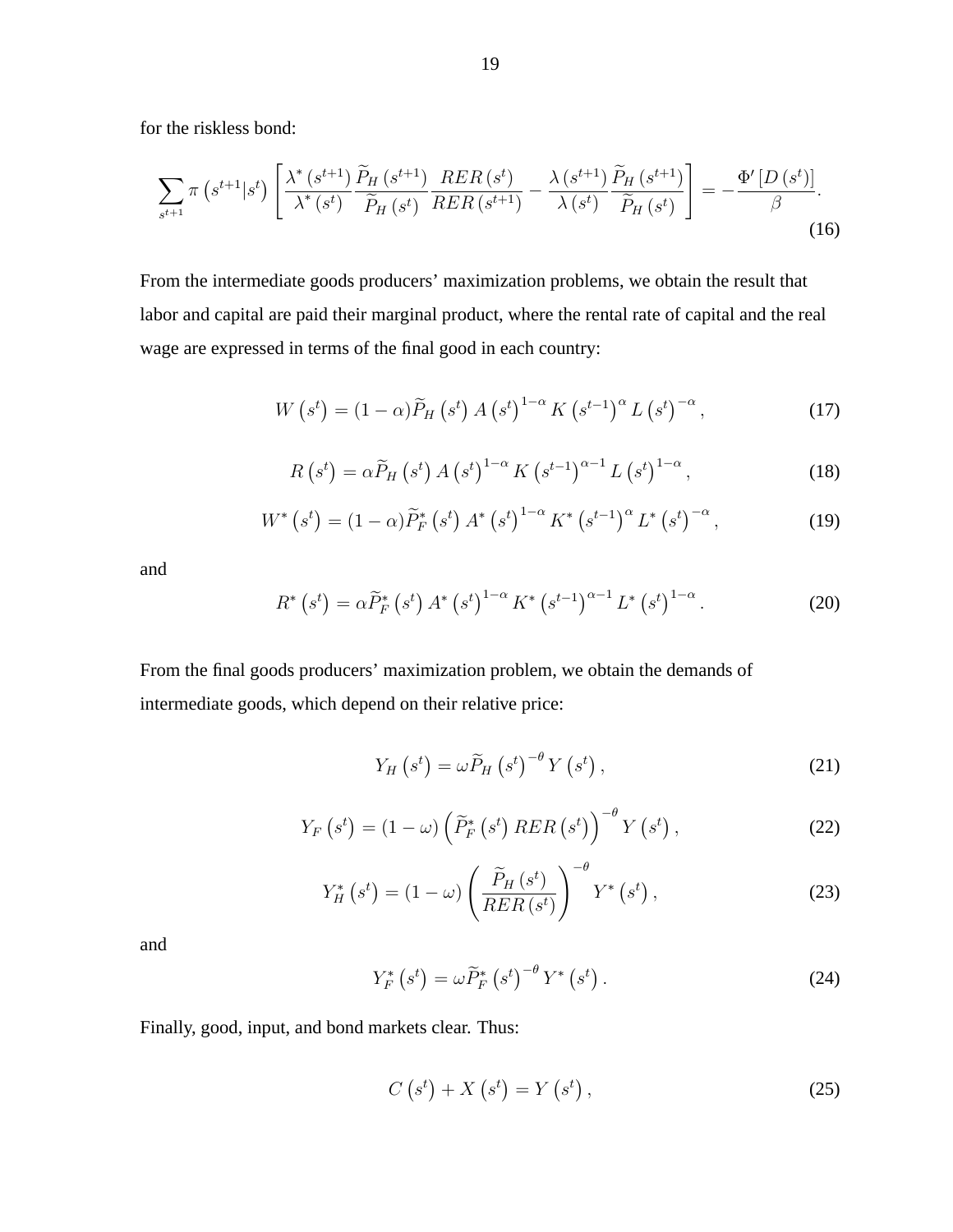for the riskless bond:

$$\sum_{s^{t+1}} \pi\left(s^{t+1}|s^t\right)\left[\frac{\lambda^*\left(s^{t+1}\right)}{\lambda^*\left(s^t\right)}\frac{\widetilde{P}_H\left(s^{t+1}\right)}{\widetilde{P}_H\left(s^t\right)}\frac{RER\left(s^t\right)}{RER\left(s^{t+1}\right)} - \frac{\lambda\left(s^{t+1}\right)}{\lambda\left(s^t\right)}\frac{\widetilde{P}_H\left(s^{t+1}\right)}{\widetilde{P}_H\left(s^t\right)}\right] = -\frac{\Phi'\left[D\left(s^t\right)\right]}{\beta}. \tag{16}$$

From the intermediate goods producers' maximization problems, we obtain the result that labor and capital are paid their marginal product, where the rental rate of capital and the real wage are expressed in terms of the final good in each country:

$$W\left(s^t\right) = (1-\alpha)\widetilde{P}_H\left(s^t\right) A\left(s^t\right)^{1-\alpha} K\left(s^{t-1}\right)^{\alpha} L\left(s^t\right)^{-\alpha}, \tag{17}$$

$$R\left(s^t\right) = \alpha\widetilde{P}_H\left(s^t\right) A\left(s^t\right)^{1-\alpha} K\left(s^{t-1}\right)^{\alpha-1} L\left(s^t\right)^{1-\alpha}, \tag{18}$$

$$W^*\left(s^t\right) = (1-\alpha)\widetilde{P}_F^*\left(s^t\right) A^*\left(s^t\right)^{1-\alpha} K^*\left(s^{t-1}\right)^{\alpha} L^*\left(s^t\right)^{-\alpha}, \tag{19}$$

and

$$R^*\left(s^t\right) = \alpha\widetilde{P}_F^*\left(s^t\right) A^*\left(s^t\right)^{1-\alpha} K^*\left(s^{t-1}\right)^{\alpha-1} L^*\left(s^t\right)^{1-\alpha}. \tag{20}$$

From the final goods producers' maximization problem, we obtain the demands of intermediate goods, which depend on their relative price:

$$Y_H\left(s^t\right) = \omega\widetilde{P}_H\left(s^t\right)^{-\theta} Y\left(s^t\right), \tag{21}$$

$$Y_F\left(s^t\right) = (1-\omega)\left(\widetilde{P}_F^*\left(s^t\right) RER\left(s^t\right)\right)^{-\theta} Y\left(s^t\right), \tag{22}$$

$$Y_H^*\left(s^t\right) = (1-\omega)\left(\frac{\widetilde{P}_H\left(s^t\right)}{RER\left(s^t\right)}\right)^{-\theta} Y^*\left(s^t\right), \tag{23}$$

and

$$Y_F^*\left(s^t\right) = \omega\widetilde{P}_F^*\left(s^t\right)^{-\theta} Y^*\left(s^t\right). \tag{24}$$

Finally, good, input, and bond markets clear. Thus:

$$C\left(s^t\right) + X\left(s^t\right) = Y\left(s^t\right), \tag{25}$$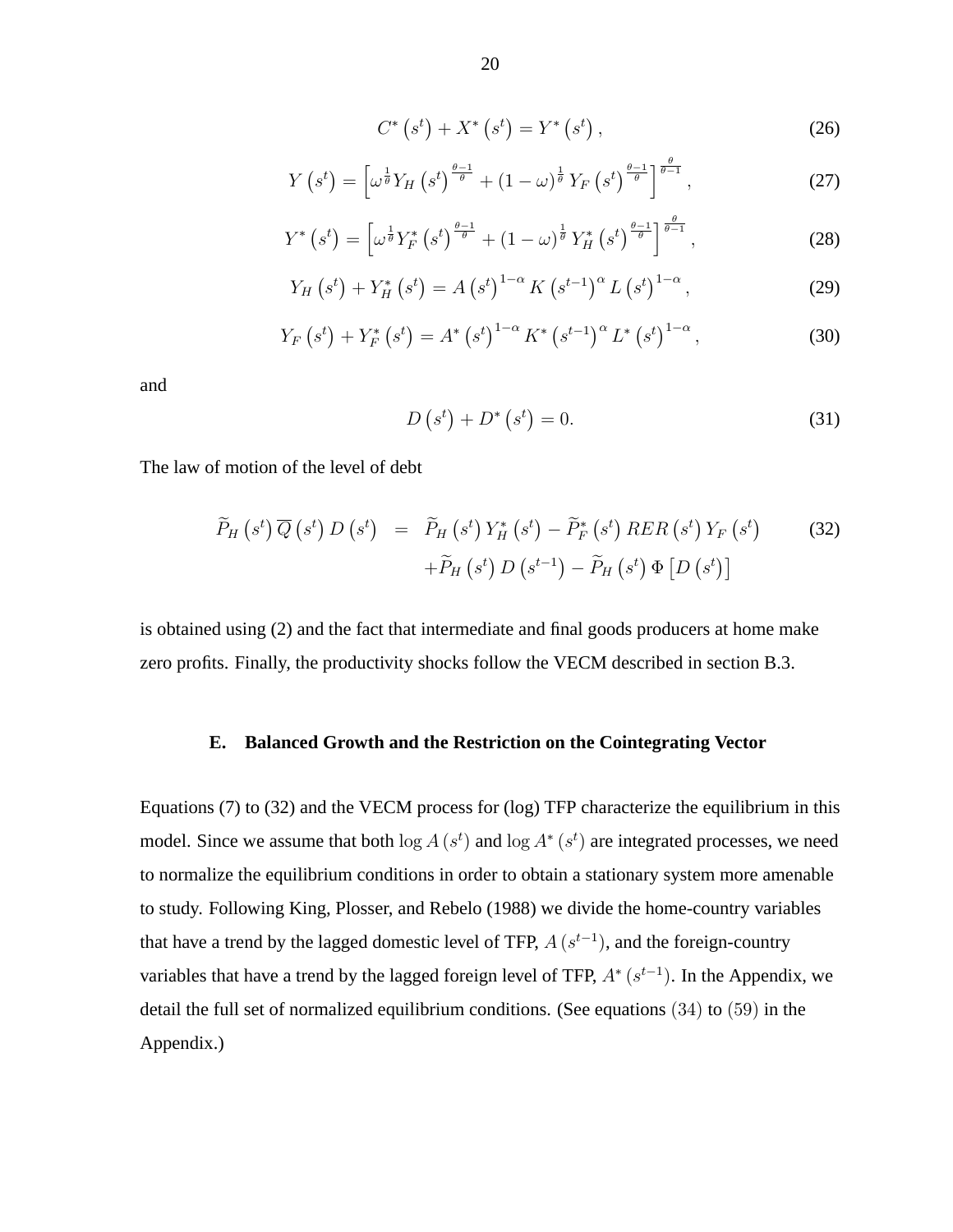$$C^*\left(s^t\right) + X^*\left(s^t\right) = Y^*\left(s^t\right), \tag{26}$$

$$Y\left(s^t\right) = \left[\omega^{\frac{1}{\theta}} Y_H\left(s^t\right)^{\frac{\theta-1}{\theta}} + (1-\omega)^{\frac{1}{\theta}} Y_F\left(s^t\right)^{\frac{\theta-1}{\theta}}\right]^{\frac{\theta}{\theta-1}}, \tag{27}$$

$$Y^*\left(s^t\right) = \left[\omega^{\frac{1}{\theta}} Y_F^*\left(s^t\right)^{\frac{\theta-1}{\theta}} + (1-\omega)^{\frac{1}{\theta}} Y_H^*\left(s^t\right)^{\frac{\theta-1}{\theta}}\right]^{\frac{\theta}{\theta-1}}, \tag{28}$$

$$Y_H\left(s^t\right) + Y_H^*\left(s^t\right) = A\left(s^t\right)^{1-\alpha} K\left(s^{t-1}\right)^{\alpha} L\left(s^t\right)^{1-\alpha}, \tag{29}$$

$$Y_F\left(s^t\right) + Y_F^*\left(s^t\right) = A^*\left(s^t\right)^{1-\alpha} K^*\left(s^{t-1}\right)^{\alpha} L^*\left(s^t\right)^{1-\alpha}, \tag{30}$$

and

$$D\left(s^t\right) + D^*\left(s^t\right) = 0. \tag{31}$$

The law of motion of the level of debt

$$\begin{aligned} \widetilde{P}_H\left(s^t\right)\overline{Q}\left(s^t\right)D\left(s^t\right) &= \widetilde{P}_H\left(s^t\right)Y_H^*\left(s^t\right) - \widetilde{P}_F^*\left(s^t\right)RER\left(s^t\right)Y_F\left(s^t\right) \\ &\quad + \widetilde{P}_H\left(s^t\right)D\left(s^{t-1}\right) - \widetilde{P}_H\left(s^t\right)\Phi\left[D\left(s^t\right)\right] \end{aligned} \tag{32}$$

is obtained using (2) and the fact that intermediate and final goods producers at home make zero profits. Finally, the productivity shocks follow the VECM described in section B.3.

### E. Balanced Growth and the Restriction on the Cointegrating Vector

Equations (7) to (32) and the VECM process for (log) TFP characterize the equilibrium in this model. Since we assume that both $\log A\left(s^t\right)$ and $\log A^*\left(s^t\right)$ are integrated processes, we need to normalize the equilibrium conditions in order to obtain a stationary system more amenable to study. Following King, Plosser, and Rebelo (1988) we divide the home-country variables that have a trend by the lagged domestic level of TFP, $A\left(s^{t-1}\right)$, and the foreign-country variables that have a trend by the lagged foreign level of TFP, $A^*\left(s^{t-1}\right)$. In the Appendix, we detail the full set of normalized equilibrium conditions. (See equations $(34)$ to $(59)$ in the Appendix.)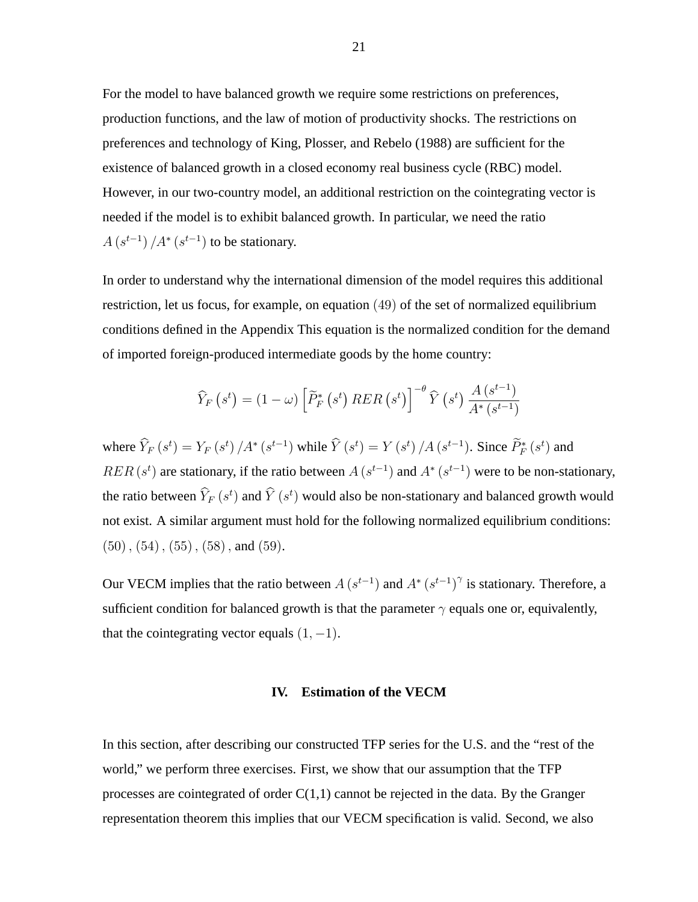For the model to have balanced growth we require some restrictions on preferences, production functions, and the law of motion of productivity shocks. The restrictions on preferences and technology of King, Plosser, and Rebelo (1988) are sufficient for the existence of balanced growth in a closed economy real business cycle (RBC) model. However, in our two-country model, an additional restriction on the cointegrating vector is needed if the model is to exhibit balanced growth. In particular, we need the ratio $A\left(s^{t-1}\right)/A^{*}\left(s^{t-1}\right)$ to be stationary.

In order to understand why the international dimension of the model requires this additional restriction, let us focus, for example, on equation $(49)$ of the set of normalized equilibrium conditions defined in the Appendix This equation is the normalized condition for the demand of imported foreign-produced intermediate goods by the home country:

$$\widehat{Y}_{F}\left(s^{t}\right)=(1-\omega)\left[\widetilde{P}_{F}^{*}\left(s^{t}\right)RER\left(s^{t}\right)\right]^{-\theta}\widehat{Y}\left(s^{t}\right)\frac{A\left(s^{t-1}\right)}{A^{*}\left(s^{t-1}\right)}$$

where $\widehat{Y}_{F}\left(s^{t}\right)=Y_{F}\left(s^{t}\right)/A^{*}\left(s^{t-1}\right)$ while $\widehat{Y}\left(s^{t}\right)=Y\left(s^{t}\right)/A\left(s^{t-1}\right)$. Since $\widetilde{P}_{F}^{*}\left(s^{t}\right)$ and $RER\left(s^{t}\right)$ are stationary, if the ratio between $A\left(s^{t-1}\right)$ and $A^{*}\left(s^{t-1}\right)$ were to be non-stationary, the ratio between $\widehat{Y}_{F}\left(s^{t}\right)$ and $\widehat{Y}\left(s^{t}\right)$ would also be non-stationary and balanced growth would not exist. A similar argument must hold for the following normalized equilibrium conditions: $(50)$, $(54)$, $(55)$, $(58)$, and $(59)$.

Our VECM implies that the ratio between $A\left(s^{t-1}\right)$ and $A^{*}\left(s^{t-1}\right)^{\gamma}$ is stationary. Therefore, a sufficient condition for balanced growth is that the parameter $\gamma$ equals one or, equivalently, that the cointegrating vector equals $(1,-1)$.

## IV. Estimation of the VECM

In this section, after describing our constructed TFP series for the U.S. and the "rest of the world," we perform three exercises. First, we show that our assumption that the TFP processes are cointegrated of order C(1,1) cannot be rejected in the data. By the Granger representation theorem this implies that our VECM specification is valid. Second, we also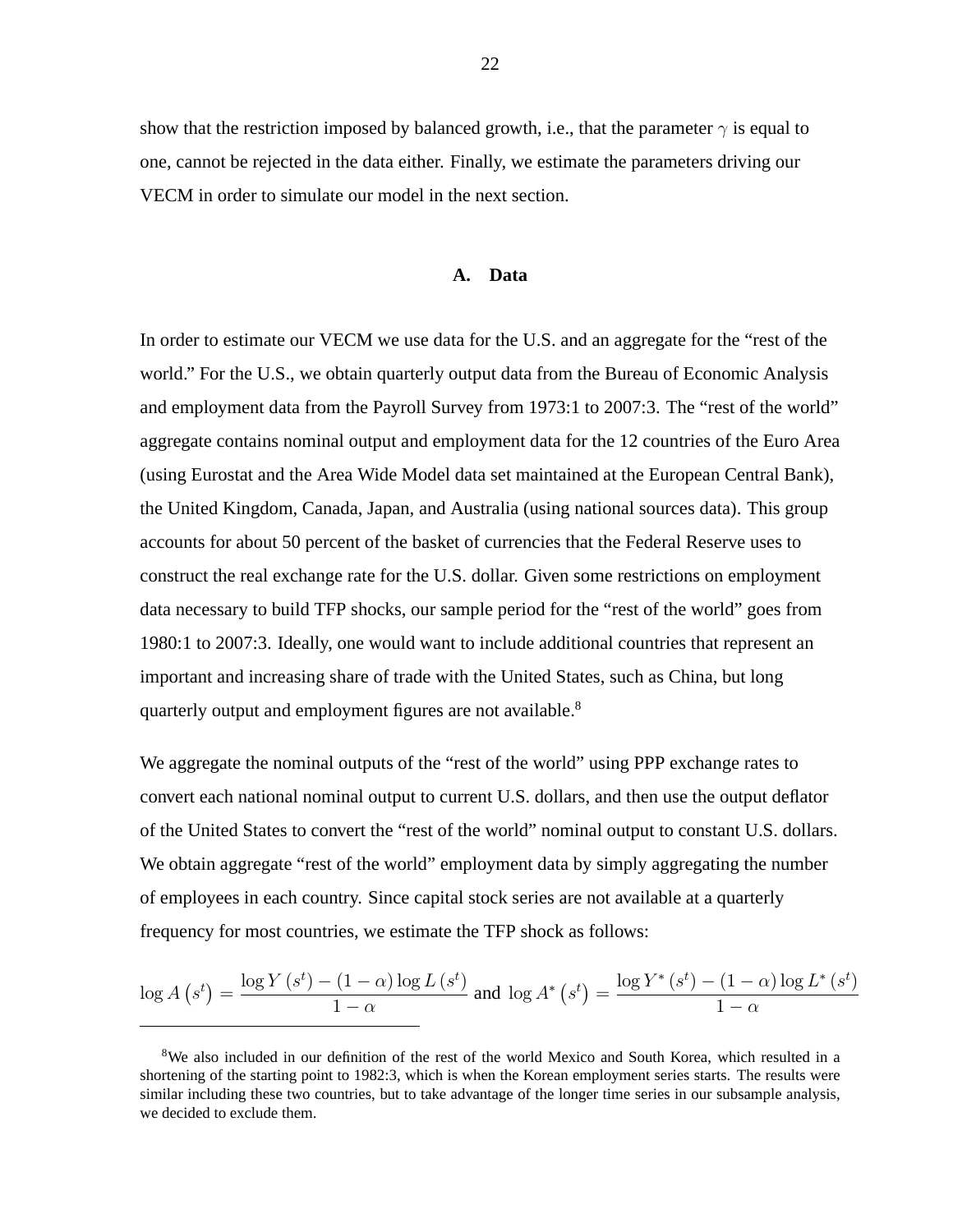show that the restriction imposed by balanced growth, i.e., that the parameter $\gamma$ is equal to one, cannot be rejected in the data either. Finally, we estimate the parameters driving our VECM in order to simulate our model in the next section.

### A. Data

In order to estimate our VECM we use data for the U.S. and an aggregate for the "rest of the world." For the U.S., we obtain quarterly output data from the Bureau of Economic Analysis and employment data from the Payroll Survey from 1973:1 to 2007:3. The "rest of the world" aggregate contains nominal output and employment data for the 12 countries of the Euro Area (using Eurostat and the Area Wide Model data set maintained at the European Central Bank), the United Kingdom, Canada, Japan, and Australia (using national sources data). This group accounts for about 50 percent of the basket of currencies that the Federal Reserve uses to construct the real exchange rate for the U.S. dollar. Given some restrictions on employment data necessary to build TFP shocks, our sample period for the "rest of the world" goes from 1980:1 to 2007:3. Ideally, one would want to include additional countries that represent an important and increasing share of trade with the United States, such as China, but long quarterly output and employment figures are not available.[8]

We aggregate the nominal outputs of the "rest of the world" using PPP exchange rates to convert each national nominal output to current U.S. dollars, and then use the output deflator of the United States to convert the "rest of the world" nominal output to constant U.S. dollars. We obtain aggregate "rest of the world" employment data by simply aggregating the number of employees in each country. Since capital stock series are not available at a quarterly frequency for most countries, we estimate the TFP shock as follows:

$$\log A\left(s^{t}\right)=\frac{\log Y\left(s^{t}\right)-(1-\alpha)\log L\left(s^{t}\right)}{1-\alpha} \text{ and } \log A^{*}\left(s^{t}\right)=\frac{\log Y^{*}\left(s^{t}\right)-(1-\alpha)\log L^{*}\left(s^{t}\right)}{1-\alpha}$$

[8]We also included in our definition of the rest of the world Mexico and South Korea, which resulted in a shortening of the starting point to 1982:3, which is when the Korean employment series starts. The results were similar including these two countries, but to take advantage of the longer time series in our subsample analysis, we decided to exclude them.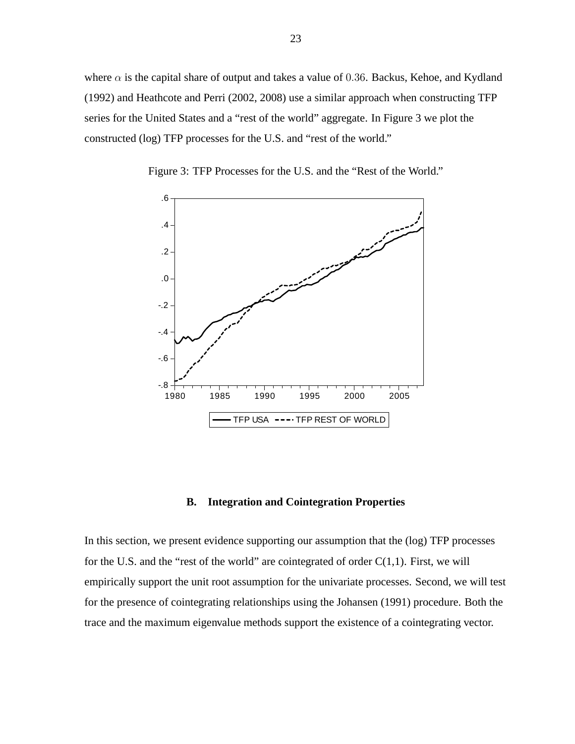where $\alpha$ is the capital share of output and takes a value of $0.36$. Backus, Kehoe, and Kydland (1992) and Heathcote and Perri (2002, 2008) use a similar approach when constructing TFP series for the United States and a "rest of the world" aggregate. In Figure 3 we plot the constructed (log) TFP processes for the U.S. and "rest of the world."

Figure 3: TFP Processes for the U.S. and the "Rest of the World."

### B. Integration and Cointegration Properties

In this section, we present evidence supporting our assumption that the (log) TFP processes for the U.S. and the "rest of the world" are cointegrated of order C(1,1). First, we will empirically support the unit root assumption for the univariate processes. Second, we will test for the presence of cointegrating relationships using the Johansen (1991) procedure. Both the trace and the maximum eigenvalue methods support the existence of a cointegrating vector.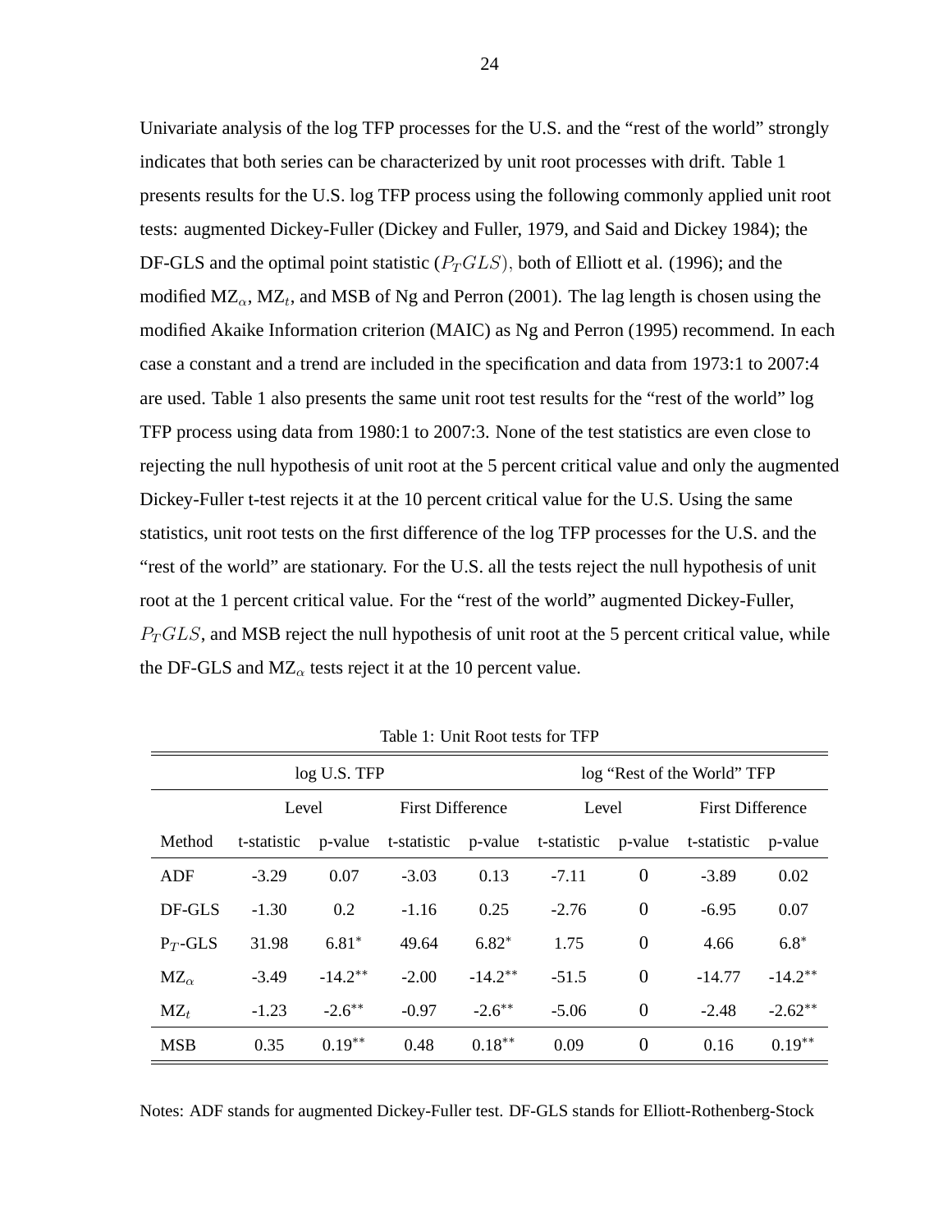Univariate analysis of the log TFP processes for the U.S. and the "rest of the world" strongly indicates that both series can be characterized by unit root processes with drift. Table 1 presents results for the U.S. log TFP process using the following commonly applied unit root tests: augmented Dickey-Fuller (Dickey and Fuller, 1979, and Said and Dickey 1984); the DF-GLS and the optimal point statistic ($P_T GLS$), both of Elliott et al. (1996); and the modified $MZ_\alpha$, $MZ_t$, and MSB of Ng and Perron (2001). The lag length is chosen using the modified Akaike Information criterion (MAIC) as Ng and Perron (1995) recommend. In each case a constant and a trend are included in the specification and data from 1973:1 to 2007:4 are used. Table 1 also presents the same unit root test results for the "rest of the world" log TFP process using data from 1980:1 to 2007:3. None of the test statistics are even close to rejecting the null hypothesis of unit root at the 5 percent critical value and only the augmented Dickey-Fuller t-test rejects it at the 10 percent critical value for the U.S. Using the same statistics, unit root tests on the first difference of the log TFP processes for the U.S. and the "rest of the world" are stationary. For the U.S. all the tests reject the null hypothesis of unit root at the 1 percent critical value. For the "rest of the world" augmented Dickey-Fuller, $P_T GLS$, and MSB reject the null hypothesis of unit root at the 5 percent critical value, while the DF-GLS and $MZ_\alpha$ tests reject it at the 10 percent value.

Table 1: Unit Root tests for TFP

| | log U.S. TFP | | | | log "Rest of the World" TFP | | | |
|---|---|---|---|---|---|---|---|---|
| | Level | | First Difference | | Level | | First Difference | |
| Method | t-statistic | p-value | t-statistic | p-value | t-statistic | p-value | t-statistic | p-value |
| ADF | -3.29 | 0.07 | -3.03 | 0.13 | -7.11 | 0 | -3.89 | 0.02 |
| DF-GLS | -1.30 | 0.2 | -1.16 | 0.25 | -2.76 | 0 | -6.95 | 0.07 |
| $P_T$-GLS | 31.98 | 6.81* | 49.64 | 6.82* | 1.75 | 0 | 4.66 | 6.8* |
| $MZ_\alpha$ | -3.49 | -14.2** | -2.00 | -14.2** | -51.5 | 0 | -14.77 | -14.2** |
| $MZ_t$ | -1.23 | -2.6** | -0.97 | -2.6** | -5.06 | 0 | -2.48 | -2.62** |
| MSB | 0.35 | 0.19** | 0.48 | 0.18** | 0.09 | 0 | 0.16 | 0.19** |

Notes: ADF stands for augmented Dickey-Fuller test. DF-GLS stands for Elliott-Rothenberg-Stock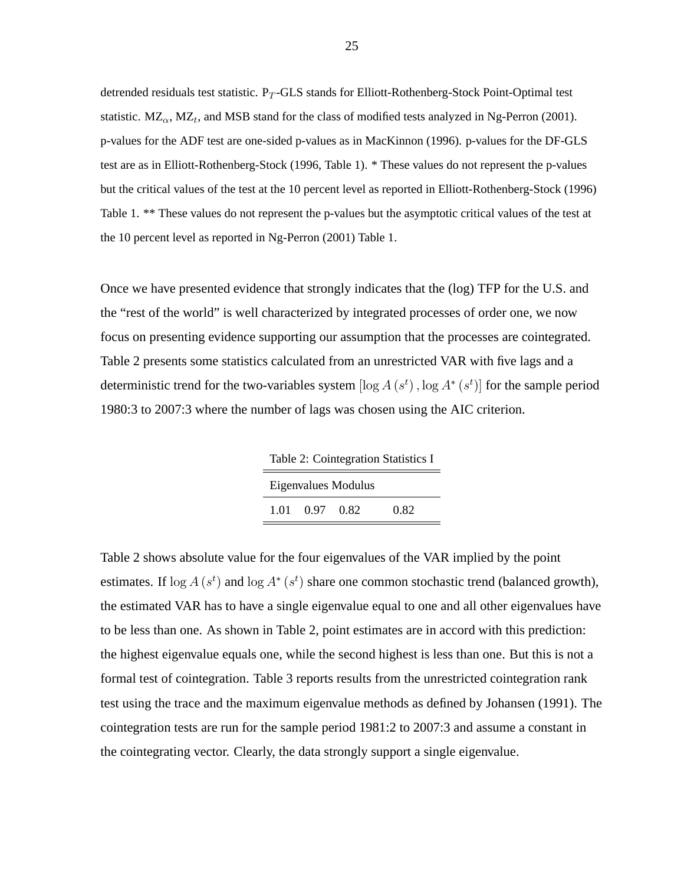detrended residuals test statistic. $P_T$-GLS stands for Elliott-Rothenberg-Stock Point-Optimal test statistic. $MZ_\alpha$, $MZ_t$, and MSB stand for the class of modified tests analyzed in Ng-Perron (2001). p-values for the ADF test are one-sided p-values as in MacKinnon (1996). p-values for the DF-GLS test are as in Elliott-Rothenberg-Stock (1996, Table 1). * These values do not represent the p-values but the critical values of the test at the 10 percent level as reported in Elliott-Rothenberg-Stock (1996) Table 1. ** These values do not represent the p-values but the asymptotic critical values of the test at the 10 percent level as reported in Ng-Perron (2001) Table 1.

Once we have presented evidence that strongly indicates that the (log) TFP for the U.S. and the "rest of the world" is well characterized by integrated processes of order one, we now focus on presenting evidence supporting our assumption that the processes are cointegrated. Table 2 presents some statistics calculated from an unrestricted VAR with five lags and a deterministic trend for the two-variables system $[\log A(s^t), \log A^*(s^t)]$ for the sample period 1980:3 to 2007:3 where the number of lags was chosen using the AIC criterion.

Table 2: Cointegration Statistics I

| Eigenvalues Modulus | | | |
|---|---|---|---|
| 1.01 | 0.97 | 0.82 | 0.82 |

Table 2 shows absolute value for the four eigenvalues of the VAR implied by the point estimates. If $\log A(s^t)$ and $\log A^*(s^t)$ share one common stochastic trend (balanced growth), the estimated VAR has to have a single eigenvalue equal to one and all other eigenvalues have to be less than one. As shown in Table 2, point estimates are in accord with this prediction: the highest eigenvalue equals one, while the second highest is less than one. But this is not a formal test of cointegration. Table 3 reports results from the unrestricted cointegration rank test using the trace and the maximum eigenvalue methods as defined by Johansen (1991). The cointegration tests are run for the sample period 1981:2 to 2007:3 and assume a constant in the cointegrating vector. Clearly, the data strongly support a single eigenvalue.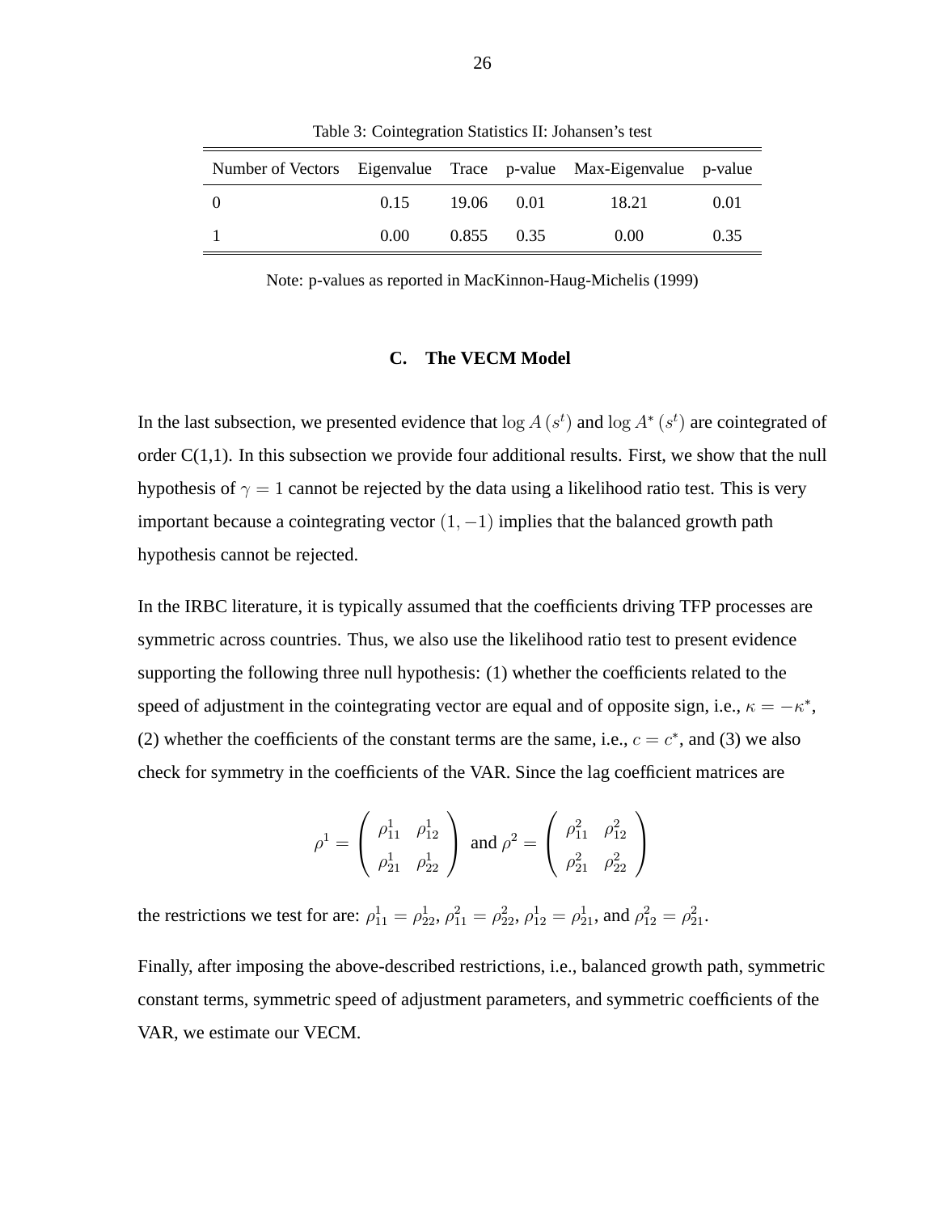Table 3: Cointegration Statistics II: Johansen's test

| Number of Vectors | Eigenvalue | Trace | p-value | Max-Eigenvalue | p-value |
|---|---|---|---|---|---|
| 0 | 0.15 | 19.06 | 0.01 | 18.21 | 0.01 |
| 1 | 0.00 | 0.855 | 0.35 | 0.00 | 0.35 |

Note: p-values as reported in MacKinnon-Haug-Michelis (1999)

## C. The VECM Model

In the last subsection, we presented evidence that $\log A\left(s^t\right)$ and $\log A^*\left(s^t\right)$ are cointegrated of order C(1,1). In this subsection we provide four additional results. First, we show that the null hypothesis of $\gamma = 1$ cannot be rejected by the data using a likelihood ratio test. This is very important because a cointegrating vector $(1, -1)$ implies that the balanced growth path hypothesis cannot be rejected.

In the IRBC literature, it is typically assumed that the coefficients driving TFP processes are symmetric across countries. Thus, we also use the likelihood ratio test to present evidence supporting the following three null hypothesis: (1) whether the coefficients related to the speed of adjustment in the cointegrating vector are equal and of opposite sign, i.e., $\kappa = -\kappa^*$, (2) whether the coefficients of the constant terms are the same, i.e., $c = c^*$, and (3) we also check for symmetry in the coefficients of the VAR. Since the lag coefficient matrices are

$$\rho^1 = \begin{pmatrix} \rho_{11}^1 & \rho_{12}^1 \\ \rho_{21}^1 & \rho_{22}^1 \end{pmatrix} \text{ and } \rho^2 = \begin{pmatrix} \rho_{11}^2 & \rho_{12}^2 \\ \rho_{21}^2 & \rho_{22}^2 \end{pmatrix}$$

the restrictions we test for are: $\rho_{11}^1 = \rho_{22}^1$, $\rho_{11}^2 = \rho_{22}^2$, $\rho_{12}^1 = \rho_{21}^1$, and $\rho_{12}^2 = \rho_{21}^2$.

Finally, after imposing the above-described restrictions, i.e., balanced growth path, symmetric constant terms, symmetric speed of adjustment parameters, and symmetric coefficients of the VAR, we estimate our VECM.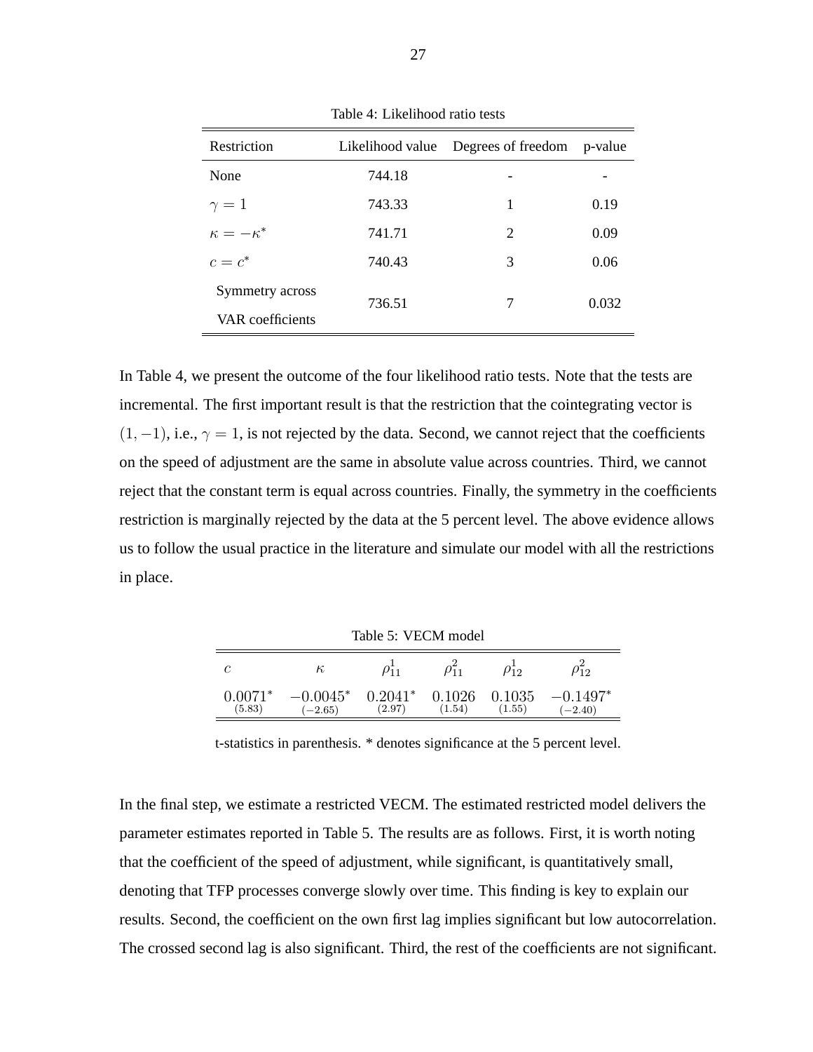Table 4: Likelihood ratio tests

| Restriction | Likelihood value | Degrees of freedom | p-value |
|---|---|---|---|
| None | 744.18 | - | - |
| $\gamma = 1$ | 743.33 | 1 | 0.19 |
| $\kappa = -\kappa^*$ | 741.71 | 2 | 0.09 |
| $c = c^*$ | 740.43 | 3 | 0.06 |
| Symmetry across VAR coefficients | 736.51 | 7 | 0.032 |

In Table 4, we present the outcome of the four likelihood ratio tests. Note that the tests are incremental. The first important result is that the restriction that the cointegrating vector is $(1, -1)$, i.e., $\gamma = 1$, is not rejected by the data. Second, we cannot reject that the coefficients on the speed of adjustment are the same in absolute value across countries. Third, we cannot reject that the constant term is equal across countries. Finally, the symmetry in the coefficients restriction is marginally rejected by the data at the 5 percent level. The above evidence allows us to follow the usual practice in the literature and simulate our model with all the restrictions in place.

Table 5: VECM model

| $c$ | $\kappa$ | $\rho_{11}^1$ | $\rho_{11}^2$ | $\rho_{12}^1$ | $\rho_{12}^2$ |
|---|---|---|---|---|---|
| $0.0071^*$ $(5.83)$ | $-0.0045^*$ $(-2.65)$ | $0.2041^*$ $(2.97)$ | $0.1026$ $(1.54)$ | $0.1035$ $(1.55)$ | $-0.1497^*$ $(-2.40)$ |

t-statistics in parenthesis. * denotes significance at the 5 percent level.

In the final step, we estimate a restricted VECM. The estimated restricted model delivers the parameter estimates reported in Table 5. The results are as follows. First, it is worth noting that the coefficient of the speed of adjustment, while significant, is quantitatively small, denoting that TFP processes converge slowly over time. This finding is key to explain our results. Second, the coefficient on the own first lag implies significant but low autocorrelation. The crossed second lag is also significant. Third, the rest of the coefficients are not significant.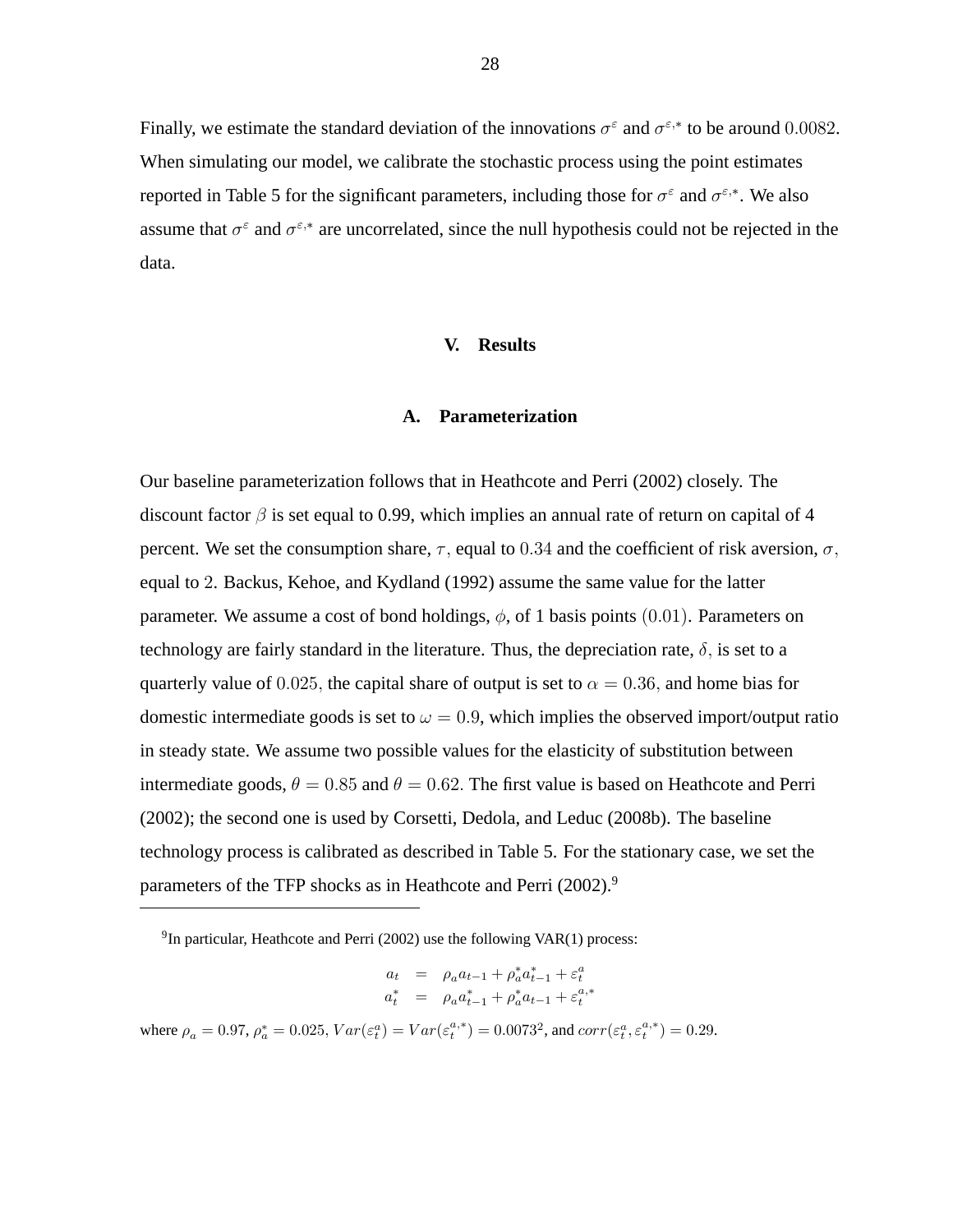Finally, we estimate the standard deviation of the innovations $\sigma^{\varepsilon}$ and $\sigma^{\varepsilon,*}$ to be around $0.0082$. When simulating our model, we calibrate the stochastic process using the point estimates reported in Table 5 for the significant parameters, including those for $\sigma^{\varepsilon}$ and $\sigma^{\varepsilon,*}$. We also assume that $\sigma^{\varepsilon}$ and $\sigma^{\varepsilon,*}$ are uncorrelated, since the null hypothesis could not be rejected in the data.

## V. Results

### A. Parameterization

Our baseline parameterization follows that in Heathcote and Perri (2002) closely. The discount factor $\beta$ is set equal to 0.99, which implies an annual rate of return on capital of 4 percent. We set the consumption share, $\tau$, equal to $0.34$ and the coefficient of risk aversion, $\sigma$, equal to $2$. Backus, Kehoe, and Kydland (1992) assume the same value for the latter parameter. We assume a cost of bond holdings, $\phi$, of 1 basis points $(0.01)$. Parameters on technology are fairly standard in the literature. Thus, the depreciation rate, $\delta$, is set to a quarterly value of $0.025$, the capital share of output is set to $\alpha = 0.36$, and home bias for domestic intermediate goods is set to $\omega = 0.9$, which implies the observed import/output ratio in steady state. We assume two possible values for the elasticity of substitution between intermediate goods, $\theta = 0.85$ and $\theta = 0.62$. The first value is based on Heathcote and Perri (2002); the second one is used by Corsetti, Dedola, and Leduc (2008b). The baseline technology process is calibrated as described in Table 5. For the stationary case, we set the parameters of the TFP shocks as in Heathcote and Perri (2002).[9]

---

[9] In particular, Heathcote and Perri (2002) use the following VAR(1) process:

$$
\begin{aligned}
a_t &= \rho_a a_{t-1} + \rho_a^* a_{t-1}^* + \varepsilon_t^a \\
a_t^* &= \rho_a a_{t-1}^* + \rho_a^* a_{t-1} + \varepsilon_t^{a,*}
\end{aligned}
$$

where $\rho_a = 0.97$, $\rho_a^* = 0.025$, $Var(\varepsilon_t^a) = Var(\varepsilon_t^{a,*}) = 0.0073^2$, and $corr(\varepsilon_t^a, \varepsilon_t^{a,*}) = 0.29$.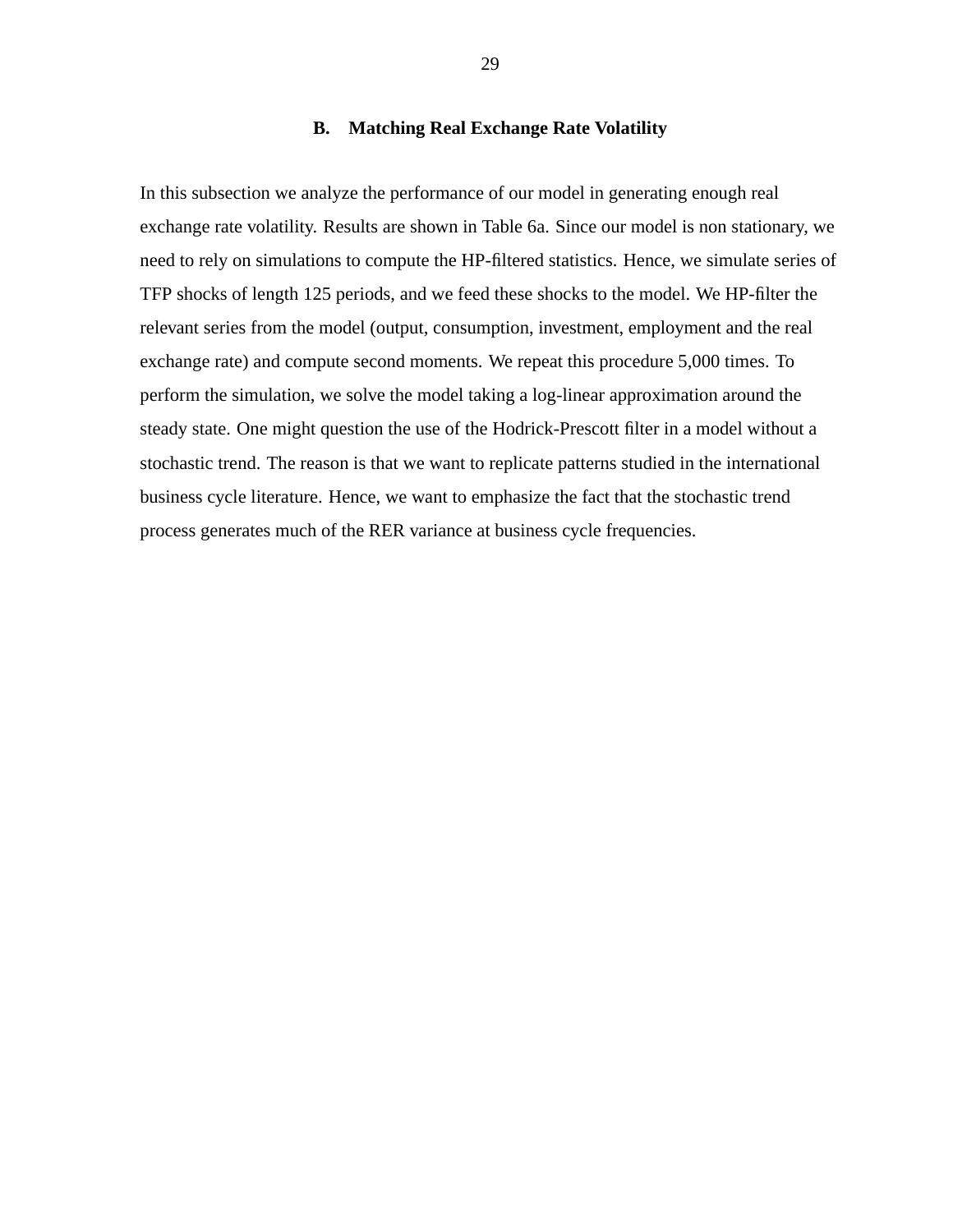## B. Matching Real Exchange Rate Volatility

In this subsection we analyze the performance of our model in generating enough real exchange rate volatility. Results are shown in Table 6a. Since our model is non stationary, we need to rely on simulations to compute the HP-filtered statistics. Hence, we simulate series of TFP shocks of length 125 periods, and we feed these shocks to the model. We HP-filter the relevant series from the model (output, consumption, investment, employment and the real exchange rate) and compute second moments. We repeat this procedure 5,000 times. To perform the simulation, we solve the model taking a log-linear approximation around the steady state. One might question the use of the Hodrick-Prescott filter in a model without a stochastic trend. The reason is that we want to replicate patterns studied in the international business cycle literature. Hence, we want to emphasize the fact that the stochastic trend process generates much of the RER variance at business cycle frequencies.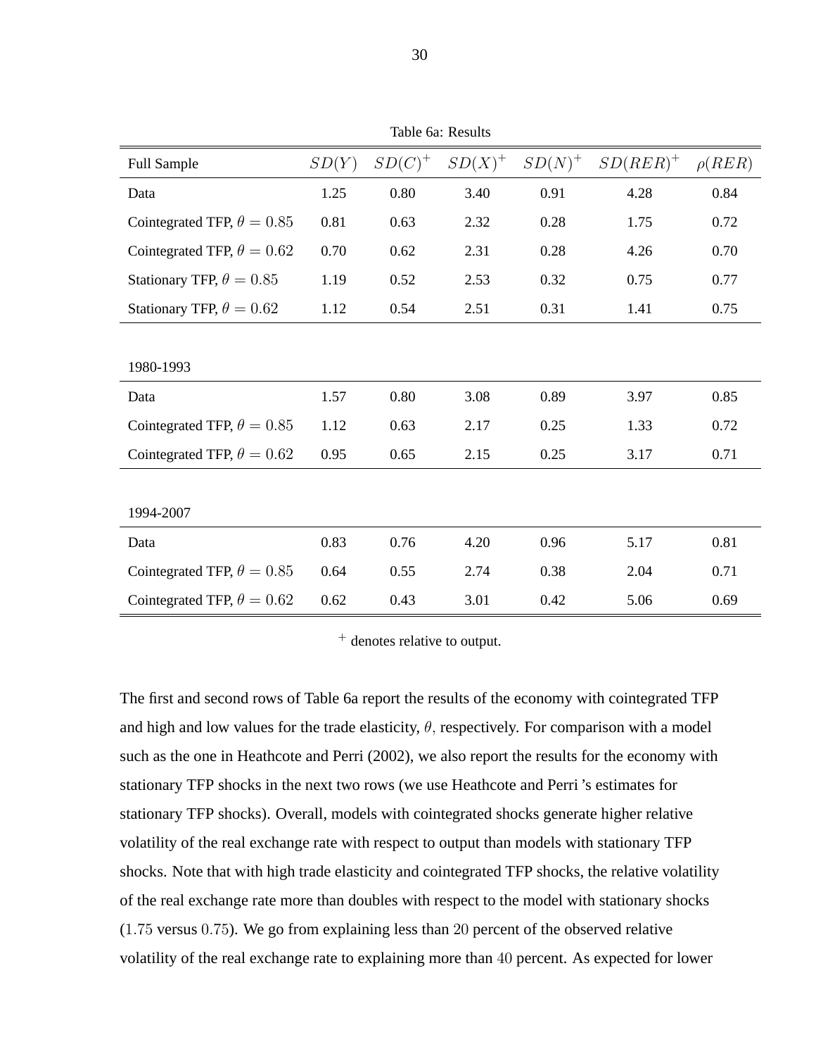Table 6a: Results

| Full Sample | $SD(Y)$ | $SD(C)^+$ | $SD(X)^+$ | $SD(N)^+$ | $SD(RER)^+$ | $\rho(RER)$ |
|---|---|---|---|---|---|---|
| Data | 1.25 | 0.80 | 3.40 | 0.91 | 4.28 | 0.84 |
| Cointegrated TFP, $\theta = 0.85$ | 0.81 | 0.63 | 2.32 | 0.28 | 1.75 | 0.72 |
| Cointegrated TFP, $\theta = 0.62$ | 0.70 | 0.62 | 2.31 | 0.28 | 4.26 | 0.70 |
| Stationary TFP, $\theta = 0.85$ | 1.19 | 0.52 | 2.53 | 0.32 | 0.75 | 0.77 |
| Stationary TFP, $\theta = 0.62$ | 1.12 | 0.54 | 2.51 | 0.31 | 1.41 | 0.75 |
| | | | | | | |
| 1980-1993 | | | | | | |
| Data | 1.57 | 0.80 | 3.08 | 0.89 | 3.97 | 0.85 |
| Cointegrated TFP, $\theta = 0.85$ | 1.12 | 0.63 | 2.17 | 0.25 | 1.33 | 0.72 |
| Cointegrated TFP, $\theta = 0.62$ | 0.95 | 0.65 | 2.15 | 0.25 | 3.17 | 0.71 |
| | | | | | | |
| 1994-2007 | | | | | | |
| Data | 0.83 | 0.76 | 4.20 | 0.96 | 5.17 | 0.81 |
| Cointegrated TFP, $\theta = 0.85$ | 0.64 | 0.55 | 2.74 | 0.38 | 2.04 | 0.71 |
| Cointegrated TFP, $\theta = 0.62$ | 0.62 | 0.43 | 3.01 | 0.42 | 5.06 | 0.69 |

$^+$ denotes relative to output.

The first and second rows of Table 6a report the results of the economy with cointegrated TFP and high and low values for the trade elasticity, $\theta$, respectively. For comparison with a model such as the one in Heathcote and Perri (2002), we also report the results for the economy with stationary TFP shocks in the next two rows (we use Heathcote and Perri 's estimates for stationary TFP shocks). Overall, models with cointegrated shocks generate higher relative volatility of the real exchange rate with respect to output than models with stationary TFP shocks. Note that with high trade elasticity and cointegrated TFP shocks, the relative volatility of the real exchange rate more than doubles with respect to the model with stationary shocks ($1.75$ versus $0.75$). We go from explaining less than $20$ percent of the observed relative volatility of the real exchange rate to explaining more than $40$ percent. As expected for lower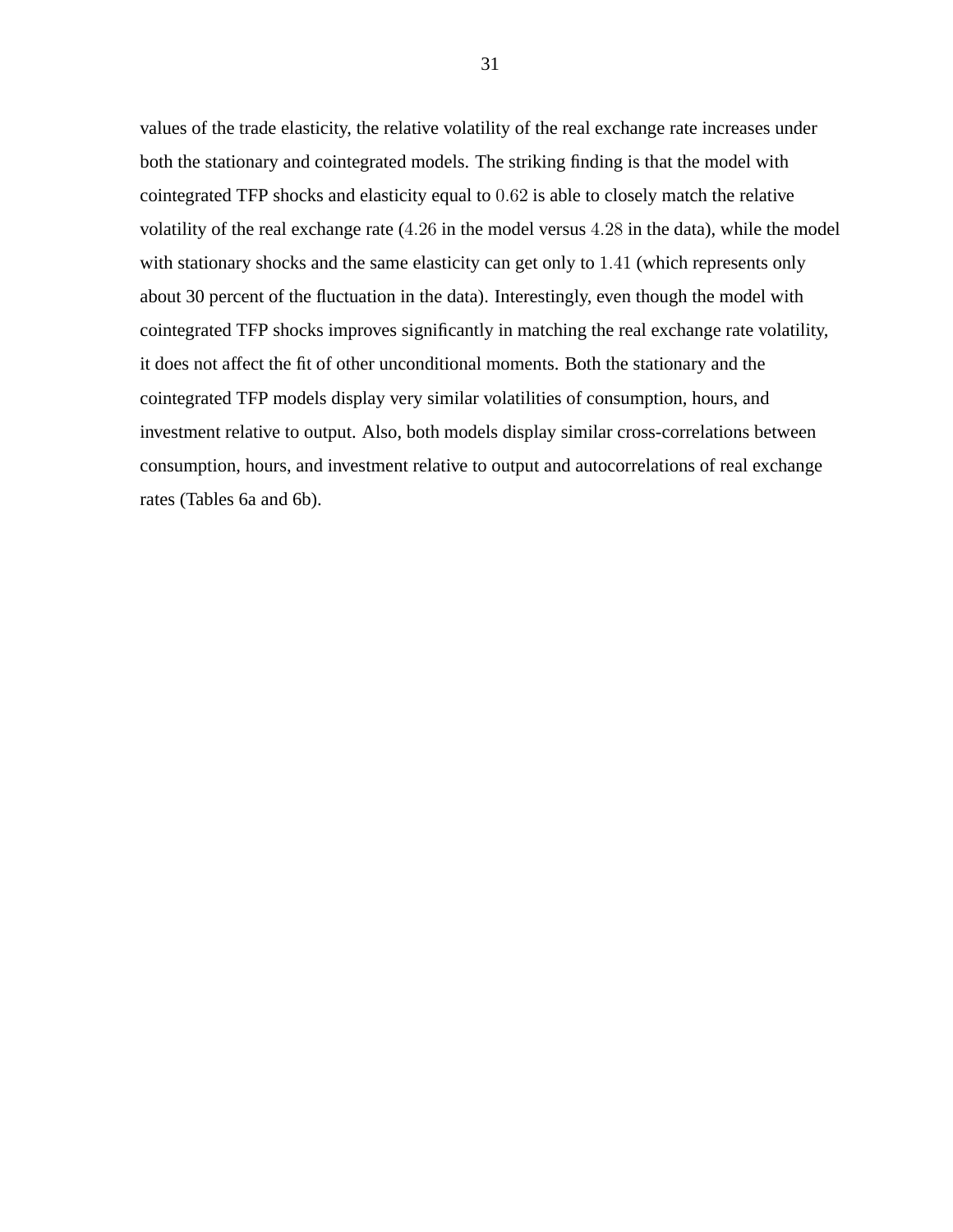values of the trade elasticity, the relative volatility of the real exchange rate increases under both the stationary and cointegrated models. The striking finding is that the model with cointegrated TFP shocks and elasticity equal to $0.62$ is able to closely match the relative volatility of the real exchange rate ($4.26$ in the model versus $4.28$ in the data), while the model with stationary shocks and the same elasticity can get only to $1.41$ (which represents only about 30 percent of the fluctuation in the data). Interestingly, even though the model with cointegrated TFP shocks improves significantly in matching the real exchange rate volatility, it does not affect the fit of other unconditional moments. Both the stationary and the cointegrated TFP models display very similar volatilities of consumption, hours, and investment relative to output. Also, both models display similar cross-correlations between consumption, hours, and investment relative to output and autocorrelations of real exchange rates (Tables 6a and 6b).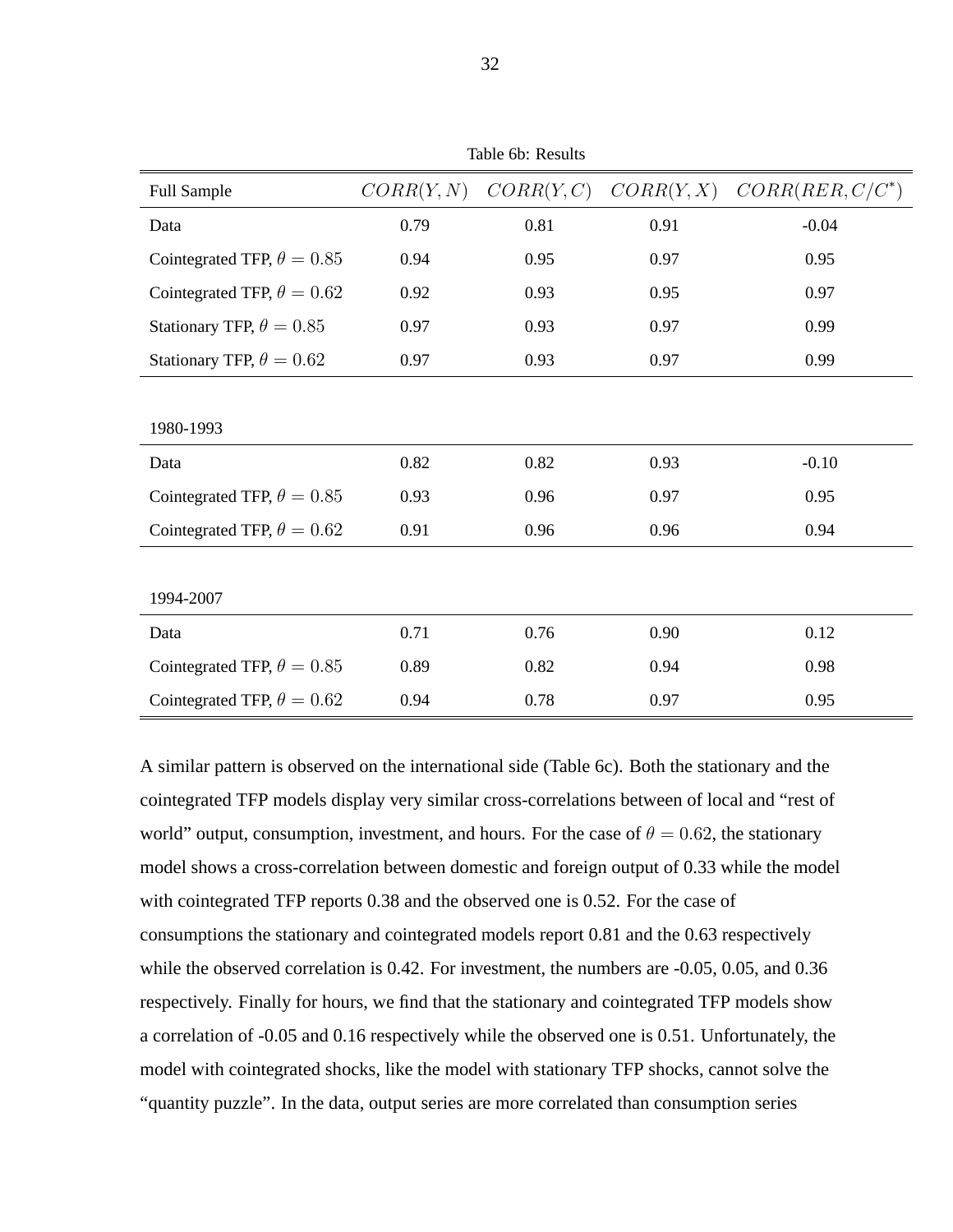Table 6b: Results

| Full Sample | $CORR(Y, N)$ | $CORR(Y, C)$ | $CORR(Y, X)$ | $CORR(RER, C/C^{*})$ |
|---|---|---|---|---|
| Data | 0.79 | 0.81 | 0.91 | -0.04 |
| Cointegrated TFP, $\theta = 0.85$ | 0.94 | 0.95 | 0.97 | 0.95 |
| Cointegrated TFP, $\theta = 0.62$ | 0.92 | 0.93 | 0.95 | 0.97 |
| Stationary TFP, $\theta = 0.85$ | 0.97 | 0.93 | 0.97 | 0.99 |
| Stationary TFP, $\theta = 0.62$ | 0.97 | 0.93 | 0.97 | 0.99 |
| **1980-1993** | | | | |
| Data | 0.82 | 0.82 | 0.93 | -0.10 |
| Cointegrated TFP, $\theta = 0.85$ | 0.93 | 0.96 | 0.97 | 0.95 |
| Cointegrated TFP, $\theta = 0.62$ | 0.91 | 0.96 | 0.96 | 0.94 |
| **1994-2007** | | | | |
| Data | 0.71 | 0.76 | 0.90 | 0.12 |
| Cointegrated TFP, $\theta = 0.85$ | 0.89 | 0.82 | 0.94 | 0.98 |
| Cointegrated TFP, $\theta = 0.62$ | 0.94 | 0.78 | 0.97 | 0.95 |

A similar pattern is observed on the international side (Table 6c). Both the stationary and the cointegrated TFP models display very similar cross-correlations between of local and "rest of world" output, consumption, investment, and hours. For the case of $\theta = 0.62$, the stationary model shows a cross-correlation between domestic and foreign output of 0.33 while the model with cointegrated TFP reports 0.38 and the observed one is 0.52. For the case of consumptions the stationary and cointegrated models report 0.81 and the 0.63 respectively while the observed correlation is 0.42. For investment, the numbers are -0.05, 0.05, and 0.36 respectively. Finally for hours, we find that the stationary and cointegrated TFP models show a correlation of -0.05 and 0.16 respectively while the observed one is 0.51. Unfortunately, the model with cointegrated shocks, like the model with stationary TFP shocks, cannot solve the "quantity puzzle". In the data, output series are more correlated than consumption series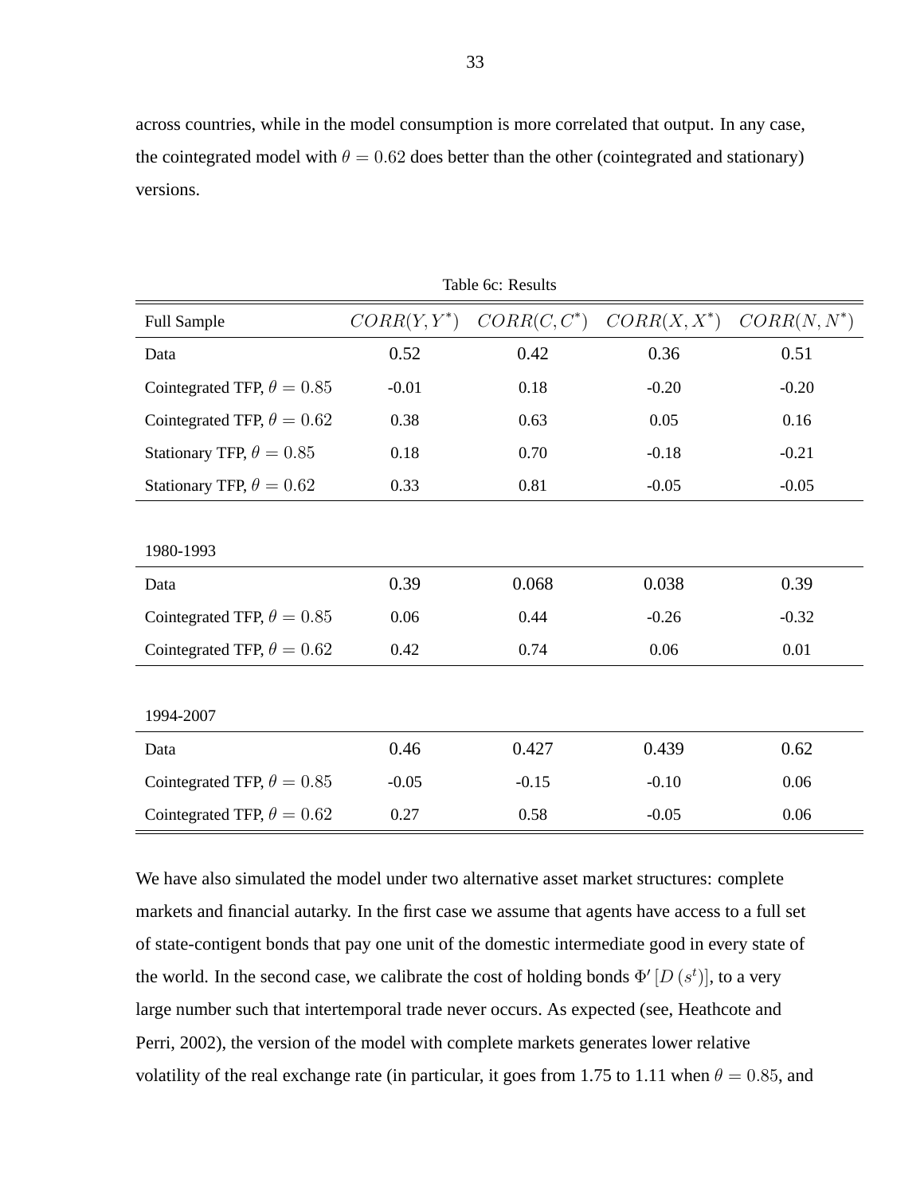across countries, while in the model consumption is more correlated that output. In any case, the cointegrated model with $\theta = 0.62$ does better than the other (cointegrated and stationary) versions.

Table 6c: Results

| Full Sample | $CORR(Y, Y^*)$ | $CORR(C, C^*)$ | $CORR(X, X^*)$ | $CORR(N, N^*)$ |
|---|---|---|---|---|
| Data | 0.52 | 0.42 | 0.36 | 0.51 |
| Cointegrated TFP, $\theta = 0.85$ | -0.01 | 0.18 | -0.20 | -0.20 |
| Cointegrated TFP, $\theta = 0.62$ | 0.38 | 0.63 | 0.05 | 0.16 |
| Stationary TFP, $\theta = 0.85$ | 0.18 | 0.70 | -0.18 | -0.21 |
| Stationary TFP, $\theta = 0.62$ | 0.33 | 0.81 | -0.05 | -0.05 |
| | | | | |
| 1980-1993 | | | | |
| Data | 0.39 | 0.068 | 0.038 | 0.39 |
| Cointegrated TFP, $\theta = 0.85$ | 0.06 | 0.44 | -0.26 | -0.32 |
| Cointegrated TFP, $\theta = 0.62$ | 0.42 | 0.74 | 0.06 | 0.01 |
| | | | | |
| 1994-2007 | | | | |
| Data | 0.46 | 0.427 | 0.439 | 0.62 |
| Cointegrated TFP, $\theta = 0.85$ | -0.05 | -0.15 | -0.10 | 0.06 |
| Cointegrated TFP, $\theta = 0.62$ | 0.27 | 0.58 | -0.05 | 0.06 |

We have also simulated the model under two alternative asset market structures: complete markets and financial autarky. In the first case we assume that agents have access to a full set of state-contigent bonds that pay one unit of the domestic intermediate good in every state of the world. In the second case, we calibrate the cost of holding bonds $\Phi' [D (s^t)]$, to a very large number such that intertemporal trade never occurs. As expected (see, Heathcote and Perri, 2002), the version of the model with complete markets generates lower relative volatility of the real exchange rate (in particular, it goes from 1.75 to 1.11 when $\theta = 0.85$, and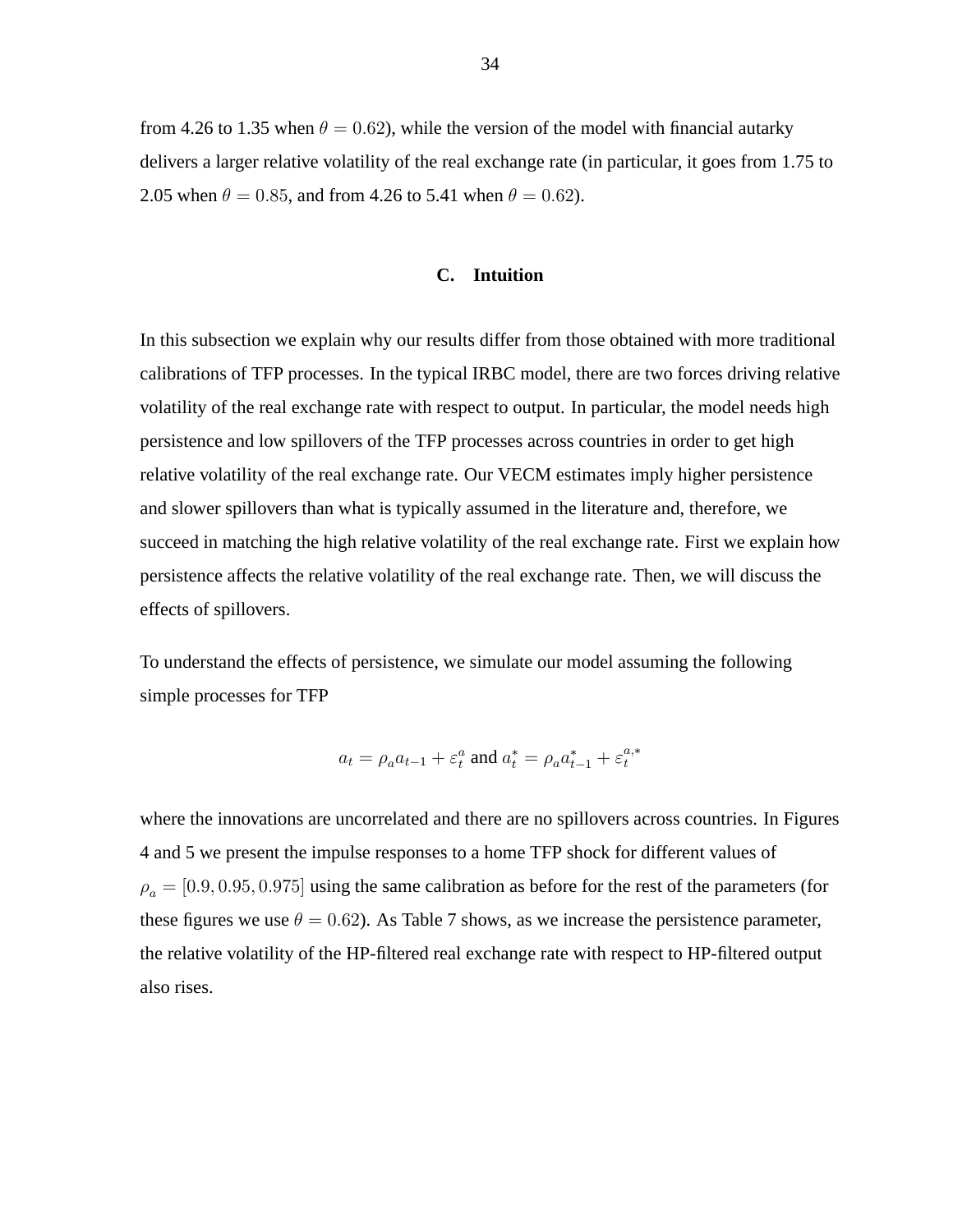from 4.26 to 1.35 when $\theta = 0.62$), while the version of the model with financial autarky delivers a larger relative volatility of the real exchange rate (in particular, it goes from 1.75 to 2.05 when $\theta = 0.85$, and from 4.26 to 5.41 when $\theta = 0.62$).

### C. Intuition

In this subsection we explain why our results differ from those obtained with more traditional calibrations of TFP processes. In the typical IRBC model, there are two forces driving relative volatility of the real exchange rate with respect to output. In particular, the model needs high persistence and low spillovers of the TFP processes across countries in order to get high relative volatility of the real exchange rate. Our VECM estimates imply higher persistence and slower spillovers than what is typically assumed in the literature and, therefore, we succeed in matching the high relative volatility of the real exchange rate. First we explain how persistence affects the relative volatility of the real exchange rate. Then, we will discuss the effects of spillovers.

To understand the effects of persistence, we simulate our model assuming the following simple processes for TFP

$$a_t = \rho_a a_{t-1} + \varepsilon_t^a \text{ and } a_t^* = \rho_a a_{t-1}^* + \varepsilon_t^{a,*}$$

where the innovations are uncorrelated and there are no spillovers across countries. In Figures 4 and 5 we present the impulse responses to a home TFP shock for different values of $\rho_a = [0.9, 0.95, 0.975]$ using the same calibration as before for the rest of the parameters (for these figures we use $\theta = 0.62$). As Table 7 shows, as we increase the persistence parameter, the relative volatility of the HP-filtered real exchange rate with respect to HP-filtered output also rises.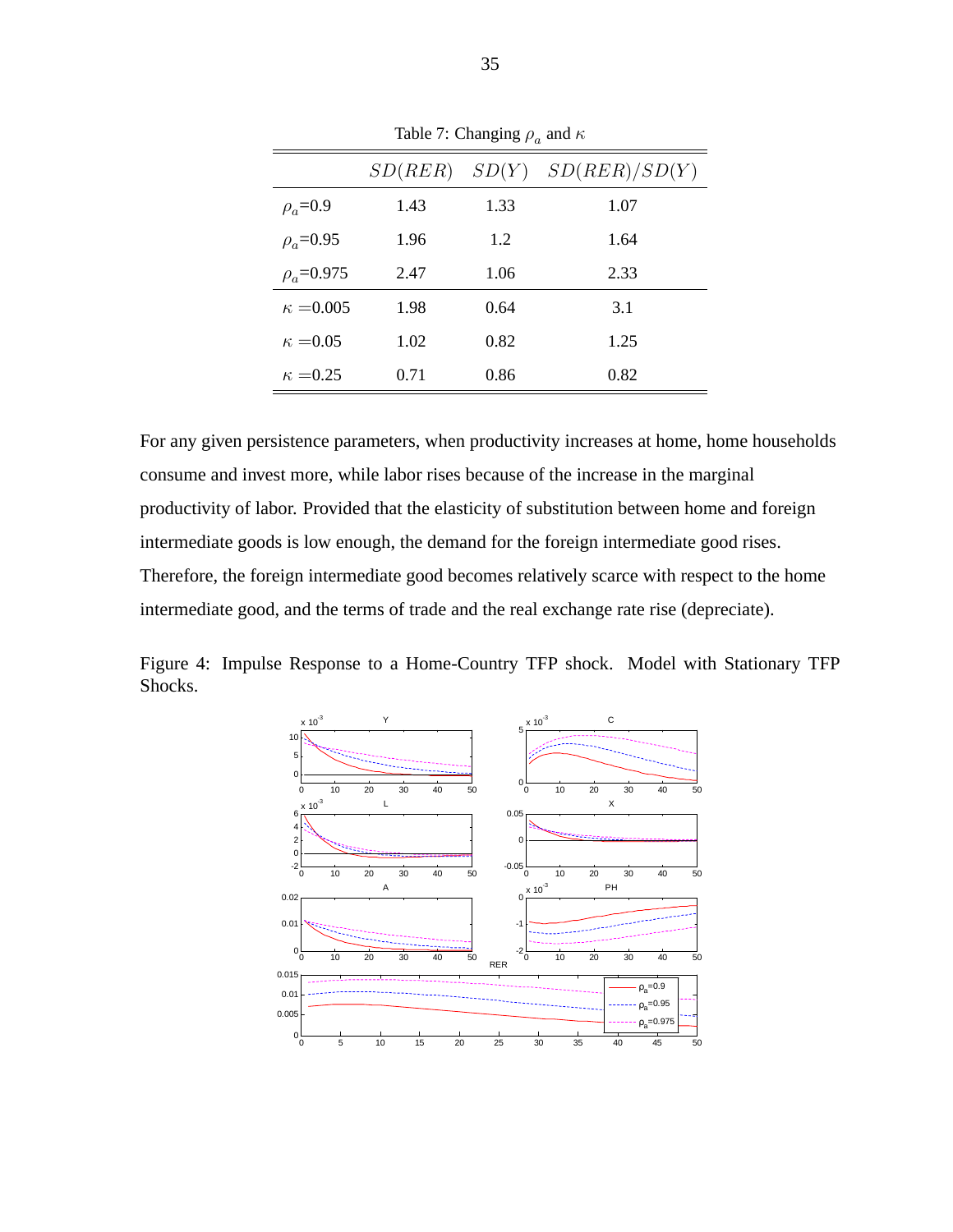Table 7: Changing $\rho_a$ and $\kappa$

| | $SD(RER)$ | $SD(Y)$ | $SD(RER)/SD(Y)$ |
|---|---|---|---|
| $\rho_a$=0.9 | 1.43 | 1.33 | 1.07 |
| $\rho_a$=0.95 | 1.96 | 1.2 | 1.64 |
| $\rho_a$=0.975 | 2.47 | 1.06 | 2.33 |
| $\kappa$ =0.005 | 1.98 | 0.64 | 3.1 |
| $\kappa$ =0.05 | 1.02 | 0.82 | 1.25 |
| $\kappa$ =0.25 | 0.71 | 0.86 | 0.82 |

For any given persistence parameters, when productivity increases at home, home households consume and invest more, while labor rises because of the increase in the marginal productivity of labor. Provided that the elasticity of substitution between home and foreign intermediate goods is low enough, the demand for the foreign intermediate good rises. Therefore, the foreign intermediate good becomes relatively scarce with respect to the home intermediate good, and the terms of trade and the real exchange rate rise (depreciate).

Figure 4: Impulse Response to a Home-Country TFP shock. Model with Stationary TFP Shocks.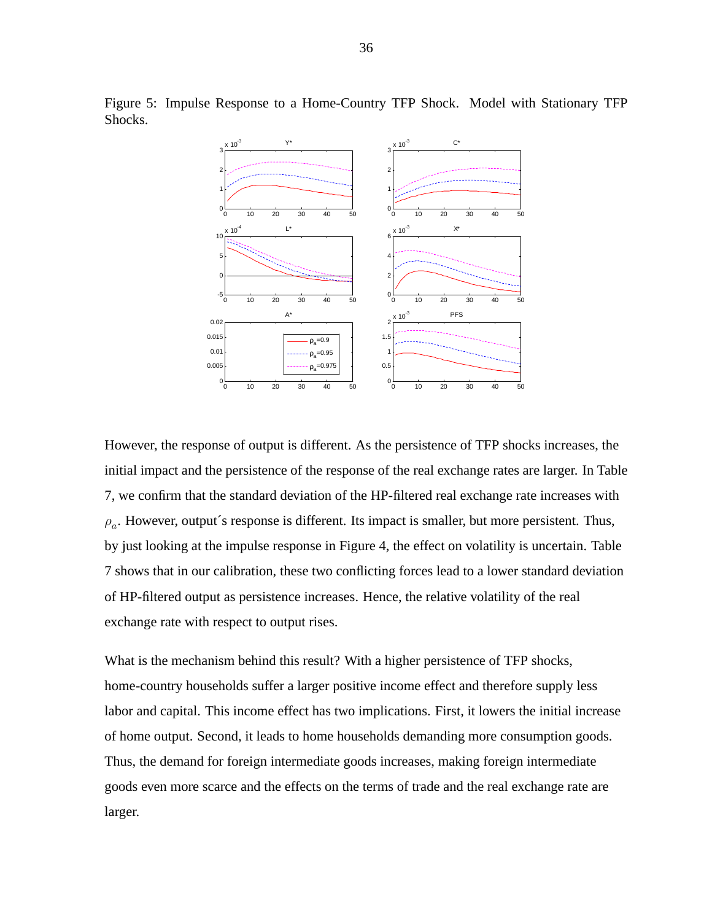Figure 5: Impulse Response to a Home-Country TFP Shock. Model with Stationary TFP Shocks.

However, the response of output is different. As the persistence of TFP shocks increases, the initial impact and the persistence of the response of the real exchange rates are larger. In Table 7, we confirm that the standard deviation of the HP-filtered real exchange rate increases with $\rho_a$. However, output´s response is different. Its impact is smaller, but more persistent. Thus, by just looking at the impulse response in Figure 4, the effect on volatility is uncertain. Table 7 shows that in our calibration, these two conflicting forces lead to a lower standard deviation of HP-filtered output as persistence increases. Hence, the relative volatility of the real exchange rate with respect to output rises.

What is the mechanism behind this result? With a higher persistence of TFP shocks, home-country households suffer a larger positive income effect and therefore supply less labor and capital. This income effect has two implications. First, it lowers the initial increase of home output. Second, it leads to home households demanding more consumption goods. Thus, the demand for foreign intermediate goods increases, making foreign intermediate goods even more scarce and the effects on the terms of trade and the real exchange rate are larger.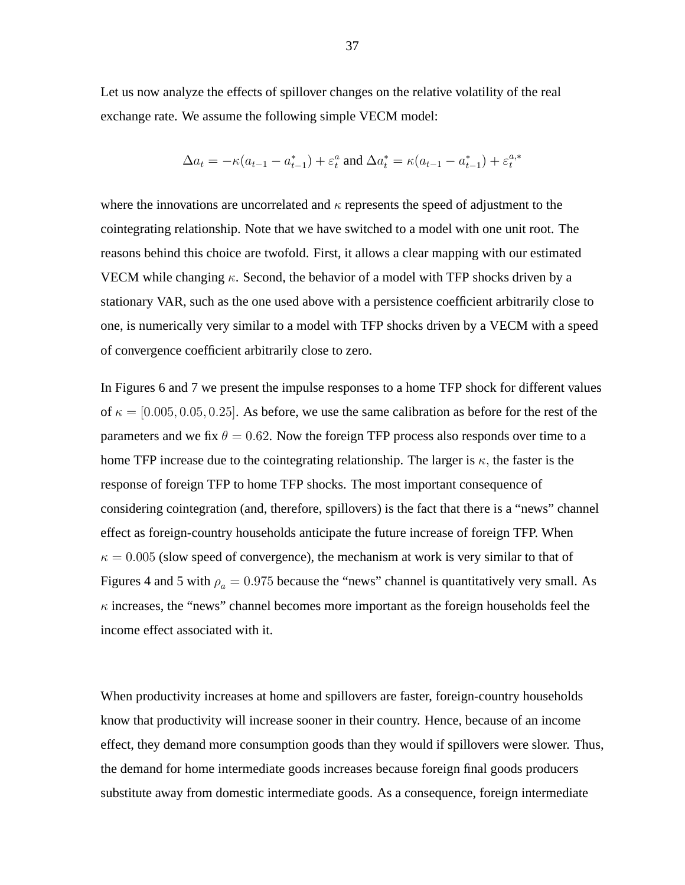Let us now analyze the effects of spillover changes on the relative volatility of the real exchange rate. We assume the following simple VECM model:

$$\Delta a_t = -\kappa(a_{t-1} - a^*_{t-1}) + \varepsilon^a_t \text{ and } \Delta a^*_t = \kappa(a_{t-1} - a^*_{t-1}) + \varepsilon^{a,*}_t$$

where the innovations are uncorrelated and $\kappa$ represents the speed of adjustment to the cointegrating relationship. Note that we have switched to a model with one unit root. The reasons behind this choice are twofold. First, it allows a clear mapping with our estimated VECM while changing $\kappa$. Second, the behavior of a model with TFP shocks driven by a stationary VAR, such as the one used above with a persistence coefficient arbitrarily close to one, is numerically very similar to a model with TFP shocks driven by a VECM with a speed of convergence coefficient arbitrarily close to zero.

In Figures 6 and 7 we present the impulse responses to a home TFP shock for different values of $\kappa = [0.005, 0.05, 0.25]$. As before, we use the same calibration as before for the rest of the parameters and we fix $\theta = 0.62$. Now the foreign TFP process also responds over time to a home TFP increase due to the cointegrating relationship. The larger is $\kappa$, the faster is the response of foreign TFP to home TFP shocks. The most important consequence of considering cointegration (and, therefore, spillovers) is the fact that there is a "news" channel effect as foreign-country households anticipate the future increase of foreign TFP. When $\kappa = 0.005$ (slow speed of convergence), the mechanism at work is very similar to that of Figures 4 and 5 with $\rho_a = 0.975$ because the "news" channel is quantitatively very small. As $\kappa$ increases, the "news" channel becomes more important as the foreign households feel the income effect associated with it.

When productivity increases at home and spillovers are faster, foreign-country households know that productivity will increase sooner in their country. Hence, because of an income effect, they demand more consumption goods than they would if spillovers were slower. Thus, the demand for home intermediate goods increases because foreign final goods producers substitute away from domestic intermediate goods. As a consequence, foreign intermediate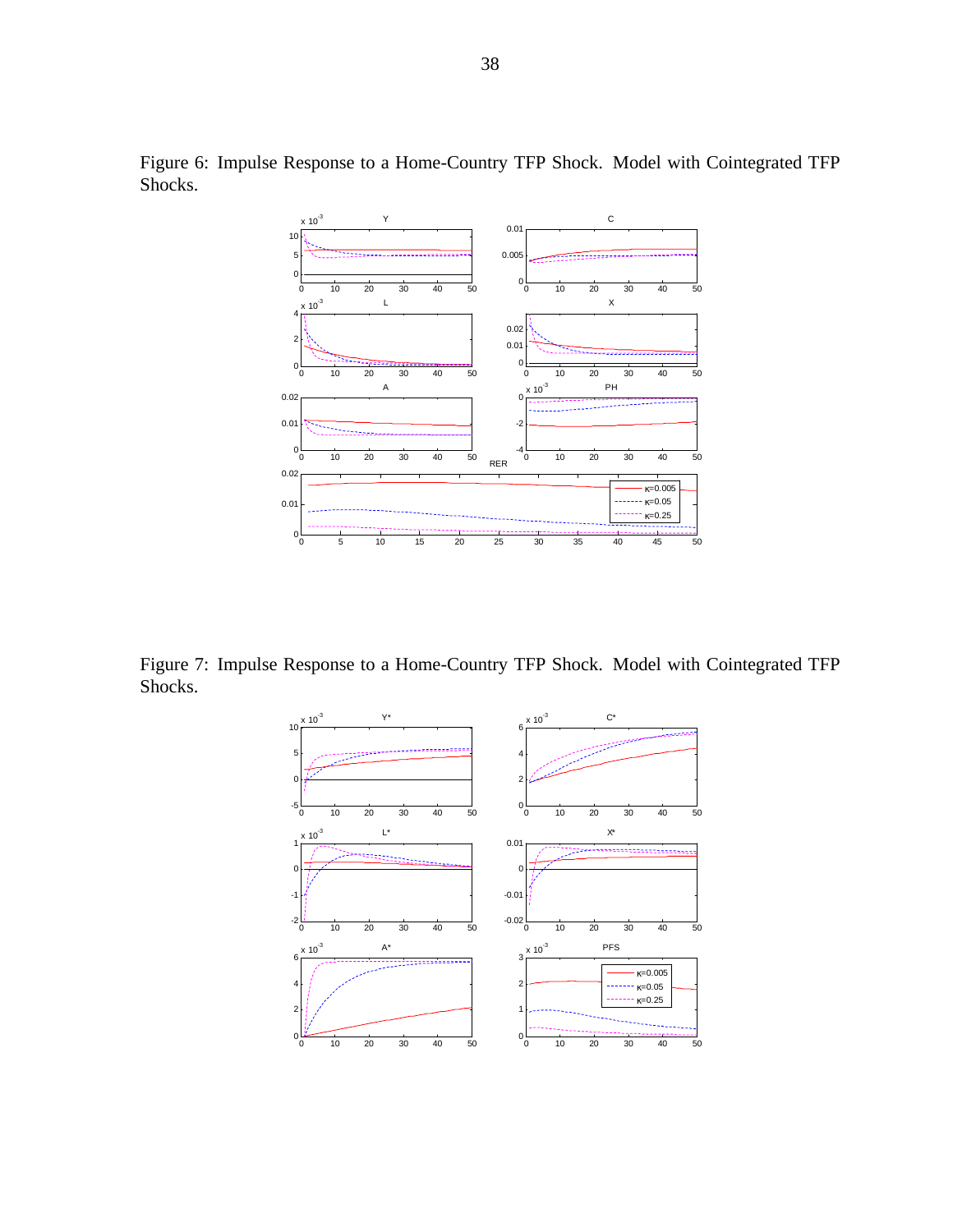Figure 6: Impulse Response to a Home-Country TFP Shock. Model with Cointegrated TFP Shocks.

Figure 7: Impulse Response to a Home-Country TFP Shock. Model with Cointegrated TFP Shocks.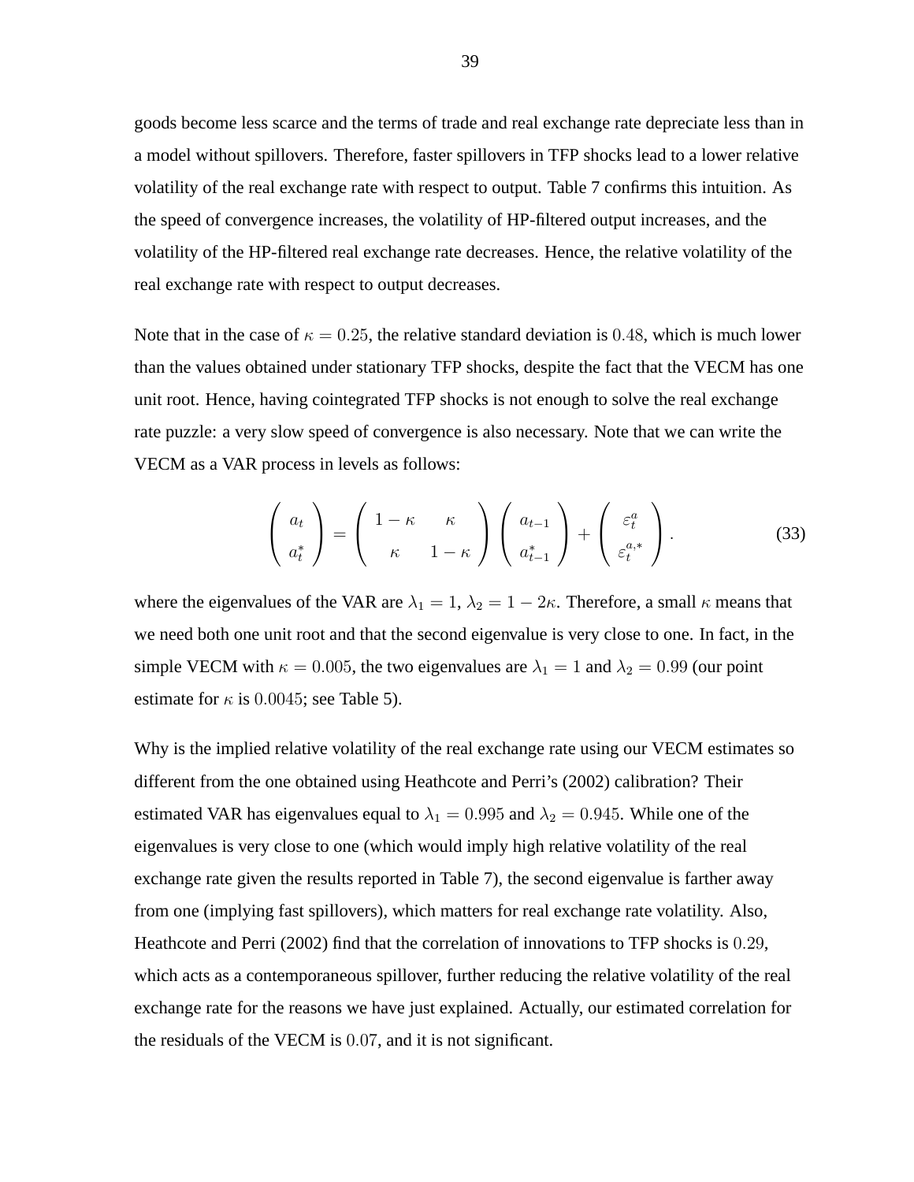goods become less scarce and the terms of trade and real exchange rate depreciate less than in a model without spillovers. Therefore, faster spillovers in TFP shocks lead to a lower relative volatility of the real exchange rate with respect to output. Table 7 confirms this intuition. As the speed of convergence increases, the volatility of HP-filtered output increases, and the volatility of the HP-filtered real exchange rate decreases. Hence, the relative volatility of the real exchange rate with respect to output decreases.

Note that in the case of $\kappa = 0.25$, the relative standard deviation is $0.48$, which is much lower than the values obtained under stationary TFP shocks, despite the fact that the VECM has one unit root. Hence, having cointegrated TFP shocks is not enough to solve the real exchange rate puzzle: a very slow speed of convergence is also necessary. Note that we can write the VECM as a VAR process in levels as follows:

$$\begin{pmatrix} a_t \\ a_t^* \end{pmatrix} = \begin{pmatrix} 1-\kappa & \kappa \\ \kappa & 1-\kappa \end{pmatrix} \begin{pmatrix} a_{t-1} \\ a_{t-1}^* \end{pmatrix} + \begin{pmatrix} \varepsilon_t^a \\ \varepsilon_t^{a,*} \end{pmatrix}. \tag{33}$$

where the eigenvalues of the VAR are $\lambda_1 = 1$, $\lambda_2 = 1 - 2\kappa$. Therefore, a small $\kappa$ means that we need both one unit root and that the second eigenvalue is very close to one. In fact, in the simple VECM with $\kappa = 0.005$, the two eigenvalues are $\lambda_1 = 1$ and $\lambda_2 = 0.99$ (our point estimate for $\kappa$ is $0.0045$; see Table 5).

Why is the implied relative volatility of the real exchange rate using our VECM estimates so different from the one obtained using Heathcote and Perri's (2002) calibration? Their estimated VAR has eigenvalues equal to $\lambda_1 = 0.995$ and $\lambda_2 = 0.945$. While one of the eigenvalues is very close to one (which would imply high relative volatility of the real exchange rate given the results reported in Table 7), the second eigenvalue is farther away from one (implying fast spillovers), which matters for real exchange rate volatility. Also, Heathcote and Perri (2002) find that the correlation of innovations to TFP shocks is $0.29$, which acts as a contemporaneous spillover, further reducing the relative volatility of the real exchange rate for the reasons we have just explained. Actually, our estimated correlation for the residuals of the VECM is $0.07$, and it is not significant.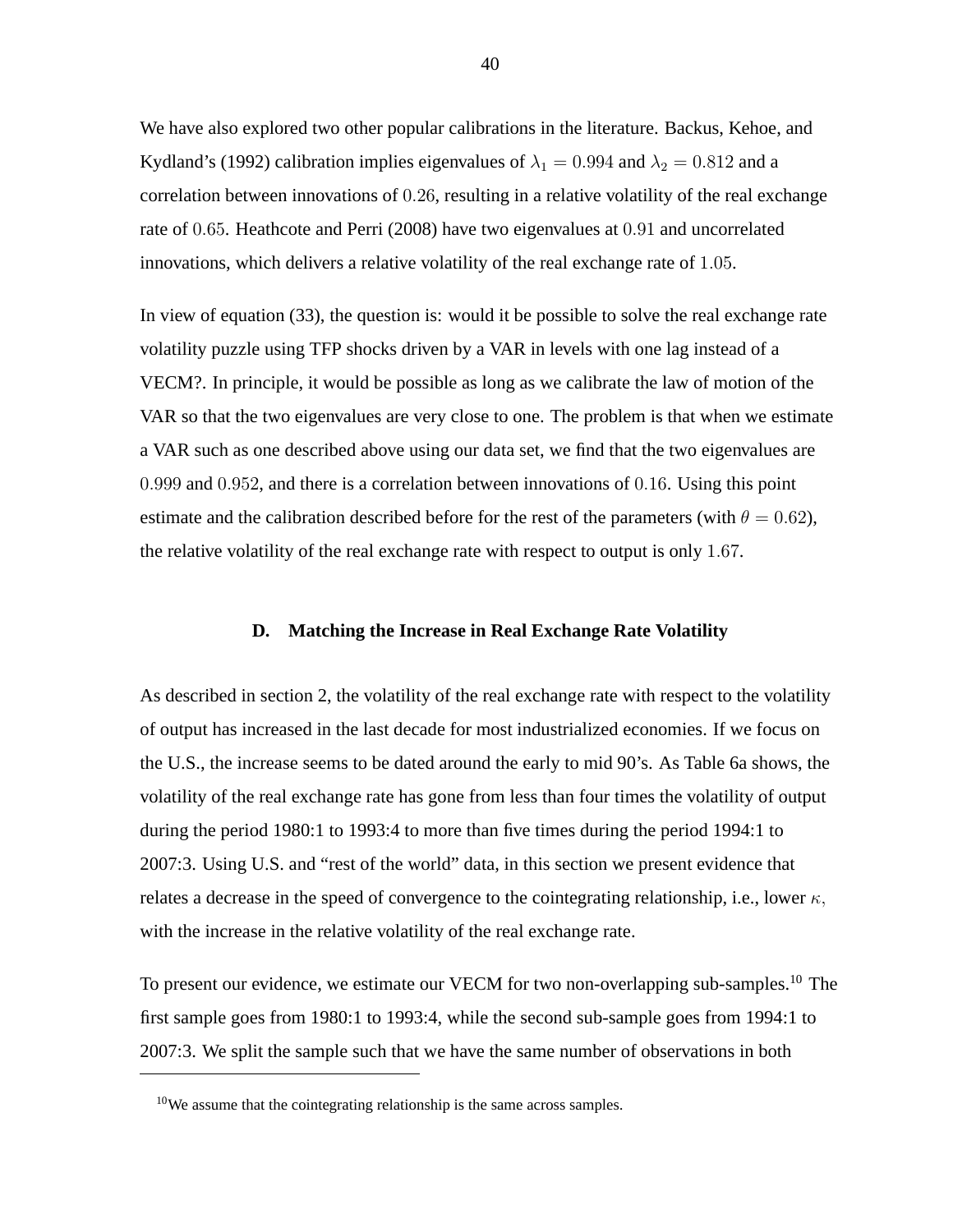We have also explored two other popular calibrations in the literature. Backus, Kehoe, and Kydland's (1992) calibration implies eigenvalues of $\lambda_1 = 0.994$ and $\lambda_2 = 0.812$ and a correlation between innovations of $0.26$, resulting in a relative volatility of the real exchange rate of $0.65$. Heathcote and Perri (2008) have two eigenvalues at $0.91$ and uncorrelated innovations, which delivers a relative volatility of the real exchange rate of $1.05$.

In view of equation (33), the question is: would it be possible to solve the real exchange rate volatility puzzle using TFP shocks driven by a VAR in levels with one lag instead of a VECM?. In principle, it would be possible as long as we calibrate the law of motion of the VAR so that the two eigenvalues are very close to one. The problem is that when we estimate a VAR such as one described above using our data set, we find that the two eigenvalues are $0.999$ and $0.952$, and there is a correlation between innovations of $0.16$. Using this point estimate and the calibration described before for the rest of the parameters (with $\theta = 0.62$), the relative volatility of the real exchange rate with respect to output is only $1.67$.

### D. Matching the Increase in Real Exchange Rate Volatility

As described in section 2, the volatility of the real exchange rate with respect to the volatility of output has increased in the last decade for most industrialized economies. If we focus on the U.S., the increase seems to be dated around the early to mid 90's. As Table 6a shows, the volatility of the real exchange rate has gone from less than four times the volatility of output during the period 1980:1 to 1993:4 to more than five times during the period 1994:1 to 2007:3. Using U.S. and "rest of the world" data, in this section we present evidence that relates a decrease in the speed of convergence to the cointegrating relationship, i.e., lower $\kappa$, with the increase in the relative volatility of the real exchange rate.

To present our evidence, we estimate our VECM for two non-overlapping sub-samples.[10] The first sample goes from 1980:1 to 1993:4, while the second sub-sample goes from 1994:1 to 2007:3. We split the sample such that we have the same number of observations in both

[10] We assume that the cointegrating relationship is the same across samples.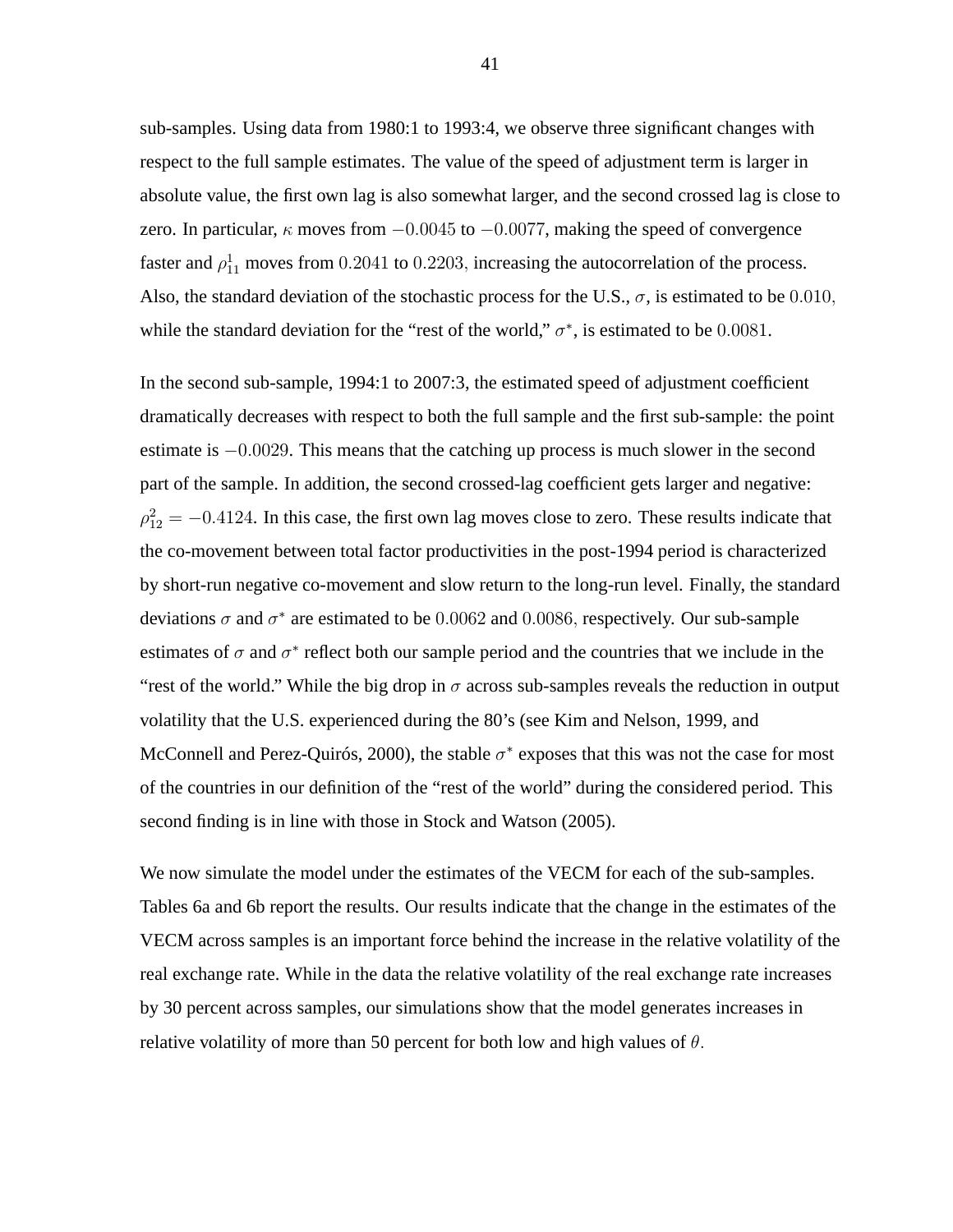sub-samples. Using data from 1980:1 to 1993:4, we observe three significant changes with respect to the full sample estimates. The value of the speed of adjustment term is larger in absolute value, the first own lag is also somewhat larger, and the second crossed lag is close to zero. In particular, $\kappa$ moves from $-0.0045$ to $-0.0077$, making the speed of convergence faster and $\rho_{11}^{1}$ moves from $0.2041$ to $0.2203$, increasing the autocorrelation of the process. Also, the standard deviation of the stochastic process for the U.S., $\sigma$, is estimated to be $0.010$, while the standard deviation for the "rest of the world," $\sigma^{*}$, is estimated to be $0.0081$.

In the second sub-sample, 1994:1 to 2007:3, the estimated speed of adjustment coefficient dramatically decreases with respect to both the full sample and the first sub-sample: the point estimate is $-0.0029$. This means that the catching up process is much slower in the second part of the sample. In addition, the second crossed-lag coefficient gets larger and negative: $\rho_{12}^{2} = -0.4124$. In this case, the first own lag moves close to zero. These results indicate that the co-movement between total factor productivities in the post-1994 period is characterized by short-run negative co-movement and slow return to the long-run level. Finally, the standard deviations $\sigma$ and $\sigma^{*}$ are estimated to be $0.0062$ and $0.0086$, respectively. Our sub-sample estimates of $\sigma$ and $\sigma^{*}$ reflect both our sample period and the countries that we include in the "rest of the world." While the big drop in $\sigma$ across sub-samples reveals the reduction in output volatility that the U.S. experienced during the 80's (see Kim and Nelson, 1999, and McConnell and Perez-Quirós, 2000), the stable $\sigma^{*}$ exposes that this was not the case for most of the countries in our definition of the "rest of the world" during the considered period. This second finding is in line with those in Stock and Watson (2005).

We now simulate the model under the estimates of the VECM for each of the sub-samples. Tables 6a and 6b report the results. Our results indicate that the change in the estimates of the VECM across samples is an important force behind the increase in the relative volatility of the real exchange rate. While in the data the relative volatility of the real exchange rate increases by 30 percent across samples, our simulations show that the model generates increases in relative volatility of more than 50 percent for both low and high values of $\theta$.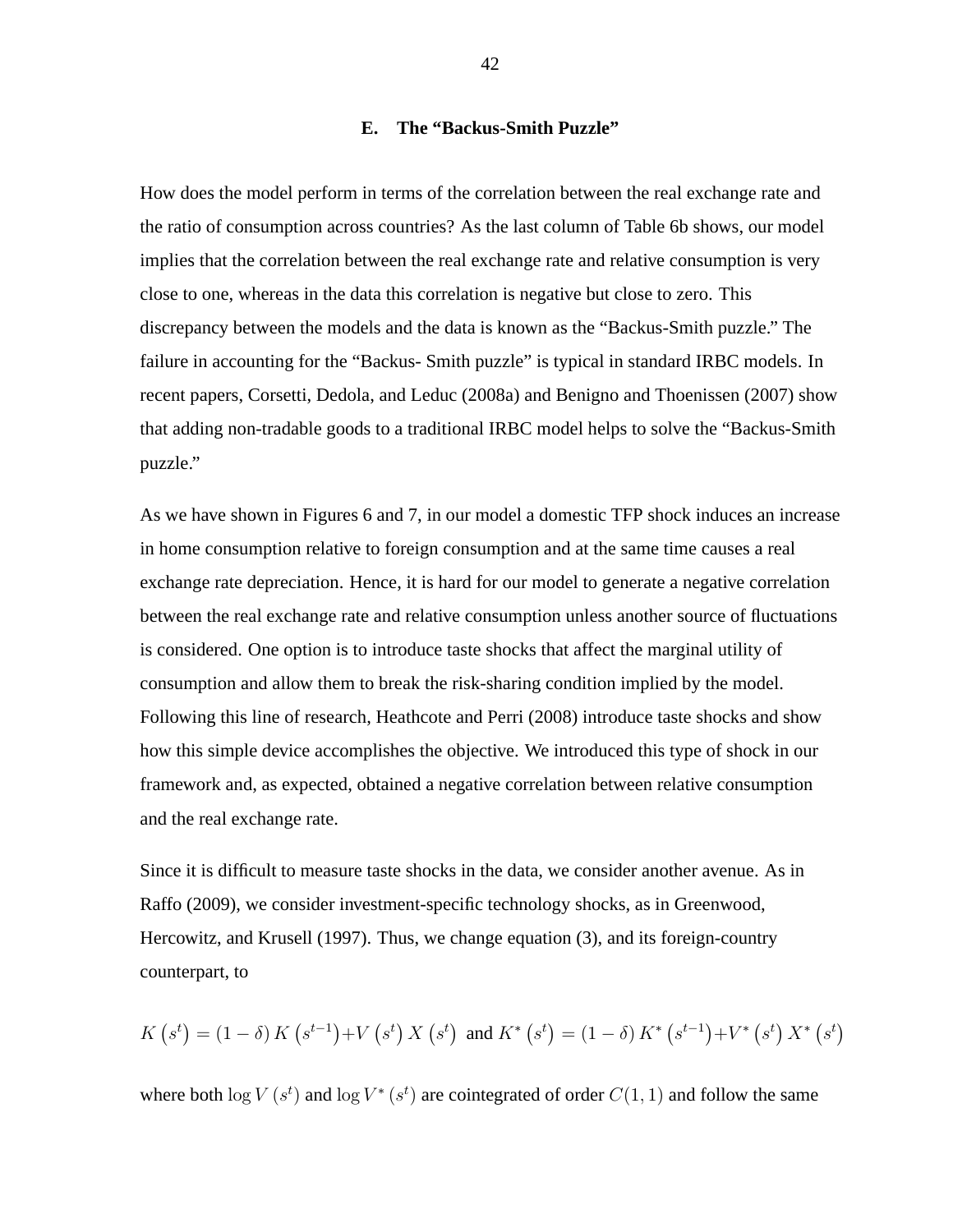### E. The “Backus-Smith Puzzle”

How does the model perform in terms of the correlation between the real exchange rate and the ratio of consumption across countries? As the last column of Table 6b shows, our model implies that the correlation between the real exchange rate and relative consumption is very close to one, whereas in the data this correlation is negative but close to zero. This discrepancy between the models and the data is known as the “Backus-Smith puzzle.” The failure in accounting for the “Backus- Smith puzzle” is typical in standard IRBC models. In recent papers, Corsetti, Dedola, and Leduc (2008a) and Benigno and Thoenissen (2007) show that adding non-tradable goods to a traditional IRBC model helps to solve the “Backus-Smith puzzle.”

As we have shown in Figures 6 and 7, in our model a domestic TFP shock induces an increase in home consumption relative to foreign consumption and at the same time causes a real exchange rate depreciation. Hence, it is hard for our model to generate a negative correlation between the real exchange rate and relative consumption unless another source of fluctuations is considered. One option is to introduce taste shocks that affect the marginal utility of consumption and allow them to break the risk-sharing condition implied by the model. Following this line of research, Heathcote and Perri (2008) introduce taste shocks and show how this simple device accomplishes the objective. We introduced this type of shock in our framework and, as expected, obtained a negative correlation between relative consumption and the real exchange rate.

Since it is difficult to measure taste shocks in the data, we consider another avenue. As in Raffo (2009), we consider investment-specific technology shocks, as in Greenwood, Hercowitz, and Krusell (1997). Thus, we change equation (3), and its foreign-country counterpart, to

$$K\left(s^t\right) = (1-\delta) K\left(s^{t-1}\right) + V\left(s^t\right) X\left(s^t\right) \text{ and } K^*\left(s^t\right) = (1-\delta) K^*\left(s^{t-1}\right) + V^*\left(s^t\right) X^*\left(s^t\right)$$

where both $\log V\left(s^t\right)$ and $\log V^*\left(s^t\right)$ are cointegrated of order $C(1,1)$ and follow the same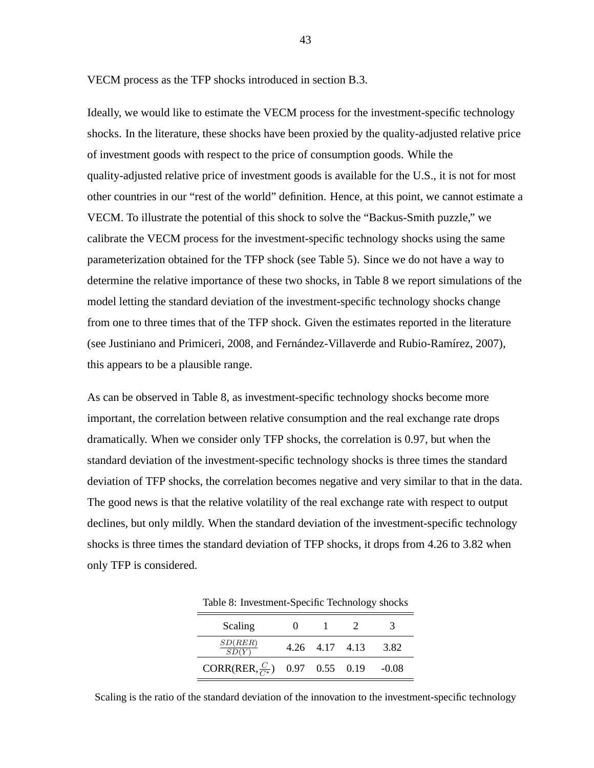VECM process as the TFP shocks introduced in section B.3.

Ideally, we would like to estimate the VECM process for the investment-specific technology shocks. In the literature, these shocks have been proxied by the quality-adjusted relative price of investment goods with respect to the price of consumption goods. While the quality-adjusted relative price of investment goods is available for the U.S., it is not for most other countries in our "rest of the world" definition. Hence, at this point, we cannot estimate a VECM. To illustrate the potential of this shock to solve the "Backus-Smith puzzle," we calibrate the VECM process for the investment-specific technology shocks using the same parameterization obtained for the TFP shock (see Table 5). Since we do not have a way to determine the relative importance of these two shocks, in Table 8 we report simulations of the model letting the standard deviation of the investment-specific technology shocks change from one to three times that of the TFP shock. Given the estimates reported in the literature (see Justiniano and Primiceri, 2008, and Fernández-Villaverde and Rubio-Ramírez, 2007), this appears to be a plausible range.

As can be observed in Table 8, as investment-specific technology shocks become more important, the correlation between relative consumption and the real exchange rate drops dramatically. When we consider only TFP shocks, the correlation is 0.97, but when the standard deviation of the investment-specific technology shocks is three times the standard deviation of TFP shocks, the correlation becomes negative and very similar to that in the data. The good news is that the relative volatility of the real exchange rate with respect to output declines, but only mildly. When the standard deviation of the investment-specific technology shocks is three times the standard deviation of TFP shocks, it drops from 4.26 to 3.82 when only TFP is considered.

Table 8: Investment-Specific Technology shocks

| Scaling | 0 | 1 | 2 | 3 |
|---|---|---|---|---|
| $\frac{SD(RER)}{SD(Y)}$ | 4.26 | 4.17 | 4.13 | 3.82 |
| CORR(RER, $\frac{C}{C^*}$) | 0.97 | 0.55 | 0.19 | -0.08 |

Scaling is the ratio of the standard deviation of the innovation to the investment-specific technology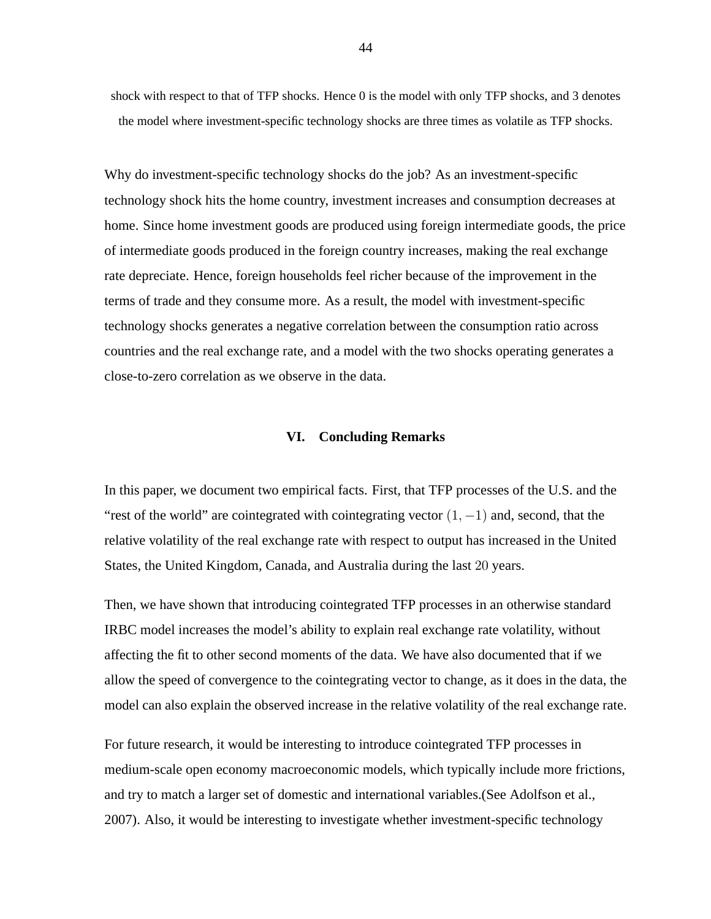shock with respect to that of TFP shocks. Hence 0 is the model with only TFP shocks, and 3 denotes the model where investment-specific technology shocks are three times as volatile as TFP shocks.

Why do investment-specific technology shocks do the job? As an investment-specific technology shock hits the home country, investment increases and consumption decreases at home. Since home investment goods are produced using foreign intermediate goods, the price of intermediate goods produced in the foreign country increases, making the real exchange rate depreciate. Hence, foreign households feel richer because of the improvement in the terms of trade and they consume more. As a result, the model with investment-specific technology shocks generates a negative correlation between the consumption ratio across countries and the real exchange rate, and a model with the two shocks operating generates a close-to-zero correlation as we observe in the data.

## VI. Concluding Remarks

In this paper, we document two empirical facts. First, that TFP processes of the U.S. and the "rest of the world" are cointegrated with cointegrating vector $(1, -1)$ and, second, that the relative volatility of the real exchange rate with respect to output has increased in the United States, the United Kingdom, Canada, and Australia during the last $20$ years.

Then, we have shown that introducing cointegrated TFP processes in an otherwise standard IRBC model increases the model's ability to explain real exchange rate volatility, without affecting the fit to other second moments of the data. We have also documented that if we allow the speed of convergence to the cointegrating vector to change, as it does in the data, the model can also explain the observed increase in the relative volatility of the real exchange rate.

For future research, it would be interesting to introduce cointegrated TFP processes in medium-scale open economy macroeconomic models, which typically include more frictions, and try to match a larger set of domestic and international variables.(See Adolfson et al., 2007). Also, it would be interesting to investigate whether investment-specific technology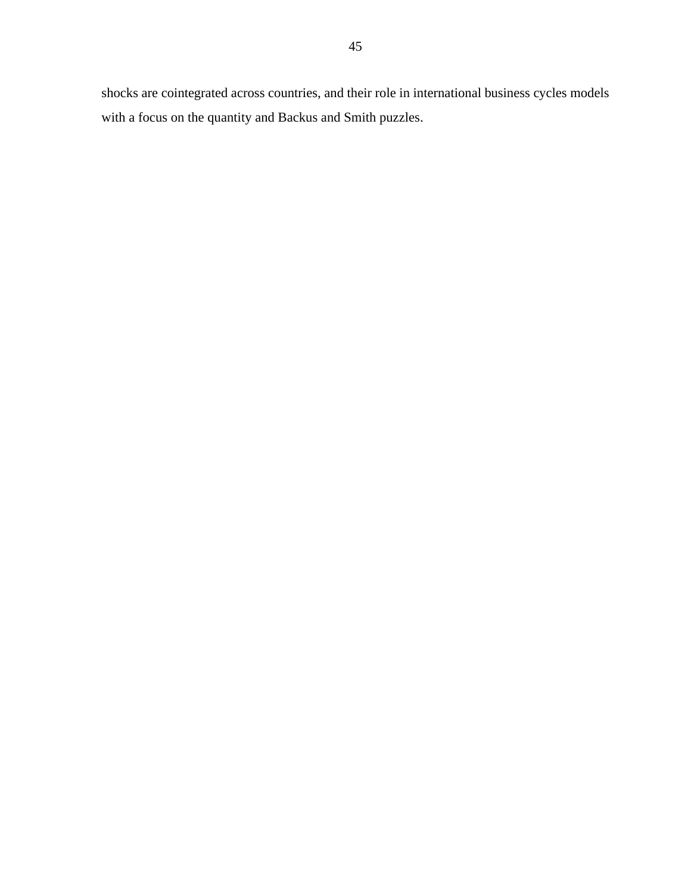shocks are cointegrated across countries, and their role in international business cycles models with a focus on the quantity and Backus and Smith puzzles.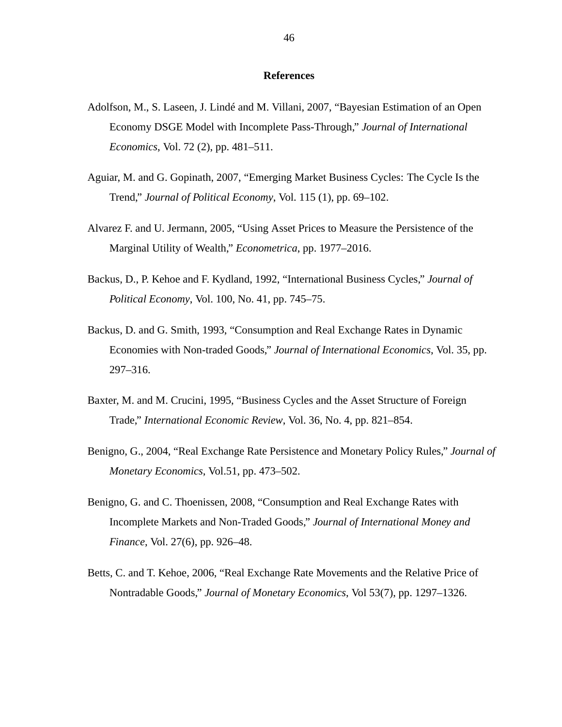## References

Adolfson, M., S. Laseen, J. Lindé and M. Villani, 2007, “Bayesian Estimation of an Open Economy DSGE Model with Incomplete Pass-Through,” *Journal of International Economics*, Vol. 72 (2), pp. 481–511.

Aguiar, M. and G. Gopinath, 2007, “Emerging Market Business Cycles: The Cycle Is the Trend,” *Journal of Political Economy*, Vol. 115 (1), pp. 69–102.

Alvarez F. and U. Jermann, 2005, “Using Asset Prices to Measure the Persistence of the Marginal Utility of Wealth,” *Econometrica*, pp. 1977–2016.

Backus, D., P. Kehoe and F. Kydland, 1992, “International Business Cycles,” *Journal of Political Economy*, Vol. 100, No. 41, pp. 745–75.

Backus, D. and G. Smith, 1993, “Consumption and Real Exchange Rates in Dynamic Economies with Non-traded Goods,” *Journal of International Economics*, Vol. 35, pp. 297–316.

Baxter, M. and M. Crucini, 1995, “Business Cycles and the Asset Structure of Foreign Trade,” *International Economic Review*, Vol. 36, No. 4, pp. 821–854.

Benigno, G., 2004, “Real Exchange Rate Persistence and Monetary Policy Rules,” *Journal of Monetary Economics*, Vol.51, pp. 473–502.

Benigno, G. and C. Thoenissen, 2008, “Consumption and Real Exchange Rates with Incomplete Markets and Non-Traded Goods,” *Journal of International Money and Finance*, Vol. 27(6), pp. 926–48.

Betts, C. and T. Kehoe, 2006, “Real Exchange Rate Movements and the Relative Price of Nontradable Goods,” *Journal of Monetary Economics*, Vol 53(7), pp. 1297–1326.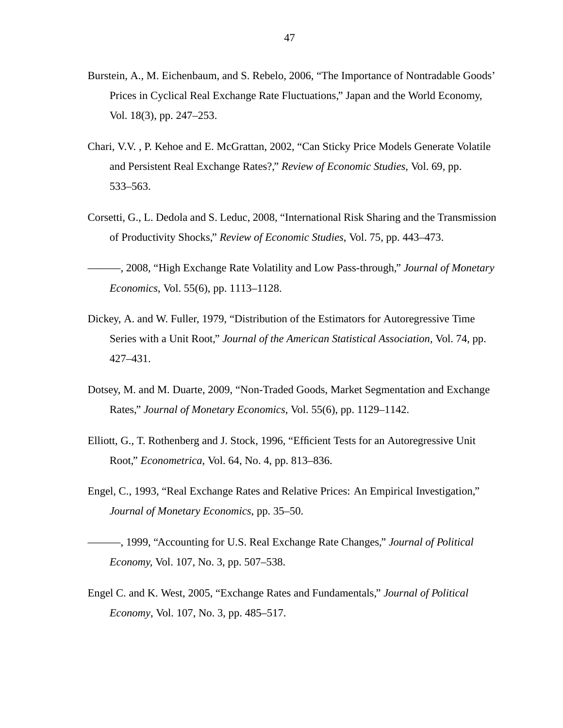Burstein, A., M. Eichenbaum, and S. Rebelo, 2006, “The Importance of Nontradable Goods’ Prices in Cyclical Real Exchange Rate Fluctuations,” Japan and the World Economy, Vol. 18(3), pp. 247–253.

Chari, V.V. , P. Kehoe and E. McGrattan, 2002, “Can Sticky Price Models Generate Volatile and Persistent Real Exchange Rates?,” *Review of Economic Studies*, Vol. 69, pp. 533–563.

Corsetti, G., L. Dedola and S. Leduc, 2008, “International Risk Sharing and the Transmission of Productivity Shocks,” *Review of Economic Studies*, Vol. 75, pp. 443–473.

———, 2008, “High Exchange Rate Volatility and Low Pass-through,” *Journal of Monetary Economics*, Vol. 55(6), pp. 1113–1128.

Dickey, A. and W. Fuller, 1979, “Distribution of the Estimators for Autoregressive Time Series with a Unit Root,” *Journal of the American Statistical Association,* Vol. 74, pp. 427–431.

Dotsey, M. and M. Duarte, 2009, “Non-Traded Goods, Market Segmentation and Exchange Rates,” *Journal of Monetary Economics*, Vol. 55(6), pp. 1129–1142.

Elliott, G., T. Rothenberg and J. Stock, 1996, “Efficient Tests for an Autoregressive Unit Root,” *Econometrica*, Vol. 64, No. 4, pp. 813–836.

Engel, C., 1993, “Real Exchange Rates and Relative Prices: An Empirical Investigation,” *Journal of Monetary Economics*, pp. 35–50.

———, 1999, “Accounting for U.S. Real Exchange Rate Changes,” *Journal of Political Economy*, Vol. 107, No. 3, pp. 507–538.

Engel C. and K. West, 2005, “Exchange Rates and Fundamentals,” *Journal of Political Economy*, Vol. 107, No. 3, pp. 485–517.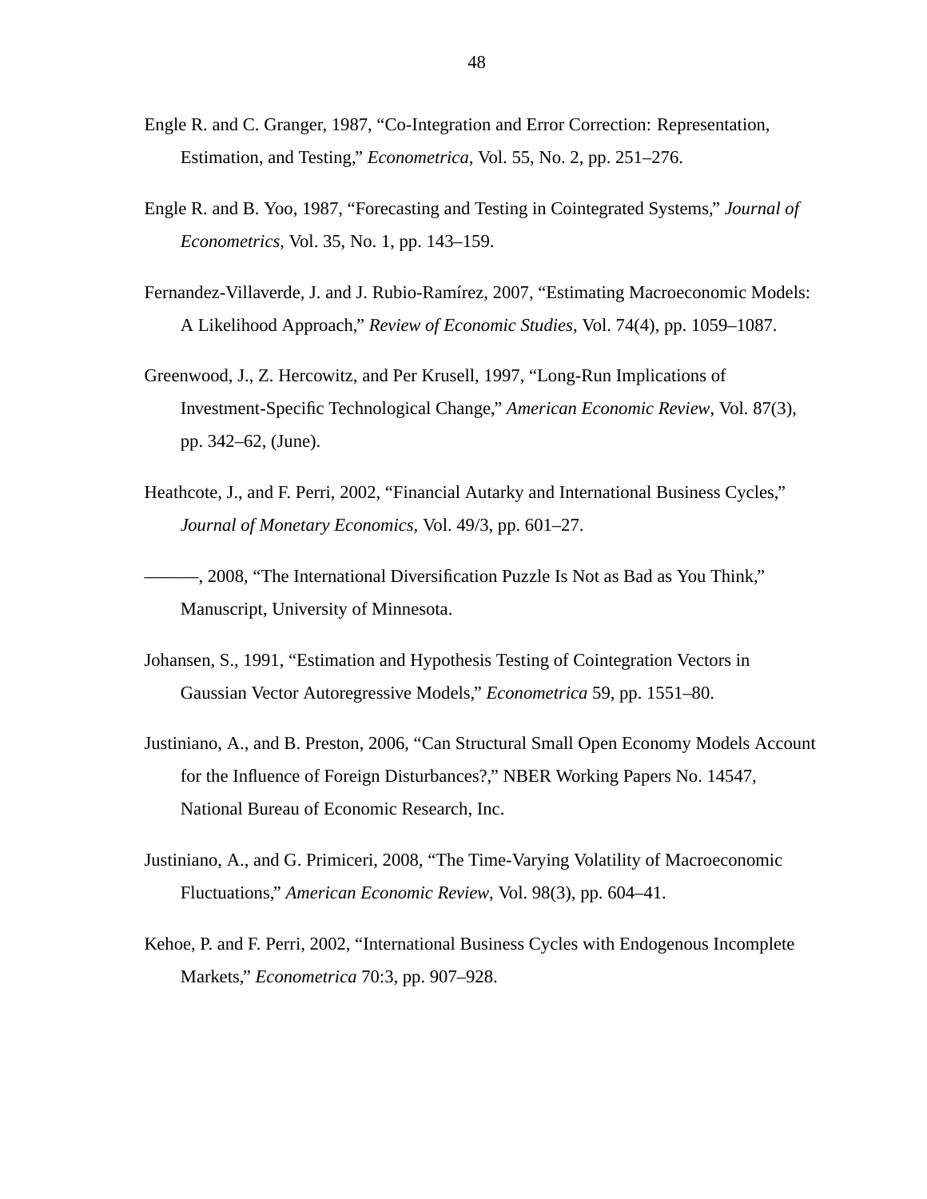Engle R. and C. Granger, 1987, "Co-Integration and Error Correction: Representation, Estimation, and Testing," *Econometrica*, Vol. 55, No. 2, pp. 251–276.

Engle R. and B. Yoo, 1987, "Forecasting and Testing in Cointegrated Systems," *Journal of Econometrics*, Vol. 35, No. 1, pp. 143–159.

Fernandez-Villaverde, J. and J. Rubio-Ramírez, 2007, "Estimating Macroeconomic Models: A Likelihood Approach," *Review of Economic Studies*, Vol. 74(4), pp. 1059–1087.

Greenwood, J., Z. Hercowitz, and Per Krusell, 1997, "Long-Run Implications of Investment-Specific Technological Change," *American Economic Review*, Vol. 87(3), pp. 342–62, (June).

Heathcote, J., and F. Perri, 2002, "Financial Autarky and International Business Cycles," *Journal of Monetary Economics*, Vol. 49/3, pp. 601–27.

———, 2008, "The International Diversification Puzzle Is Not as Bad as You Think," Manuscript, University of Minnesota.

Johansen, S., 1991, "Estimation and Hypothesis Testing of Cointegration Vectors in Gaussian Vector Autoregressive Models," *Econometrica* 59, pp. 1551–80.

Justiniano, A., and B. Preston, 2006, "Can Structural Small Open Economy Models Account for the Influence of Foreign Disturbances?," NBER Working Papers No. 14547, National Bureau of Economic Research, Inc.

Justiniano, A., and G. Primiceri, 2008, "The Time-Varying Volatility of Macroeconomic Fluctuations," *American Economic Review*, Vol. 98(3), pp. 604–41.

Kehoe, P. and F. Perri, 2002, "International Business Cycles with Endogenous Incomplete Markets," *Econometrica* 70:3, pp. 907–928.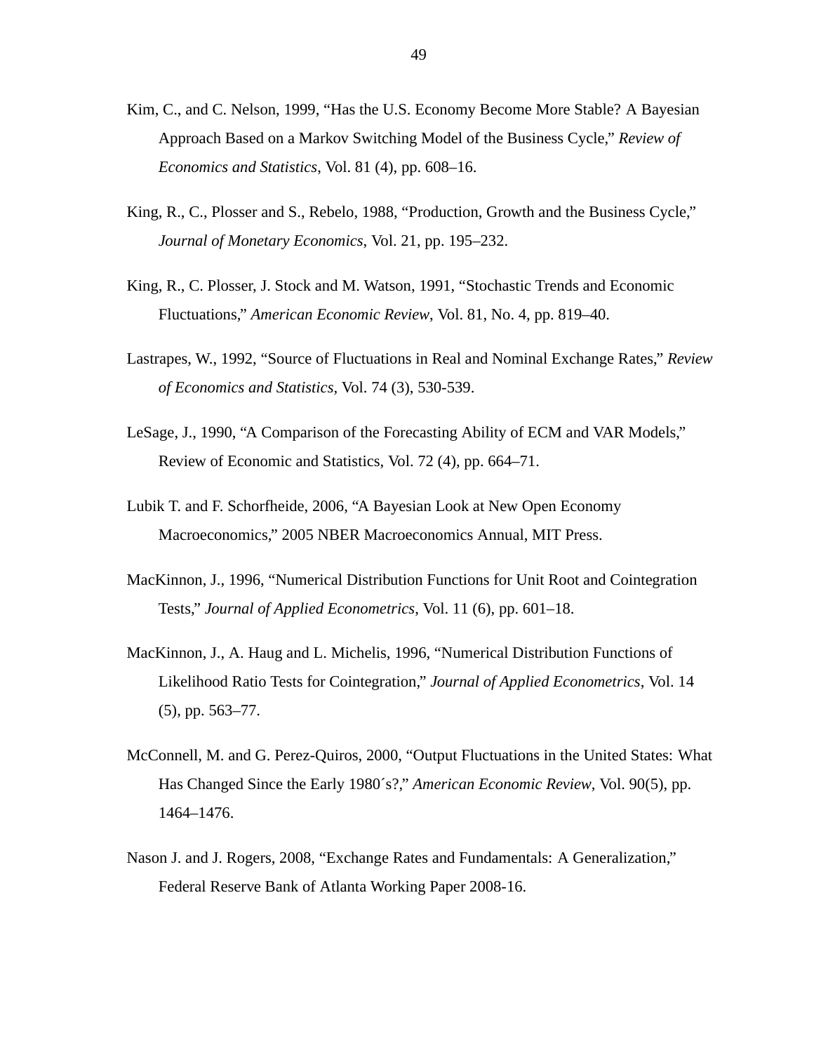Kim, C., and C. Nelson, 1999, "Has the U.S. Economy Become More Stable? A Bayesian Approach Based on a Markov Switching Model of the Business Cycle," *Review of Economics and Statistics*, Vol. 81 (4), pp. 608–16.

King, R., C., Plosser and S., Rebelo, 1988, "Production, Growth and the Business Cycle," *Journal of Monetary Economics*, Vol. 21, pp. 195–232.

King, R., C. Plosser, J. Stock and M. Watson, 1991, "Stochastic Trends and Economic Fluctuations," *American Economic Review*, Vol. 81, No. 4, pp. 819–40.

Lastrapes, W., 1992, "Source of Fluctuations in Real and Nominal Exchange Rates," *Review of Economics and Statistics*, Vol. 74 (3), 530-539.

LeSage, J., 1990, "A Comparison of the Forecasting Ability of ECM and VAR Models," Review of Economic and Statistics, Vol. 72 (4), pp. 664–71.

Lubik T. and F. Schorfheide, 2006, "A Bayesian Look at New Open Economy Macroeconomics," 2005 NBER Macroeconomics Annual, MIT Press.

MacKinnon, J., 1996, "Numerical Distribution Functions for Unit Root and Cointegration Tests," *Journal of Applied Econometrics*, Vol. 11 (6), pp. 601–18.

MacKinnon, J., A. Haug and L. Michelis, 1996, "Numerical Distribution Functions of Likelihood Ratio Tests for Cointegration," *Journal of Applied Econometrics*, Vol. 14 (5), pp. 563–77.

McConnell, M. and G. Perez-Quiros, 2000, "Output Fluctuations in the United States: What Has Changed Since the Early 1980´s?," *American Economic Review*, Vol. 90(5), pp. 1464–1476.

Nason J. and J. Rogers, 2008, "Exchange Rates and Fundamentals: A Generalization," Federal Reserve Bank of Atlanta Working Paper 2008-16.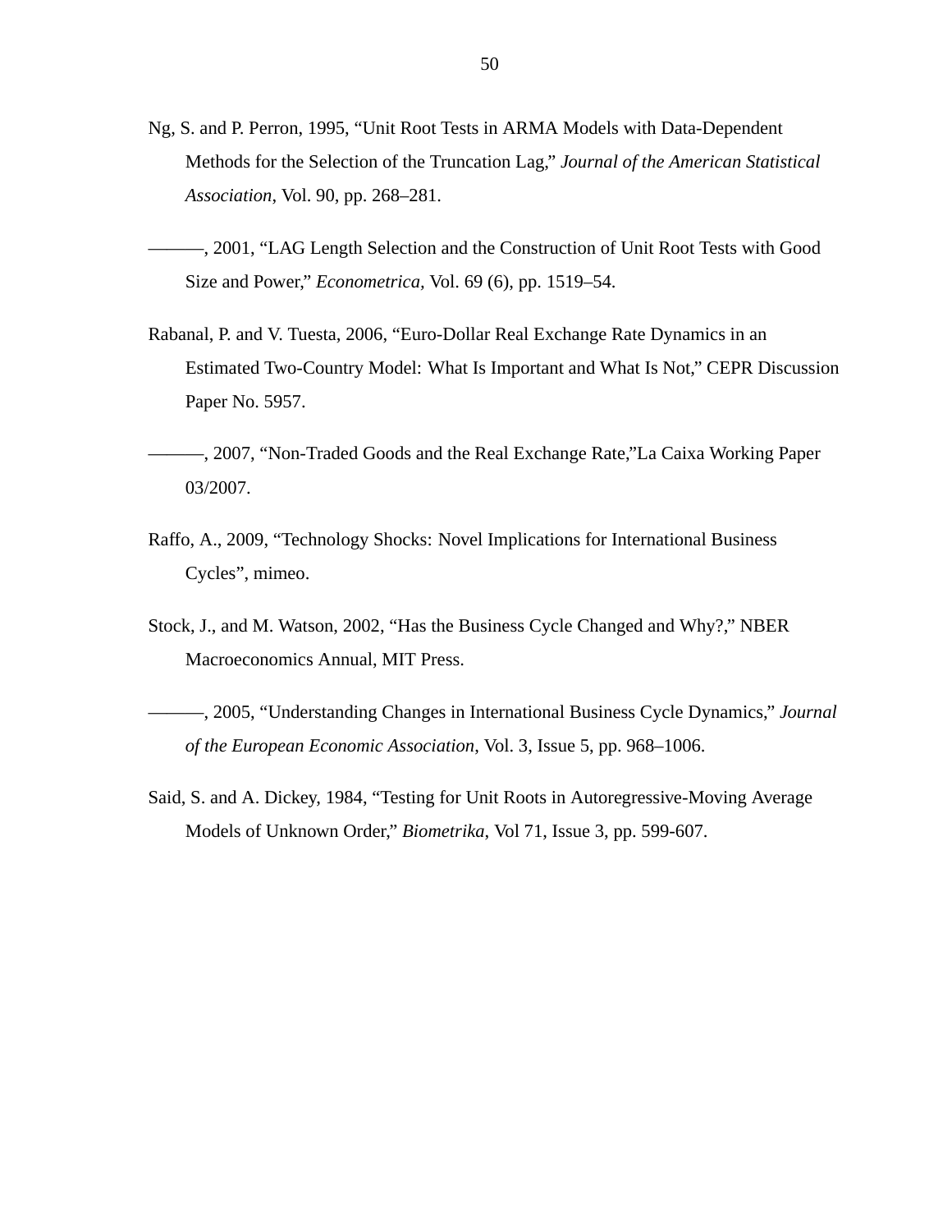Ng, S. and P. Perron, 1995, "Unit Root Tests in ARMA Models with Data-Dependent Methods for the Selection of the Truncation Lag," *Journal of the American Statistical Association*, Vol. 90, pp. 268–281.

———, 2001, "LAG Length Selection and the Construction of Unit Root Tests with Good Size and Power," *Econometrica,* Vol. 69 (6), pp. 1519–54.

Rabanal, P. and V. Tuesta, 2006, "Euro-Dollar Real Exchange Rate Dynamics in an Estimated Two-Country Model: What Is Important and What Is Not," CEPR Discussion Paper No. 5957.

———, 2007, "Non-Traded Goods and the Real Exchange Rate,"La Caixa Working Paper 03/2007.

Raffo, A., 2009, "Technology Shocks: Novel Implications for International Business Cycles", mimeo.

Stock, J., and M. Watson, 2002, "Has the Business Cycle Changed and Why?," NBER Macroeconomics Annual, MIT Press.

———, 2005, "Understanding Changes in International Business Cycle Dynamics," *Journal of the European Economic Association*, Vol. 3, Issue 5, pp. 968–1006.

Said, S. and A. Dickey, 1984, "Testing for Unit Roots in Autoregressive-Moving Average Models of Unknown Order," *Biometrika*, Vol 71, Issue 3, pp. 599-607.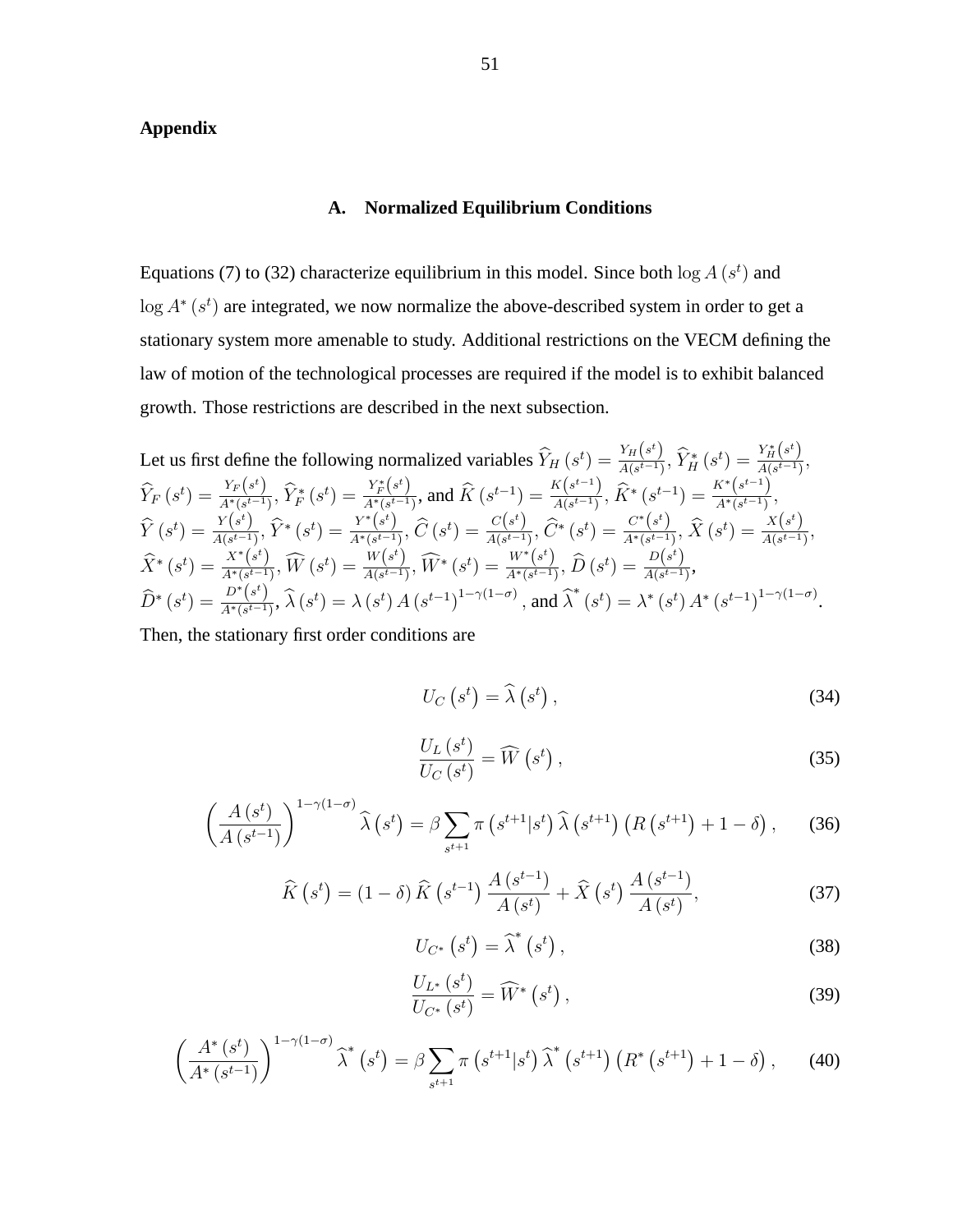## Appendix

### A. Normalized Equilibrium Conditions

Equations (7) to (32) characterize equilibrium in this model. Since both $\log A(s^t)$ and $\log A^*(s^t)$ are integrated, we now normalize the above-described system in order to get a stationary system more amenable to study. Additional restrictions on the VECM defining the law of motion of the technological processes are required if the model is to exhibit balanced growth. Those restrictions are described in the next subsection.

Let us first define the following normalized variables $\widehat{Y}_H(s^t) = \frac{Y_H(s^t)}{A(s^{t-1})}$, $\widehat{Y}_H^*(s^t) = \frac{Y_H^*(s^t)}{A(s^{t-1})}$, $\widehat{Y}_F(s^t) = \frac{Y_F(s^t)}{A^*(s^{t-1})}$, $\widehat{Y}_F^*(s^t) = \frac{Y_F^*(s^t)}{A^*(s^{t-1})}$, and $\widehat{K}(s^{t-1}) = \frac{K(s^{t-1})}{A(s^{t-1})}$, $\widehat{K}^*(s^{t-1}) = \frac{K^*(s^{t-1})}{A^*(s^{t-1})}$, $\widehat{Y}(s^t) = \frac{Y(s^t)}{A(s^{t-1})}$, $\widehat{Y}^*(s^t) = \frac{Y^*(s^t)}{A^*(s^{t-1})}$, $\widehat{C}(s^t) = \frac{C(s^t)}{A(s^{t-1})}$, $\widehat{C}^*(s^t) = \frac{C^*(s^t)}{A^*(s^{t-1})}$, $\widehat{X}(s^t) = \frac{X(s^t)}{A(s^{t-1})}$, $\widehat{X}^*(s^t) = \frac{X^*(s^t)}{A^*(s^{t-1})}$, $\widehat{W}(s^t) = \frac{W(s^t)}{A(s^{t-1})}$, $\widehat{W}^*(s^t) = \frac{W^*(s^t)}{A^*(s^{t-1})}$, $\widehat{D}(s^t) = \frac{D(s^t)}{A(s^{t-1})}$, $\widehat{D}^*(s^t) = \frac{D^*(s^t)}{A^*(s^{t-1})}$, $\widehat{\lambda}(s^t) = \lambda(s^t)A(s^{t-1})^{1-\gamma(1-\sigma)}$, and $\widehat{\lambda}^*(s^t) = \lambda^*(s^t)A^*(s^{t-1})^{1-\gamma(1-\sigma)}$.

Then, the stationary first order conditions are

$$U_C(s^t) = \widehat{\lambda}(s^t), \tag{34}$$

$$\frac{U_L(s^t)}{U_C(s^t)} = \widehat{W}(s^t), \tag{35}$$

$$\left(\frac{A(s^t)}{A(s^{t-1})}\right)^{1-\gamma(1-\sigma)} \widehat{\lambda}(s^t) = \beta \sum_{s^{t+1}} \pi(s^{t+1}|s^t)\, \widehat{\lambda}(s^{t+1})\left(R(s^{t+1}) + 1 - \delta\right), \tag{36}$$

$$\widehat{K}(s^t) = (1-\delta)\widehat{K}(s^{t-1})\frac{A(s^{t-1})}{A(s^t)} + \widehat{X}(s^t)\frac{A(s^{t-1})}{A(s^t)}, \tag{37}$$

$$U_{C^*}(s^t) = \widehat{\lambda}^*(s^t), \tag{38}$$

$$\frac{U_{L^*}(s^t)}{U_{C^*}(s^t)} = \widehat{W}^*(s^t), \tag{39}$$

$$\left(\frac{A^*(s^t)}{A^*(s^{t-1})}\right)^{1-\gamma(1-\sigma)} \widehat{\lambda}^*(s^t) = \beta \sum_{s^{t+1}} \pi(s^{t+1}|s^t)\, \widehat{\lambda}^*(s^{t+1})\left(R^*(s^{t+1}) + 1 - \delta\right), \tag{40}$$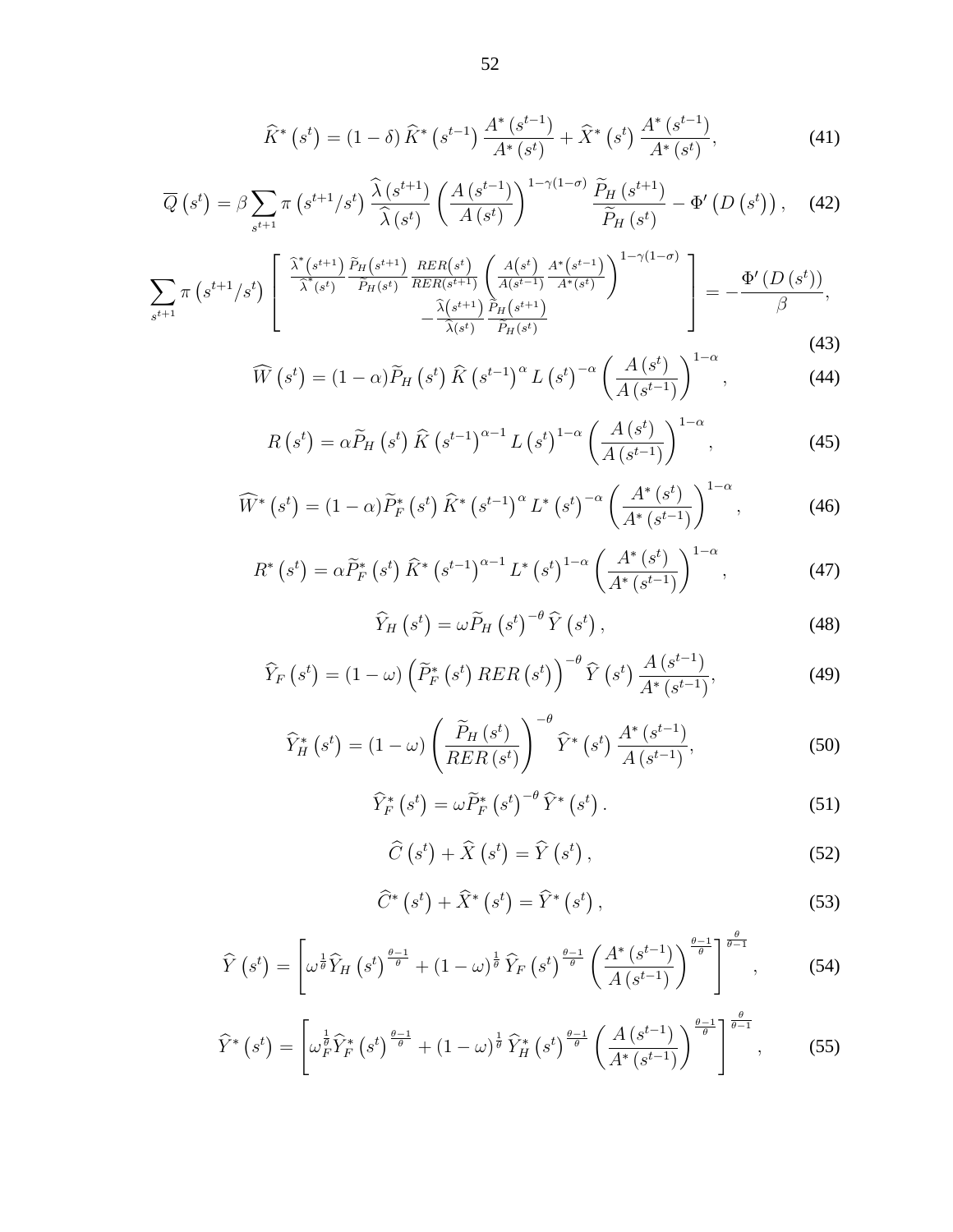$$\widehat{K}^*\left(s^t\right) = (1-\delta)\,\widehat{K}^*\left(s^{t-1}\right)\frac{A^*\left(s^{t-1}\right)}{A^*\left(s^t\right)} + \widehat{X}^*\left(s^t\right)\frac{A^*\left(s^{t-1}\right)}{A^*\left(s^t\right)}, \tag{41}$$

$$\overline{Q}\left(s^t\right) = \beta\sum_{s^{t+1}}\pi\left(s^{t+1}/s^t\right)\frac{\widehat{\lambda}\left(s^{t+1}\right)}{\widehat{\lambda}\left(s^t\right)}\left(\frac{A\left(s^{t-1}\right)}{A\left(s^t\right)}\right)^{1-\gamma(1-\sigma)}\frac{\widetilde{P}_H\left(s^{t+1}\right)}{\widetilde{P}_H\left(s^t\right)} - \Phi'\left(D\left(s^t\right)\right), \tag{42}$$

$$\sum_{s^{t+1}}\pi\left(s^{t+1}/s^t\right)\left[\begin{array}{c}\frac{\widehat{\lambda}^*\left(s^{t+1}\right)}{\widehat{\lambda}^*\left(s^t\right)}\frac{\widetilde{P}_H\left(s^{t+1}\right)}{\widetilde{P}_H\left(s^t\right)}\frac{RER\left(s^t\right)}{RER\left(s^{t+1}\right)}\left(\frac{A\left(s^t\right)}{A\left(s^{t-1}\right)}\frac{A^*\left(s^{t-1}\right)}{A^*\left(s^t\right)}\right)^{1-\gamma(1-\sigma)} \\ -\frac{\widehat{\lambda}\left(s^{t+1}\right)}{\widehat{\lambda}\left(s^t\right)}\frac{\widetilde{P}_H\left(s^{t+1}\right)}{\widetilde{P}_H\left(s^t\right)}\end{array}\right] = -\frac{\Phi'\left(D\left(s^t\right)\right)}{\beta}, \tag{43}$$

$$\widehat{W}\left(s^t\right) = (1-\alpha)\widetilde{P}_H\left(s^t\right)\widehat{K}\left(s^{t-1}\right)^{\alpha}L\left(s^t\right)^{-\alpha}\left(\frac{A\left(s^t\right)}{A\left(s^{t-1}\right)}\right)^{1-\alpha}, \tag{44}$$

$$R\left(s^t\right) = \alpha\widetilde{P}_H\left(s^t\right)\widehat{K}\left(s^{t-1}\right)^{\alpha-1}L\left(s^t\right)^{1-\alpha}\left(\frac{A\left(s^t\right)}{A\left(s^{t-1}\right)}\right)^{1-\alpha}, \tag{45}$$

$$\widehat{W}^*\left(s^t\right) = (1-\alpha)\widetilde{P}^*_F\left(s^t\right)\widehat{K}^*\left(s^{t-1}\right)^{\alpha}L^*\left(s^t\right)^{-\alpha}\left(\frac{A^*\left(s^t\right)}{A^*\left(s^{t-1}\right)}\right)^{1-\alpha}, \tag{46}$$

$$R^*\left(s^t\right) = \alpha\widetilde{P}^*_F\left(s^t\right)\widehat{K}^*\left(s^{t-1}\right)^{\alpha-1}L^*\left(s^t\right)^{1-\alpha}\left(\frac{A^*\left(s^t\right)}{A^*\left(s^{t-1}\right)}\right)^{1-\alpha}, \tag{47}$$

$$\widehat{Y}_H\left(s^t\right) = \omega\widetilde{P}_H\left(s^t\right)^{-\theta}\widehat{Y}\left(s^t\right), \tag{48}$$

$$\widehat{Y}_F\left(s^t\right) = (1-\omega)\left(\widetilde{P}^*_F\left(s^t\right)RER\left(s^t\right)\right)^{-\theta}\widehat{Y}\left(s^t\right)\frac{A\left(s^{t-1}\right)}{A^*\left(s^{t-1}\right)}, \tag{49}$$

$$\widehat{Y}^*_H\left(s^t\right) = (1-\omega)\left(\frac{\widetilde{P}_H\left(s^t\right)}{RER\left(s^t\right)}\right)^{-\theta}\widehat{Y}^*\left(s^t\right)\frac{A^*\left(s^{t-1}\right)}{A\left(s^{t-1}\right)}, \tag{50}$$

$$\widehat{Y}^*_F\left(s^t\right) = \omega\widetilde{P}^*_F\left(s^t\right)^{-\theta}\widehat{Y}^*\left(s^t\right). \tag{51}$$

$$\widehat{C}\left(s^t\right) + \widehat{X}\left(s^t\right) = \widehat{Y}\left(s^t\right), \tag{52}$$

$$\widehat{C}^*\left(s^t\right) + \widehat{X}^*\left(s^t\right) = \widehat{Y}^*\left(s^t\right), \tag{53}$$

$$\widehat{Y}\left(s^t\right) = \left[\omega^{\frac{1}{\theta}}\widehat{Y}_H\left(s^t\right)^{\frac{\theta-1}{\theta}} + (1-\omega)^{\frac{1}{\theta}}\widehat{Y}_F\left(s^t\right)^{\frac{\theta-1}{\theta}}\left(\frac{A^*\left(s^{t-1}\right)}{A\left(s^{t-1}\right)}\right)^{\frac{\theta-1}{\theta}}\right]^{\frac{\theta}{\theta-1}}, \tag{54}$$

$$\widehat{Y}^*\left(s^t\right) = \left[\omega_F^{\frac{1}{\theta}}\widehat{Y}^*_F\left(s^t\right)^{\frac{\theta-1}{\theta}} + (1-\omega)^{\frac{1}{\theta}}\widehat{Y}^*_H\left(s^t\right)^{\frac{\theta-1}{\theta}}\left(\frac{A\left(s^{t-1}\right)}{A^*\left(s^{t-1}\right)}\right)^{\frac{\theta-1}{\theta}}\right]^{\frac{\theta}{\theta-1}}, \tag{55}$$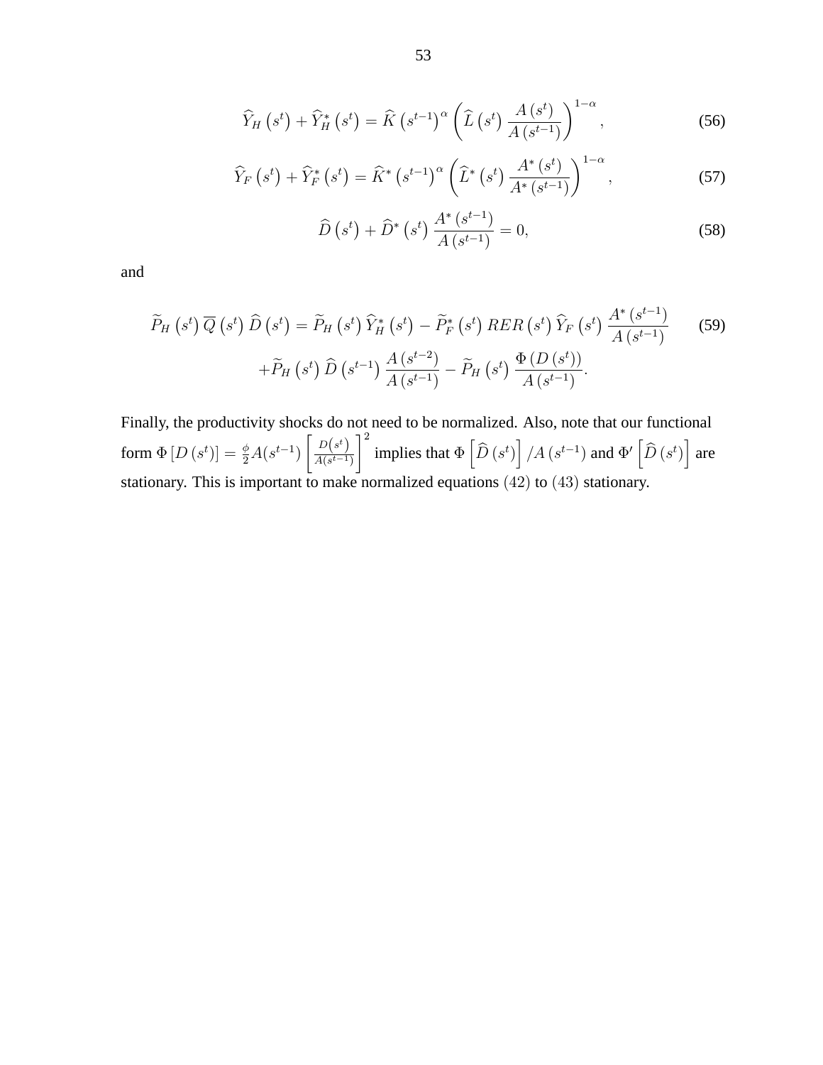$$\widehat{Y}_H\left(s^t\right) + \widehat{Y}_H^*\left(s^t\right) = \widehat{K}\left(s^{t-1}\right)^{\alpha}\left(\widehat{L}\left(s^t\right)\frac{A\left(s^t\right)}{A\left(s^{t-1}\right)}\right)^{1-\alpha}, \tag{56}$$

$$\widehat{Y}_F\left(s^t\right) + \widehat{Y}_F^*\left(s^t\right) = \widehat{K}^*\left(s^{t-1}\right)^{\alpha}\left(\widehat{L}^*\left(s^t\right)\frac{A^*\left(s^t\right)}{A^*\left(s^{t-1}\right)}\right)^{1-\alpha}, \tag{57}$$

$$\widehat{D}\left(s^t\right) + \widehat{D}^*\left(s^t\right)\frac{A^*\left(s^{t-1}\right)}{A\left(s^{t-1}\right)} = 0, \tag{58}$$

and

$$\begin{aligned}\widetilde{P}_H\left(s^t\right)\overline{Q}\left(s^t\right)\widehat{D}\left(s^t\right) &= \widetilde{P}_H\left(s^t\right)\widehat{Y}_H^*\left(s^t\right) - \widetilde{P}_F^*\left(s^t\right)RER\left(s^t\right)\widehat{Y}_F\left(s^t\right)\frac{A^*\left(s^{t-1}\right)}{A\left(s^{t-1}\right)} \\ &+ \widetilde{P}_H\left(s^t\right)\widehat{D}\left(s^{t-1}\right)\frac{A\left(s^{t-2}\right)}{A\left(s^{t-1}\right)} - \widetilde{P}_H\left(s^t\right)\frac{\Phi\left(D\left(s^t\right)\right)}{A\left(s^{t-1}\right)}.\end{aligned} \tag{59}$$

Finally, the productivity shocks do not need to be normalized. Also, note that our functional form $\Phi\left[D\left(s^t\right)\right] = \frac{\phi}{2}A(s^{t-1})\left[\frac{D\left(s^t\right)}{A\left(s^{t-1}\right)}\right]^2$ implies that $\Phi\left[\widehat{D}\left(s^t\right)\right]/A\left(s^{t-1}\right)$ and $\Phi'\left[\widehat{D}\left(s^t\right)\right]$ are stationary. This is important to make normalized equations $(42)$ to $(43)$ stationary.